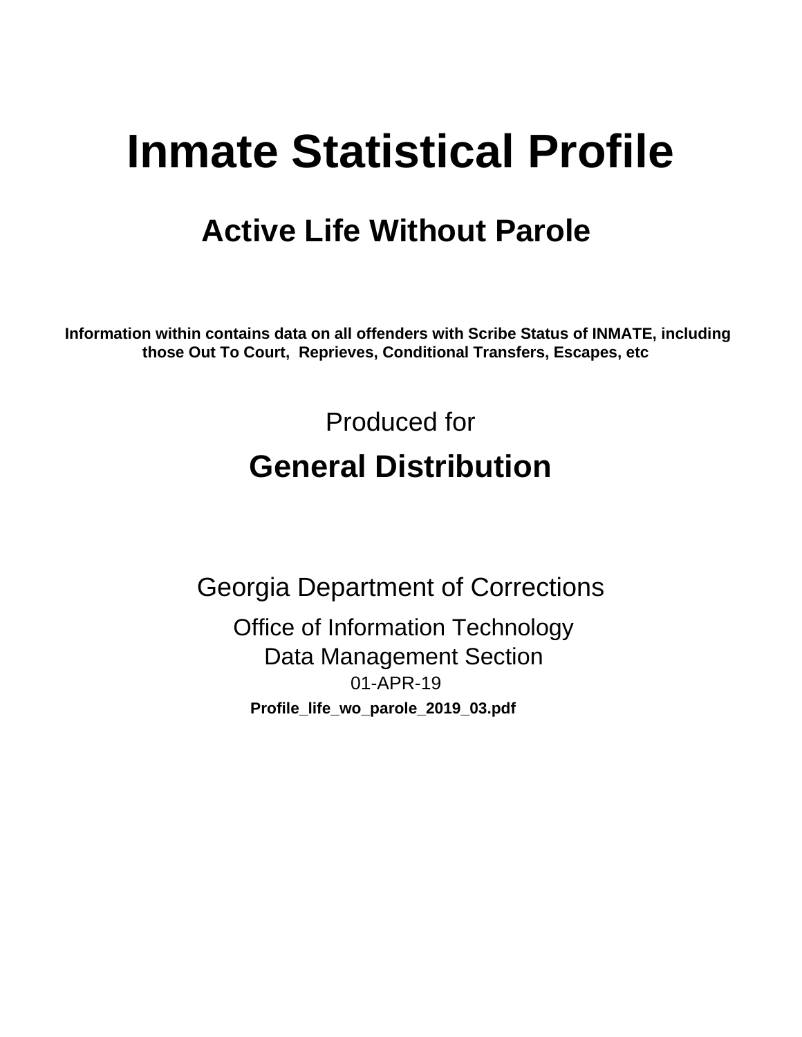# Inmate Statistical Profile

## Active Life Without Parole

**Information within contains data on all offenders with Scribe Status of INMATE, including those Out To Court, Reprieves, Conditional Transfers, Escapes, etc**

Produced for

## General Distribution

Georgia Department of Corrections

Office of Information Technology

Data Management Section

01-APR-19

**Profile_life_wo_parole_2019_03.pdf**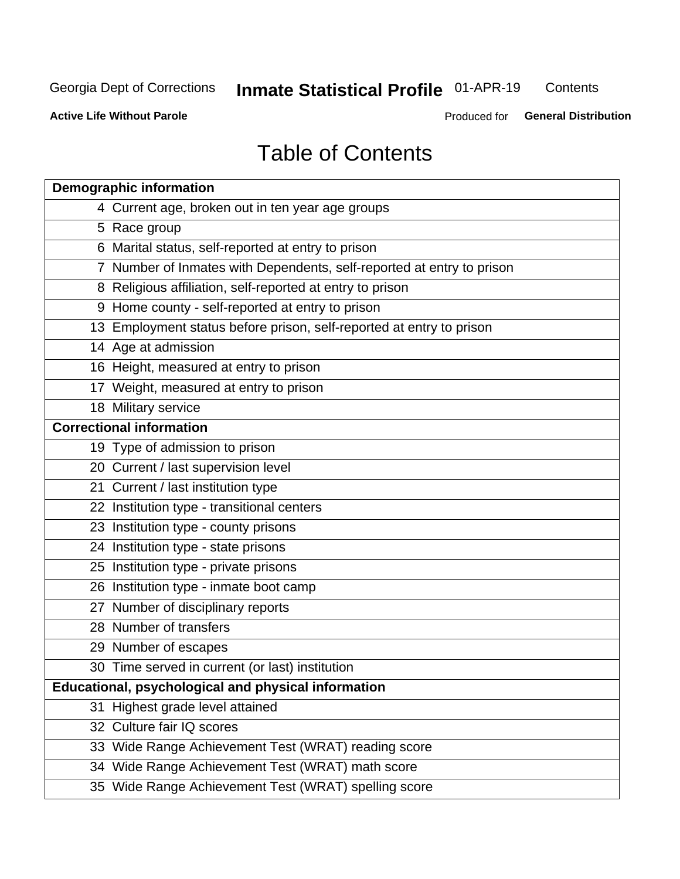# Table of Contents

| Demographic information | |
|---|---|
| 4 | Current age, broken out in ten year age groups |
| 5 | Race group |
| 6 | Marital status, self-reported at entry to prison |
| 7 | Number of Inmates with Dependents, self-reported at entry to prison |
| 8 | Religious affiliation, self-reported at entry to prison |
| 9 | Home county - self-reported at entry to prison |
| 13 | Employment status before prison, self-reported at entry to prison |
| 14 | Age at admission |
| 16 | Height, measured at entry to prison |
| 17 | Weight, measured at entry to prison |
| 18 | Military service |
| **Correctional information** | |
| 19 | Type of admission to prison |
| 20 | Current / last supervision level |
| 21 | Current / last institution type |
| 22 | Institution type - transitional centers |
| 23 | Institution type - county prisons |
| 24 | Institution type - state prisons |
| 25 | Institution type - private prisons |
| 26 | Institution type - inmate boot camp |
| 27 | Number of disciplinary reports |
| 28 | Number of transfers |
| 29 | Number of escapes |
| 30 | Time served in current (or last) institution |
| **Educational, psychological and physical information** | |
| 31 | Highest grade level attained |
| 32 | Culture fair IQ scores |
| 33 | Wide Range Achievement Test (WRAT) reading score |
| 34 | Wide Range Achievement Test (WRAT) math score |
| 35 | Wide Range Achievement Test (WRAT) spelling score |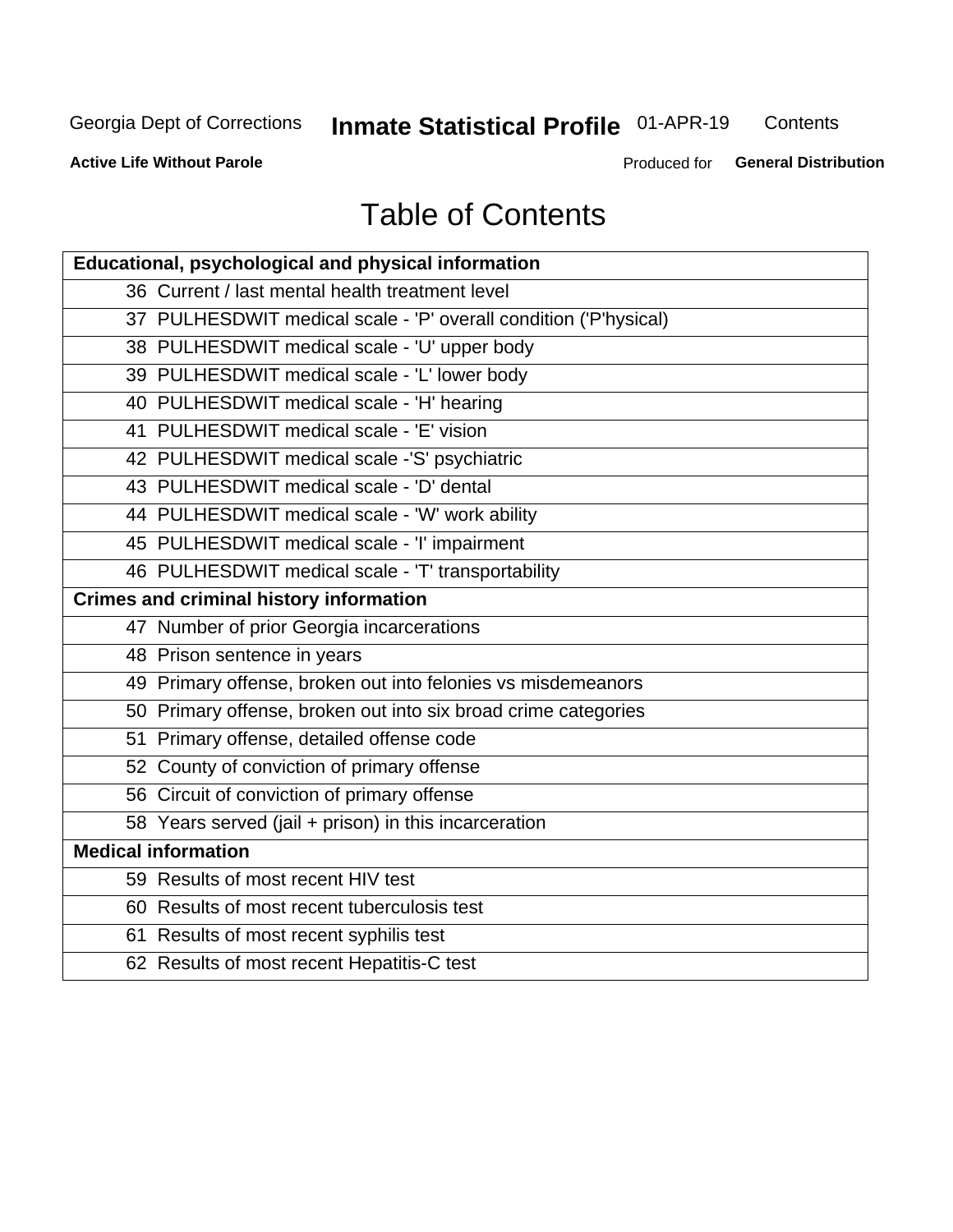Georgia Dept of Corrections **Inmate Statistical Profile** 01-APR-19 Contents

**Active Life Without Parole** Produced for **General Distribution**

# Table of Contents

| **Educational, psychological and physical information** |
|---|
| 36 Current / last mental health treatment level |
| 37 PULHESDWIT medical scale - 'P' overall condition ('P'hysical) |
| 38 PULHESDWIT medical scale - 'U' upper body |
| 39 PULHESDWIT medical scale - 'L' lower body |
| 40 PULHESDWIT medical scale - 'H' hearing |
| 41 PULHESDWIT medical scale - 'E' vision |
| 42 PULHESDWIT medical scale -'S' psychiatric |
| 43 PULHESDWIT medical scale - 'D' dental |
| 44 PULHESDWIT medical scale - 'W' work ability |
| 45 PULHESDWIT medical scale - 'I' impairment |
| 46 PULHESDWIT medical scale - 'T' transportability |
| **Crimes and criminal history information** |
| 47 Number of prior Georgia incarcerations |
| 48 Prison sentence in years |
| 49 Primary offense, broken out into felonies vs misdemeanors |
| 50 Primary offense, broken out into six broad crime categories |
| 51 Primary offense, detailed offense code |
| 52 County of conviction of primary offense |
| 56 Circuit of conviction of primary offense |
| 58 Years served (jail + prison) in this incarceration |
| **Medical information** |
| 59 Results of most recent HIV test |
| 60 Results of most recent tuberculosis test |
| 61 Results of most recent syphilis test |
| 62 Results of most recent Hepatitis-C test |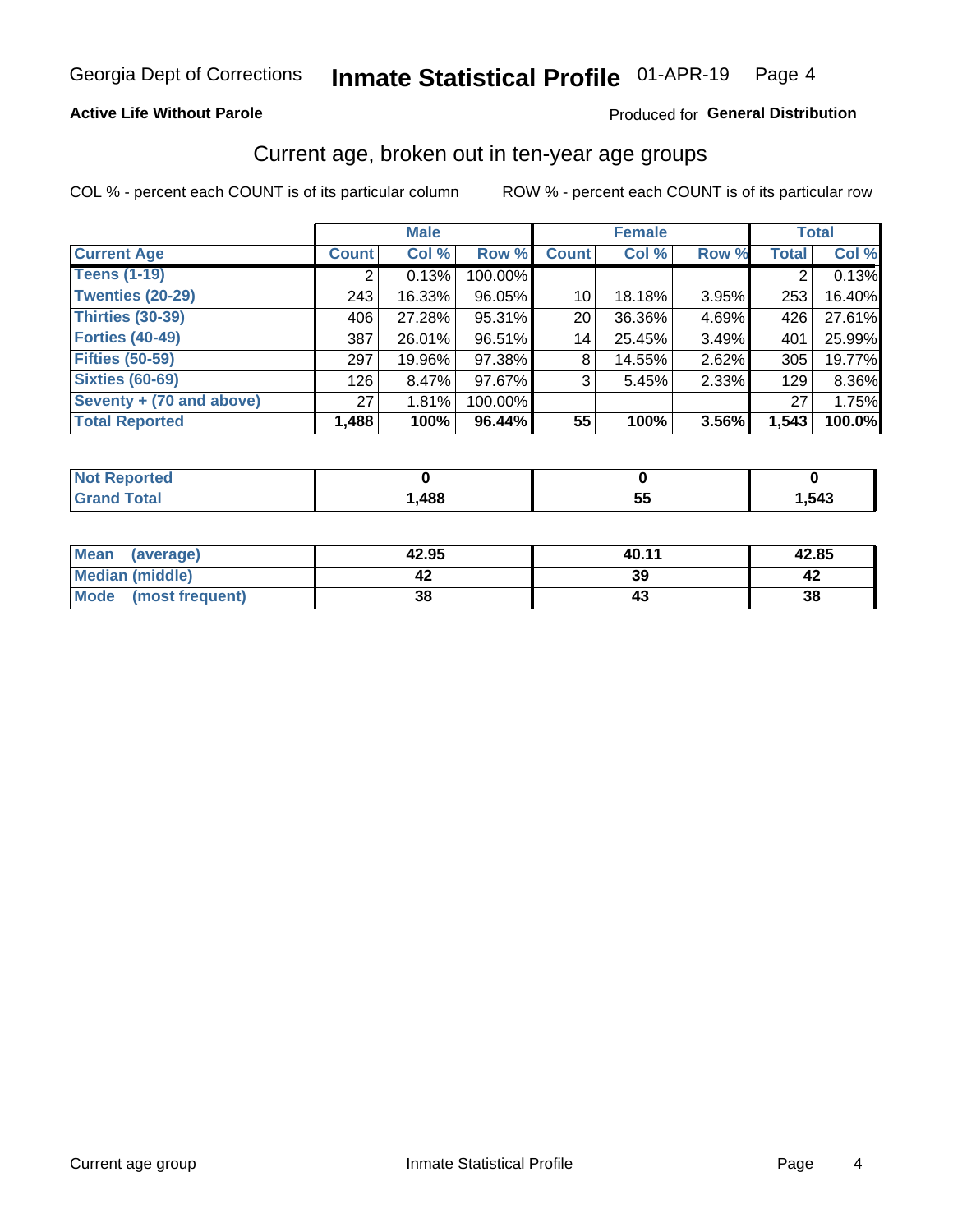Georgia Dept of Corrections **Inmate Statistical Profile** 01-APR-19

**Active Life Without Parole**

Produced for **General Distribution**

## Current age, broken out in ten-year age groups

COL % - percent each COUNT is of its particular column ROW % - percent each COUNT is of its particular row

| | Male | | | Female | | | Total | |
|---|---|---|---|---|---|---|---|---|
| **Current Age** | **Count** | **Col %** | **Row %** | **Count** | **Col %** | **Row %** | **Total** | **Col %** |
| **Teens (1-19)** | 2 | 0.13% | 100.00% | | | | 2 | 0.13% |
| **Twenties (20-29)** | 243 | 16.33% | 96.05% | 10 | 18.18% | 3.95% | 253 | 16.40% |
| **Thirties (30-39)** | 406 | 27.28% | 95.31% | 20 | 36.36% | 4.69% | 426 | 27.61% |
| **Forties (40-49)** | 387 | 26.01% | 96.51% | 14 | 25.45% | 3.49% | 401 | 25.99% |
| **Fifties (50-59)** | 297 | 19.96% | 97.38% | 8 | 14.55% | 2.62% | 305 | 19.77% |
| **Sixties (60-69)** | 126 | 8.47% | 97.67% | 3 | 5.45% | 2.33% | 129 | 8.36% |
| **Seventy + (70 and above)** | 27 | 1.81% | 100.00% | | | | 27 | 1.75% |
| **Total Reported** | **1,488** | **100%** | **96.44%** | **55** | **100%** | **3.56%** | **1,543** | **100.0%** |

| | Male | Female | Total |
|---|---|---|---|
| **Not Reported** | **0** | **0** | **0** |
| **Grand Total** | **1,488** | **55** | **1,543** |

| | Male | Female | Total |
|---|---|---|---|
| **Mean (average)** | **42.95** | **40.11** | **42.85** |
| **Median (middle)** | **42** | **39** | **42** |
| **Mode (most frequent)** | **38** | **43** | **38** |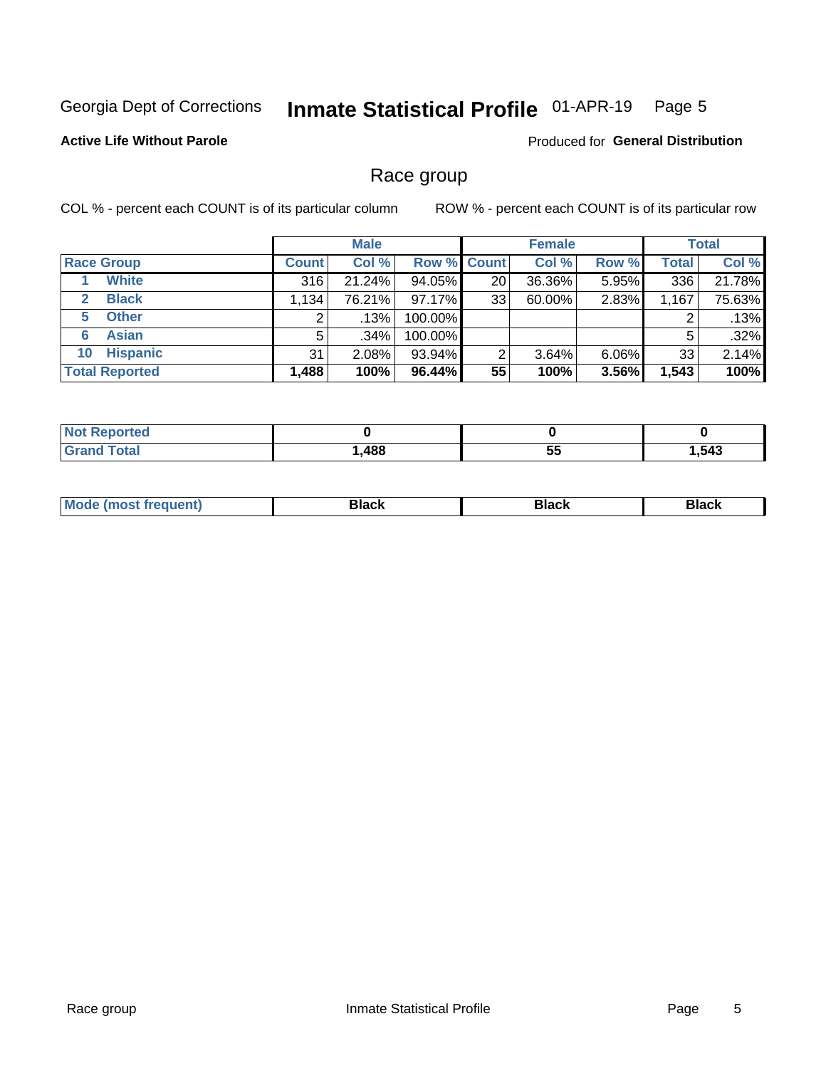Georgia Dept of Corrections **Inmate Statistical Profile** 01-APR-19 Page 5

**Active Life Without Parole**

Produced for **General Distribution**

## Race group

COL % - percent each COUNT is of its particular column ROW % - percent each COUNT is of its particular row

| | Male | | | Female | | | Total | |
|---|---|---|---|---|---|---|---|---|
| **Race Group** | **Count** | **Col %** | **Row %** | **Count** | **Col %** | **Row %** | **Total** | **Col %** |
| **1 White** | 316 | 21.24% | 94.05% | 20 | 36.36% | 5.95% | 336 | 21.78% |
| **2 Black** | 1,134 | 76.21% | 97.17% | 33 | 60.00% | 2.83% | 1,167 | 75.63% |
| **5 Other** | 2 | .13% | 100.00% | | | | 2 | .13% |
| **6 Asian** | 5 | .34% | 100.00% | | | | 5 | .32% |
| **10 Hispanic** | 31 | 2.08% | 93.94% | 2 | 3.64% | 6.06% | 33 | 2.14% |
| **Total Reported** | **1,488** | **100%** | **96.44%** | **55** | **100%** | **3.56%** | **1,543** | **100%** |

| | Male | Female | Total |
|---|---|---|---|
| **Not Reported** | **0** | **0** | **0** |
| **Grand Total** | **1,488** | **55** | **1,543** |

| | Male | Female | Total |
|---|---|---|---|
| **Mode (most frequent)** | **Black** | **Black** | **Black** |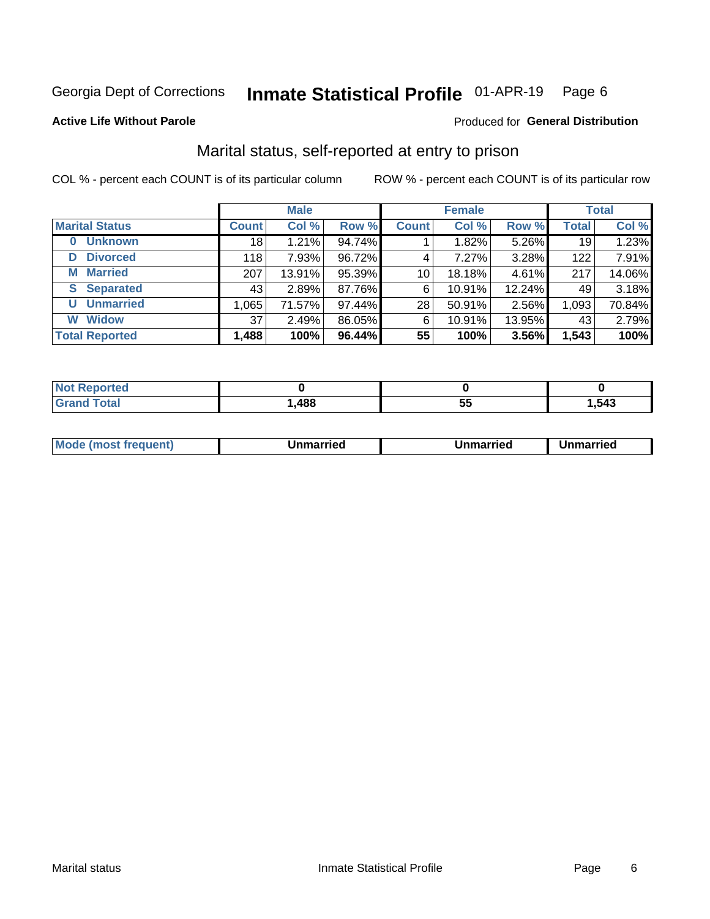Georgia Dept of Corrections **Inmate Statistical Profile** 01-APR-19 Page 6

**Active Life Without Parole**

Produced for **General Distribution**

## Marital status, self-reported at entry to prison

COL % - percent each COUNT is of its particular column

ROW % - percent each COUNT is of its particular row

| | Male | | | Female | | | Total | |
|---|---|---|---|---|---|---|---|---|
| **Marital Status** | **Count** | **Col %** | **Row %** | **Count** | **Col %** | **Row %** | **Total** | **Col %** |
| **0 Unknown** | 18 | 1.21% | 94.74% | 1 | 1.82% | 5.26% | 19 | 1.23% |
| **D Divorced** | 118 | 7.93% | 96.72% | 4 | 7.27% | 3.28% | 122 | 7.91% |
| **M Married** | 207 | 13.91% | 95.39% | 10 | 18.18% | 4.61% | 217 | 14.06% |
| **S Separated** | 43 | 2.89% | 87.76% | 6 | 10.91% | 12.24% | 49 | 3.18% |
| **U Unmarried** | 1,065 | 71.57% | 97.44% | 28 | 50.91% | 2.56% | 1,093 | 70.84% |
| **W Widow** | 37 | 2.49% | 86.05% | 6 | 10.91% | 13.95% | 43 | 2.79% |
| **Total Reported** | **1,488** | **100%** | **96.44%** | **55** | **100%** | **3.56%** | **1,543** | **100%** |

| | Male | Female | Total |
|---|---|---|---|
| **Not Reported** | **0** | **0** | **0** |
| **Grand Total** | **1,488** | **55** | **1,543** |

| | Male | Female | Total |
|---|---|---|---|
| **Mode (most frequent)** | **Unmarried** | **Unmarried** | **Unmarried** |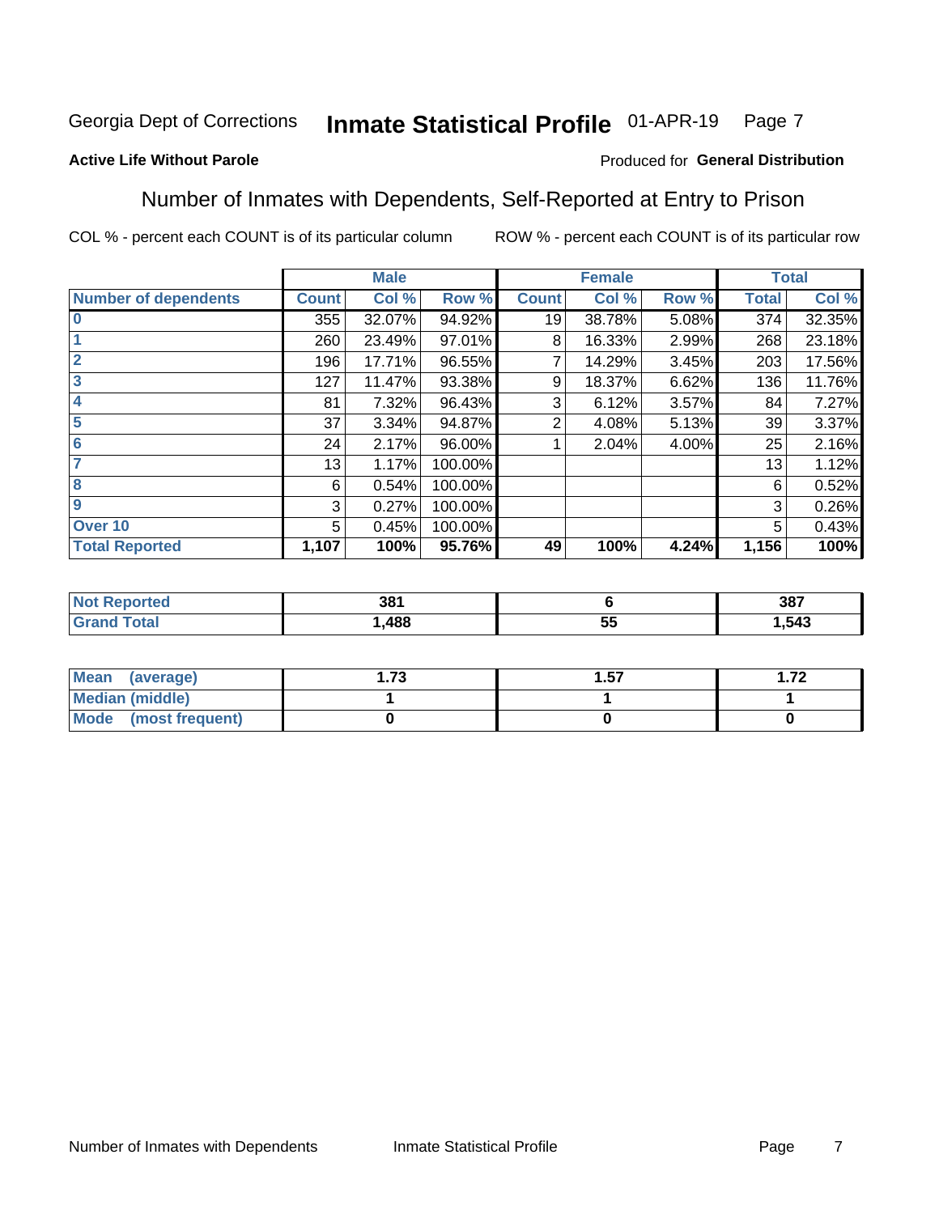Georgia Dept of Corrections **Inmate Statistical Profile** 01-APR-19

**Active Life Without Parole**

Produced for **General Distribution**

## Number of Inmates with Dependents, Self-Reported at Entry to Prison

COL % - percent each COUNT is of its particular column

ROW % - percent each COUNT is of its particular row

| | Male | | | Female | | | Total | |
|---|---|---|---|---|---|---|---|---|
| **Number of dependents** | **Count** | **Col %** | **Row %** | **Count** | **Col %** | **Row %** | **Total** | **Col %** |
| 0 | 355 | 32.07% | 94.92% | 19 | 38.78% | 5.08% | 374 | 32.35% |
| 1 | 260 | 23.49% | 97.01% | 8 | 16.33% | 2.99% | 268 | 23.18% |
| 2 | 196 | 17.71% | 96.55% | 7 | 14.29% | 3.45% | 203 | 17.56% |
| 3 | 127 | 11.47% | 93.38% | 9 | 18.37% | 6.62% | 136 | 11.76% |
| 4 | 81 | 7.32% | 96.43% | 3 | 6.12% | 3.57% | 84 | 7.27% |
| 5 | 37 | 3.34% | 94.87% | 2 | 4.08% | 5.13% | 39 | 3.37% |
| 6 | 24 | 2.17% | 96.00% | 1 | 2.04% | 4.00% | 25 | 2.16% |
| 7 | 13 | 1.17% | 100.00% | | | | 13 | 1.12% |
| 8 | 6 | 0.54% | 100.00% | | | | 6 | 0.52% |
| 9 | 3 | 0.27% | 100.00% | | | | 3 | 0.26% |
| Over 10 | 5 | 0.45% | 100.00% | | | | 5 | 0.43% |
| **Total Reported** | **1,107** | **100%** | **95.76%** | **49** | **100%** | **4.24%** | **1,156** | **100%** |

| | Male | Female | Total |
|---|---|---|---|
| **Not Reported** | **381** | **6** | **387** |
| **Grand Total** | **1,488** | **55** | **1,543** |

| | Male | Female | Total |
|---|---|---|---|
| **Mean (average)** | **1.73** | **1.57** | **1.72** |
| **Median (middle)** | **1** | **1** | **1** |
| **Mode (most frequent)** | **0** | **0** | **0** |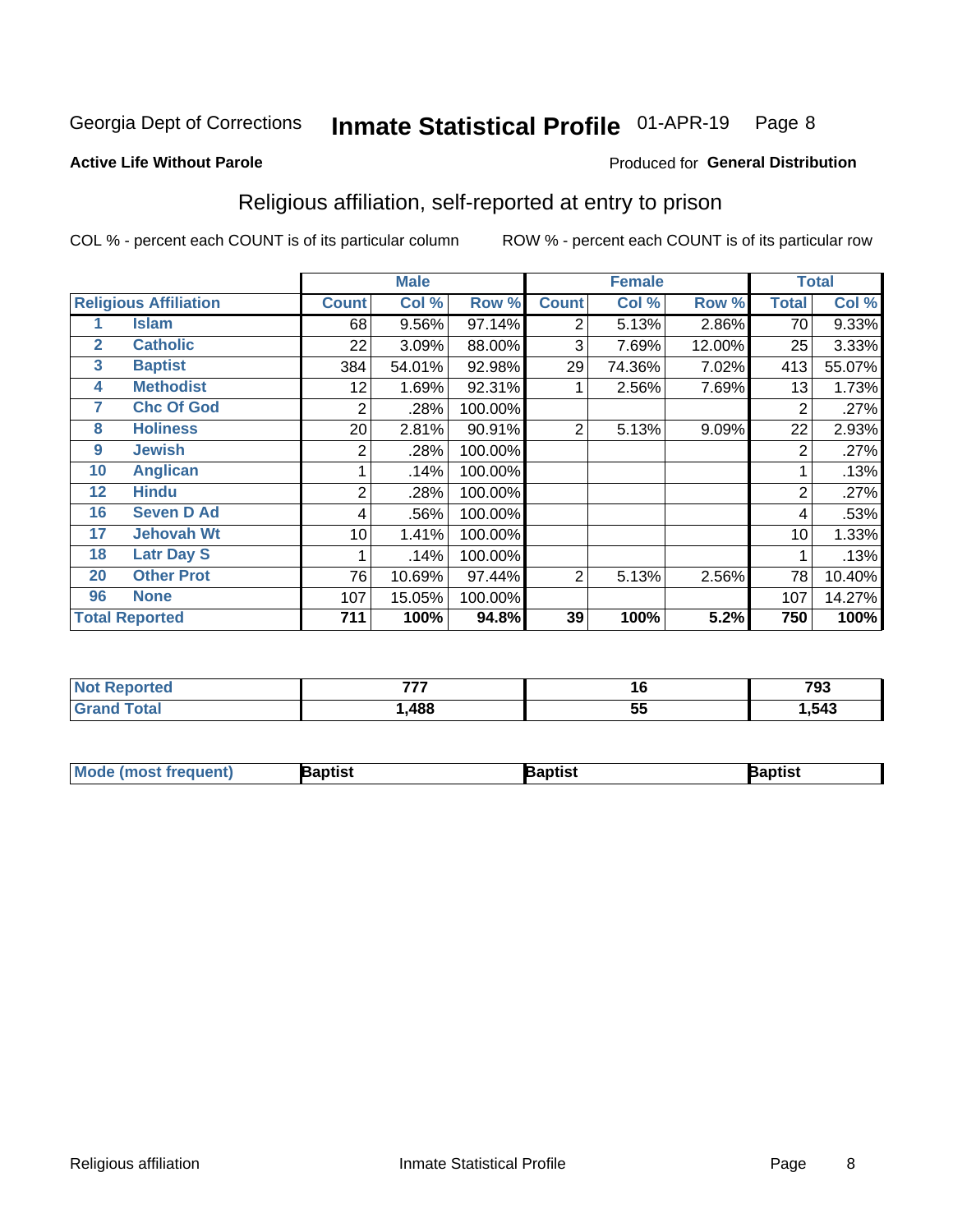Georgia Dept of Corrections **Inmate Statistical Profile** 01-APR-19 Page 8

**Active Life Without Parole**

Produced for **General Distribution**

## Religious affiliation, self-reported at entry to prison

COL % - percent each COUNT is of its particular column

ROW % - percent each COUNT is of its particular row

| Religious Affiliation | | Male | | | Female | | | Total | |
|---|---|---|---|---|---|---|---|---|---|
| | | Count | Col % | Row % | Count | Col % | Row % | Total | Col % |
| 1 | Islam | 68 | 9.56% | 97.14% | 2 | 5.13% | 2.86% | 70 | 9.33% |
| 2 | Catholic | 22 | 3.09% | 88.00% | 3 | 7.69% | 12.00% | 25 | 3.33% |
| 3 | Baptist | 384 | 54.01% | 92.98% | 29 | 74.36% | 7.02% | 413 | 55.07% |
| 4 | Methodist | 12 | 1.69% | 92.31% | 1 | 2.56% | 7.69% | 13 | 1.73% |
| 7 | Chc Of God | 2 | .28% | 100.00% | | | | 2 | .27% |
| 8 | Holiness | 20 | 2.81% | 90.91% | 2 | 5.13% | 9.09% | 22 | 2.93% |
| 9 | Jewish | 2 | .28% | 100.00% | | | | 2 | .27% |
| 10 | Anglican | 1 | .14% | 100.00% | | | | 1 | .13% |
| 12 | Hindu | 2 | .28% | 100.00% | | | | 2 | .27% |
| 16 | Seven D Ad | 4 | .56% | 100.00% | | | | 4 | .53% |
| 17 | Jehovah Wt | 10 | 1.41% | 100.00% | | | | 10 | 1.33% |
| 18 | Latr Day S | 1 | .14% | 100.00% | | | | 1 | .13% |
| 20 | Other Prot | 76 | 10.69% | 97.44% | 2 | 5.13% | 2.56% | 78 | 10.40% |
| 96 | None | 107 | 15.05% | 100.00% | | | | 107 | 14.27% |
| Total Reported | | 711 | 100% | 94.8% | 39 | 100% | 5.2% | 750 | 100% |

| | Male | Female | Total |
|---|---|---|---|
| Not Reported | 777 | 16 | 793 |
| Grand Total | 1,488 | 55 | 1,543 |

| | Male | Female | Total |
|---|---|---|---|
| Mode (most frequent) | Baptist | Baptist | Baptist |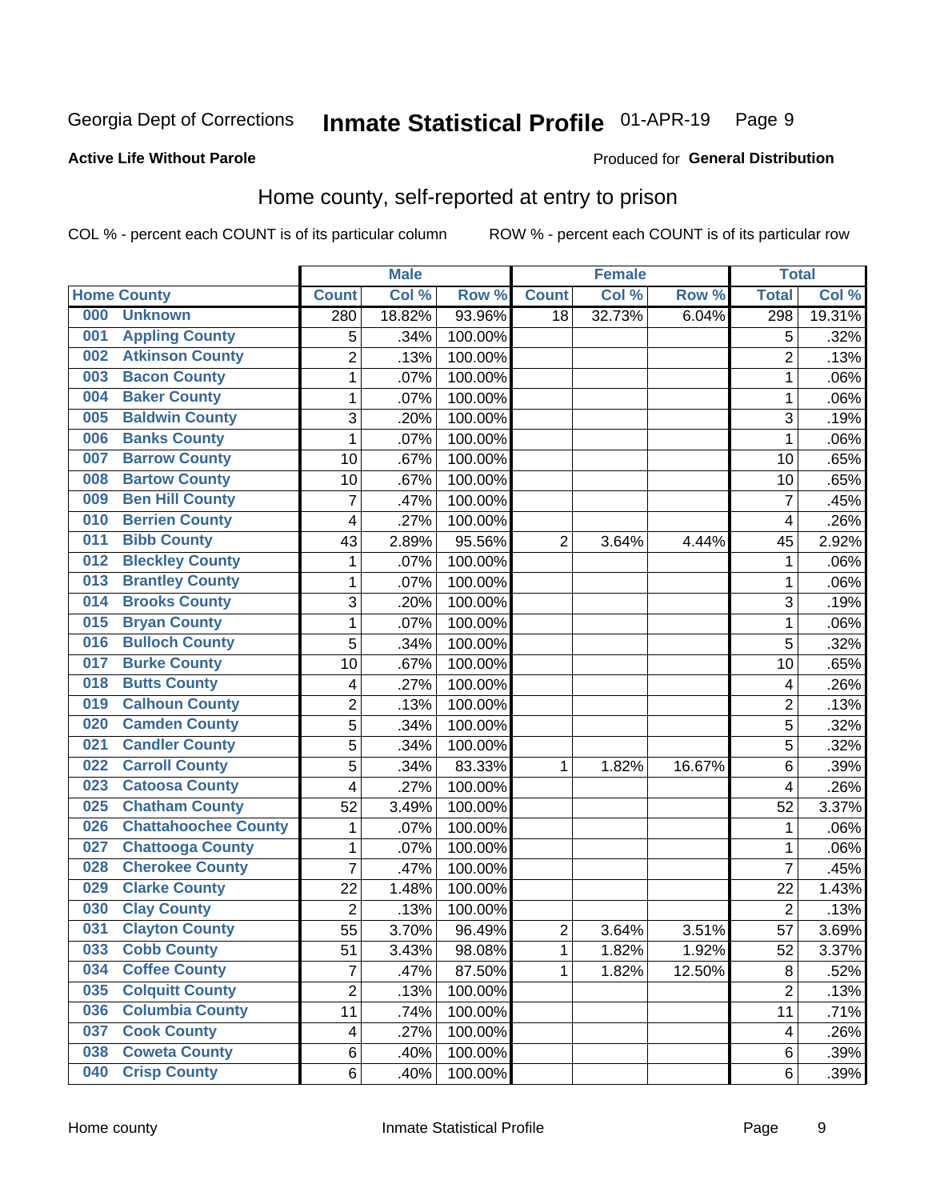Georgia Dept of Corrections **Inmate Statistical Profile** 01-APR-19 Page 9

**Active Life Without Parole**

Produced for **General Distribution**

## Home county, self-reported at entry to prison

COL % - percent each COUNT is of its particular column ROW % - percent each COUNT is of its particular row

| Home County | | Male | | | Female | | | Total | |
|---|---|---|---|---|---|---|---|---|---|
| | | Count | Col % | Row % | Count | Col % | Row % | Total | Col % |
| 000 | Unknown | 280 | 18.82% | 93.96% | 18 | 32.73% | 6.04% | 298 | 19.31% |
| 001 | Appling County | 5 | .34% | 100.00% | | | | 5 | .32% |
| 002 | Atkinson County | 2 | .13% | 100.00% | | | | 2 | .13% |
| 003 | Bacon County | 1 | .07% | 100.00% | | | | 1 | .06% |
| 004 | Baker County | 1 | .07% | 100.00% | | | | 1 | .06% |
| 005 | Baldwin County | 3 | .20% | 100.00% | | | | 3 | .19% |
| 006 | Banks County | 1 | .07% | 100.00% | | | | 1 | .06% |
| 007 | Barrow County | 10 | .67% | 100.00% | | | | 10 | .65% |
| 008 | Bartow County | 10 | .67% | 100.00% | | | | 10 | .65% |
| 009 | Ben Hill County | 7 | .47% | 100.00% | | | | 7 | .45% |
| 010 | Berrien County | 4 | .27% | 100.00% | | | | 4 | .26% |
| 011 | Bibb County | 43 | 2.89% | 95.56% | 2 | 3.64% | 4.44% | 45 | 2.92% |
| 012 | Bleckley County | 1 | .07% | 100.00% | | | | 1 | .06% |
| 013 | Brantley County | 1 | .07% | 100.00% | | | | 1 | .06% |
| 014 | Brooks County | 3 | .20% | 100.00% | | | | 3 | .19% |
| 015 | Bryan County | 1 | .07% | 100.00% | | | | 1 | .06% |
| 016 | Bulloch County | 5 | .34% | 100.00% | | | | 5 | .32% |
| 017 | Burke County | 10 | .67% | 100.00% | | | | 10 | .65% |
| 018 | Butts County | 4 | .27% | 100.00% | | | | 4 | .26% |
| 019 | Calhoun County | 2 | .13% | 100.00% | | | | 2 | .13% |
| 020 | Camden County | 5 | .34% | 100.00% | | | | 5 | .32% |
| 021 | Candler County | 5 | .34% | 100.00% | | | | 5 | .32% |
| 022 | Carroll County | 5 | .34% | 83.33% | 1 | 1.82% | 16.67% | 6 | .39% |
| 023 | Catoosa County | 4 | .27% | 100.00% | | | | 4 | .26% |
| 025 | Chatham County | 52 | 3.49% | 100.00% | | | | 52 | 3.37% |
| 026 | Chattahoochee County | 1 | .07% | 100.00% | | | | 1 | .06% |
| 027 | Chattooga County | 1 | .07% | 100.00% | | | | 1 | .06% |
| 028 | Cherokee County | 7 | .47% | 100.00% | | | | 7 | .45% |
| 029 | Clarke County | 22 | 1.48% | 100.00% | | | | 22 | 1.43% |
| 030 | Clay County | 2 | .13% | 100.00% | | | | 2 | .13% |
| 031 | Clayton County | 55 | 3.70% | 96.49% | 2 | 3.64% | 3.51% | 57 | 3.69% |
| 033 | Cobb County | 51 | 3.43% | 98.08% | 1 | 1.82% | 1.92% | 52 | 3.37% |
| 034 | Coffee County | 7 | .47% | 87.50% | 1 | 1.82% | 12.50% | 8 | .52% |
| 035 | Colquitt County | 2 | .13% | 100.00% | | | | 2 | .13% |
| 036 | Columbia County | 11 | .74% | 100.00% | | | | 11 | .71% |
| 037 | Cook County | 4 | .27% | 100.00% | | | | 4 | .26% |
| 038 | Coweta County | 6 | .40% | 100.00% | | | | 6 | .39% |
| 040 | Crisp County | 6 | .40% | 100.00% | | | | 6 | .39% |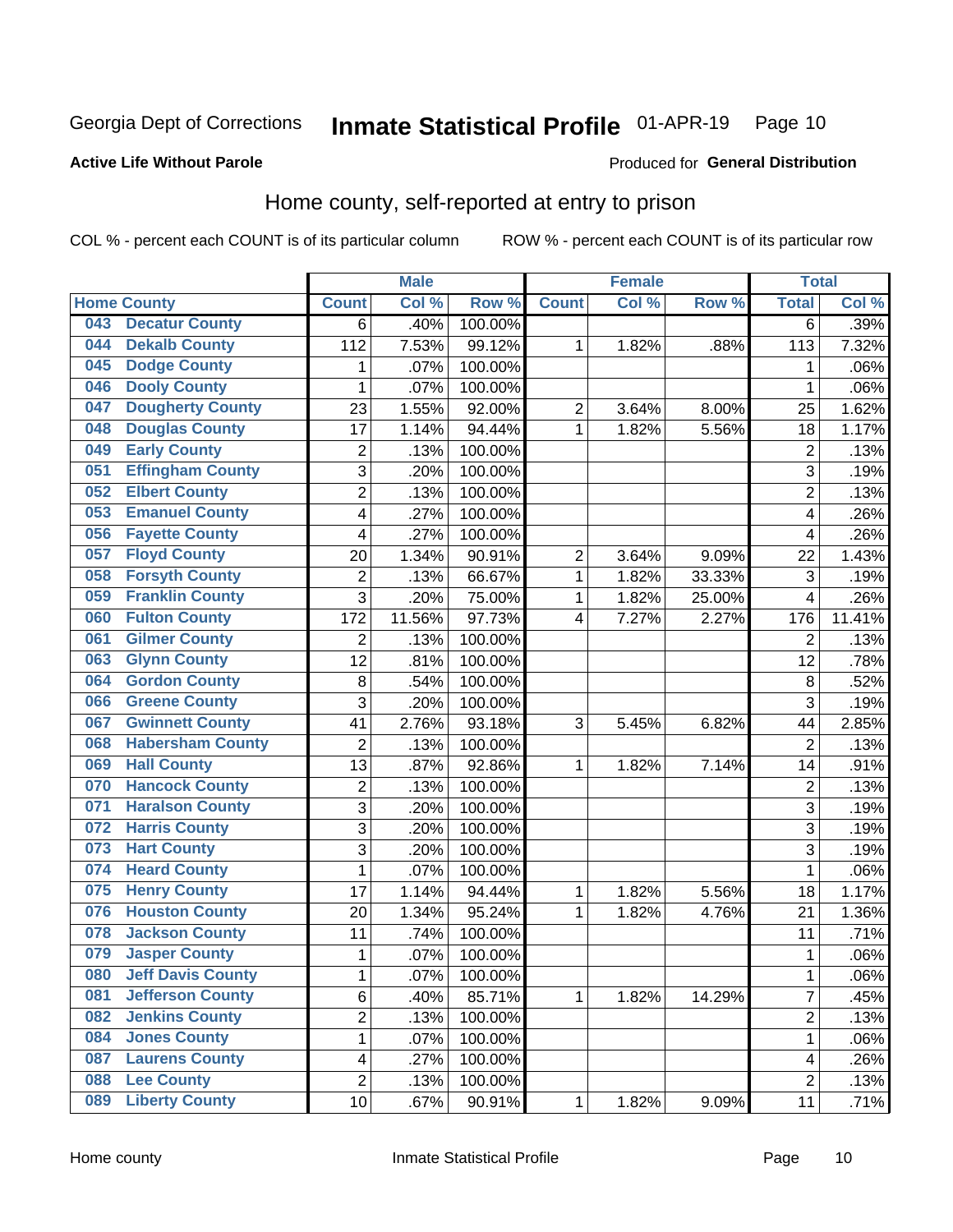Georgia Dept of Corrections **Inmate Statistical Profile** 01-APR-19

**Active Life Without Parole**

Produced for **General Distribution**

## Home county, self-reported at entry to prison

COL % - percent each COUNT is of its particular column ROW % - percent each COUNT is of its particular row

| Home County | | Male | | | Female | | | Total | |
|---|---|---|---|---|---|---|---|---|---|
| | | Count | Col % | Row % | Count | Col % | Row % | Total | Col % |
| 043 | Decatur County | 6 | .40% | 100.00% | | | | 6 | .39% |
| 044 | Dekalb County | 112 | 7.53% | 99.12% | 1 | 1.82% | .88% | 113 | 7.32% |
| 045 | Dodge County | 1 | .07% | 100.00% | | | | 1 | .06% |
| 046 | Dooly County | 1 | .07% | 100.00% | | | | 1 | .06% |
| 047 | Dougherty County | 23 | 1.55% | 92.00% | 2 | 3.64% | 8.00% | 25 | 1.62% |
| 048 | Douglas County | 17 | 1.14% | 94.44% | 1 | 1.82% | 5.56% | 18 | 1.17% |
| 049 | Early County | 2 | .13% | 100.00% | | | | 2 | .13% |
| 051 | Effingham County | 3 | .20% | 100.00% | | | | 3 | .19% |
| 052 | Elbert County | 2 | .13% | 100.00% | | | | 2 | .13% |
| 053 | Emanuel County | 4 | .27% | 100.00% | | | | 4 | .26% |
| 056 | Fayette County | 4 | .27% | 100.00% | | | | 4 | .26% |
| 057 | Floyd County | 20 | 1.34% | 90.91% | 2 | 3.64% | 9.09% | 22 | 1.43% |
| 058 | Forsyth County | 2 | .13% | 66.67% | 1 | 1.82% | 33.33% | 3 | .19% |
| 059 | Franklin County | 3 | .20% | 75.00% | 1 | 1.82% | 25.00% | 4 | .26% |
| 060 | Fulton County | 172 | 11.56% | 97.73% | 4 | 7.27% | 2.27% | 176 | 11.41% |
| 061 | Gilmer County | 2 | .13% | 100.00% | | | | 2 | .13% |
| 063 | Glynn County | 12 | .81% | 100.00% | | | | 12 | .78% |
| 064 | Gordon County | 8 | .54% | 100.00% | | | | 8 | .52% |
| 066 | Greene County | 3 | .20% | 100.00% | | | | 3 | .19% |
| 067 | Gwinnett County | 41 | 2.76% | 93.18% | 3 | 5.45% | 6.82% | 44 | 2.85% |
| 068 | Habersham County | 2 | .13% | 100.00% | | | | 2 | .13% |
| 069 | Hall County | 13 | .87% | 92.86% | 1 | 1.82% | 7.14% | 14 | .91% |
| 070 | Hancock County | 2 | .13% | 100.00% | | | | 2 | .13% |
| 071 | Haralson County | 3 | .20% | 100.00% | | | | 3 | .19% |
| 072 | Harris County | 3 | .20% | 100.00% | | | | 3 | .19% |
| 073 | Hart County | 3 | .20% | 100.00% | | | | 3 | .19% |
| 074 | Heard County | 1 | .07% | 100.00% | | | | 1 | .06% |
| 075 | Henry County | 17 | 1.14% | 94.44% | 1 | 1.82% | 5.56% | 18 | 1.17% |
| 076 | Houston County | 20 | 1.34% | 95.24% | 1 | 1.82% | 4.76% | 21 | 1.36% |
| 078 | Jackson County | 11 | .74% | 100.00% | | | | 11 | .71% |
| 079 | Jasper County | 1 | .07% | 100.00% | | | | 1 | .06% |
| 080 | Jeff Davis County | 1 | .07% | 100.00% | | | | 1 | .06% |
| 081 | Jefferson County | 6 | .40% | 85.71% | 1 | 1.82% | 14.29% | 7 | .45% |
| 082 | Jenkins County | 2 | .13% | 100.00% | | | | 2 | .13% |
| 084 | Jones County | 1 | .07% | 100.00% | | | | 1 | .06% |
| 087 | Laurens County | 4 | .27% | 100.00% | | | | 4 | .26% |
| 088 | Lee County | 2 | .13% | 100.00% | | | | 2 | .13% |
| 089 | Liberty County | 10 | .67% | 90.91% | 1 | 1.82% | 9.09% | 11 | .71% |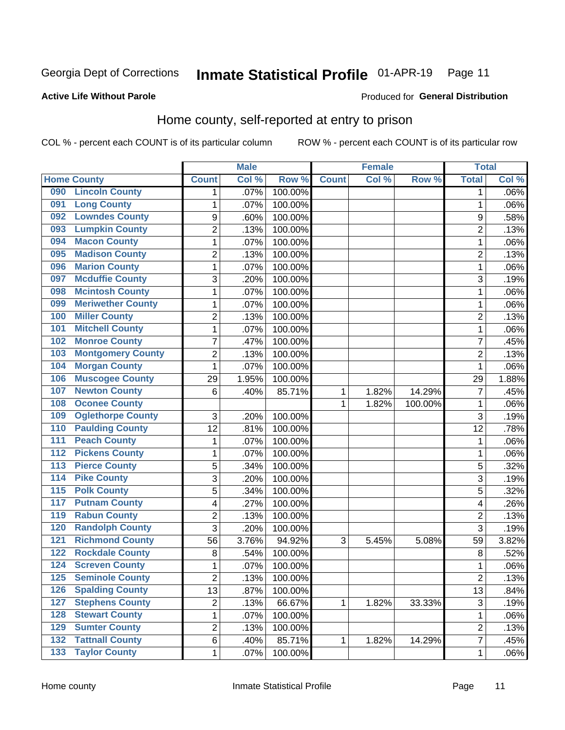Georgia Dept of Corrections **Inmate Statistical Profile** 01-APR-19

**Active Life Without Parole**

Produced for **General Distribution**

## Home county, self-reported at entry to prison

COL % - percent each COUNT is of its particular column ROW % - percent each COUNT is of its particular row

| Home County | | Male | | | Female | | | Total | |
|---|---|---|---|---|---|---|---|---|---|
| | | Count | Col % | Row % | Count | Col % | Row % | Total | Col % |
| 090 | Lincoln County | 1 | .07% | 100.00% | | | | 1 | .06% |
| 091 | Long County | 1 | .07% | 100.00% | | | | 1 | .06% |
| 092 | Lowndes County | 9 | .60% | 100.00% | | | | 9 | .58% |
| 093 | Lumpkin County | 2 | .13% | 100.00% | | | | 2 | .13% |
| 094 | Macon County | 1 | .07% | 100.00% | | | | 1 | .06% |
| 095 | Madison County | 2 | .13% | 100.00% | | | | 2 | .13% |
| 096 | Marion County | 1 | .07% | 100.00% | | | | 1 | .06% |
| 097 | Mcduffie County | 3 | .20% | 100.00% | | | | 3 | .19% |
| 098 | Mcintosh County | 1 | .07% | 100.00% | | | | 1 | .06% |
| 099 | Meriwether County | 1 | .07% | 100.00% | | | | 1 | .06% |
| 100 | Miller County | 2 | .13% | 100.00% | | | | 2 | .13% |
| 101 | Mitchell County | 1 | .07% | 100.00% | | | | 1 | .06% |
| 102 | Monroe County | 7 | .47% | 100.00% | | | | 7 | .45% |
| 103 | Montgomery County | 2 | .13% | 100.00% | | | | 2 | .13% |
| 104 | Morgan County | 1 | .07% | 100.00% | | | | 1 | .06% |
| 106 | Muscogee County | 29 | 1.95% | 100.00% | | | | 29 | 1.88% |
| 107 | Newton County | 6 | .40% | 85.71% | 1 | 1.82% | 14.29% | 7 | .45% |
| 108 | Oconee County | | | | 1 | 1.82% | 100.00% | 1 | .06% |
| 109 | Oglethorpe County | 3 | .20% | 100.00% | | | | 3 | .19% |
| 110 | Paulding County | 12 | .81% | 100.00% | | | | 12 | .78% |
| 111 | Peach County | 1 | .07% | 100.00% | | | | 1 | .06% |
| 112 | Pickens County | 1 | .07% | 100.00% | | | | 1 | .06% |
| 113 | Pierce County | 5 | .34% | 100.00% | | | | 5 | .32% |
| 114 | Pike County | 3 | .20% | 100.00% | | | | 3 | .19% |
| 115 | Polk County | 5 | .34% | 100.00% | | | | 5 | .32% |
| 117 | Putnam County | 4 | .27% | 100.00% | | | | 4 | .26% |
| 119 | Rabun County | 2 | .13% | 100.00% | | | | 2 | .13% |
| 120 | Randolph County | 3 | .20% | 100.00% | | | | 3 | .19% |
| 121 | Richmond County | 56 | 3.76% | 94.92% | 3 | 5.45% | 5.08% | 59 | 3.82% |
| 122 | Rockdale County | 8 | .54% | 100.00% | | | | 8 | .52% |
| 124 | Screven County | 1 | .07% | 100.00% | | | | 1 | .06% |
| 125 | Seminole County | 2 | .13% | 100.00% | | | | 2 | .13% |
| 126 | Spalding County | 13 | .87% | 100.00% | | | | 13 | .84% |
| 127 | Stephens County | 2 | .13% | 66.67% | 1 | 1.82% | 33.33% | 3 | .19% |
| 128 | Stewart County | 1 | .07% | 100.00% | | | | 1 | .06% |
| 129 | Sumter County | 2 | .13% | 100.00% | | | | 2 | .13% |
| 132 | Tattnall County | 6 | .40% | 85.71% | 1 | 1.82% | 14.29% | 7 | .45% |
| 133 | Taylor County | 1 | .07% | 100.00% | | | | 1 | .06% |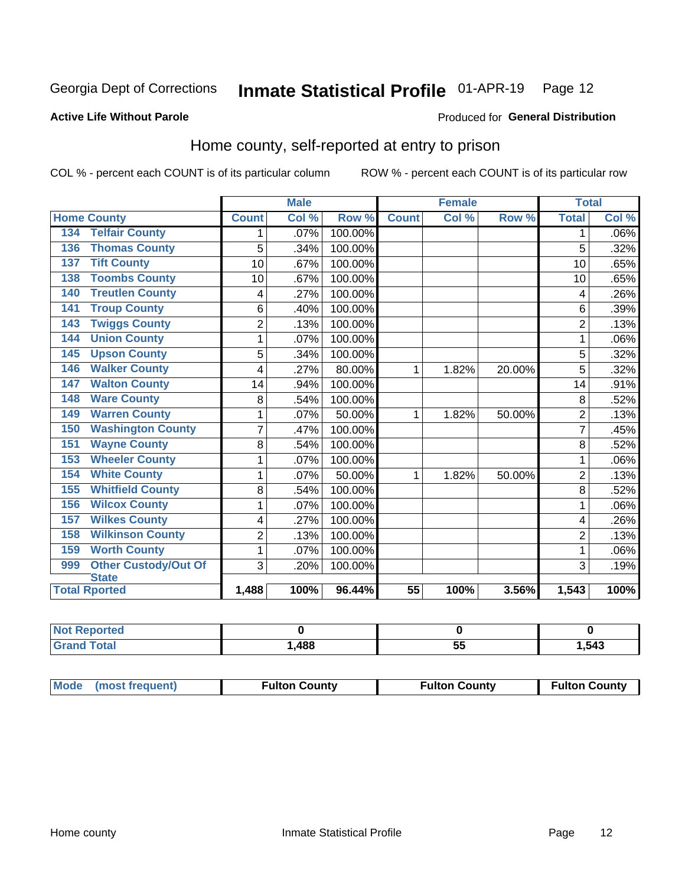Georgia Dept of Corrections **Inmate Statistical Profile** 01-APR-19 Page 12

**Active Life Without Parole**

Produced for **General Distribution**

## Home county, self-reported at entry to prison

COL % - percent each COUNT is of its particular column

ROW % - percent each COUNT is of its particular row

| Home County | | Male | | | Female | | | Total | |
|---|---|---|---|---|---|---|---|---|---|
| | | Count | Col % | Row % | Count | Col % | Row % | Total | Col % |
| 134 | Telfair County | 1 | .07% | 100.00% | | | | 1 | .06% |
| 136 | Thomas County | 5 | .34% | 100.00% | | | | 5 | .32% |
| 137 | Tift County | 10 | .67% | 100.00% | | | | 10 | .65% |
| 138 | Toombs County | 10 | .67% | 100.00% | | | | 10 | .65% |
| 140 | Treutlen County | 4 | .27% | 100.00% | | | | 4 | .26% |
| 141 | Troup County | 6 | .40% | 100.00% | | | | 6 | .39% |
| 143 | Twiggs County | 2 | .13% | 100.00% | | | | 2 | .13% |
| 144 | Union County | 1 | .07% | 100.00% | | | | 1 | .06% |
| 145 | Upson County | 5 | .34% | 100.00% | | | | 5 | .32% |
| 146 | Walker County | 4 | .27% | 80.00% | 1 | 1.82% | 20.00% | 5 | .32% |
| 147 | Walton County | 14 | .94% | 100.00% | | | | 14 | .91% |
| 148 | Ware County | 8 | .54% | 100.00% | | | | 8 | .52% |
| 149 | Warren County | 1 | .07% | 50.00% | 1 | 1.82% | 50.00% | 2 | .13% |
| 150 | Washington County | 7 | .47% | 100.00% | | | | 7 | .45% |
| 151 | Wayne County | 8 | .54% | 100.00% | | | | 8 | .52% |
| 153 | Wheeler County | 1 | .07% | 100.00% | | | | 1 | .06% |
| 154 | White County | 1 | .07% | 50.00% | 1 | 1.82% | 50.00% | 2 | .13% |
| 155 | Whitfield County | 8 | .54% | 100.00% | | | | 8 | .52% |
| 156 | Wilcox County | 1 | .07% | 100.00% | | | | 1 | .06% |
| 157 | Wilkes County | 4 | .27% | 100.00% | | | | 4 | .26% |
| 158 | Wilkinson County | 2 | .13% | 100.00% | | | | 2 | .13% |
| 159 | Worth County | 1 | .07% | 100.00% | | | | 1 | .06% |
| 999 | Other Custody/Out Of State | 3 | .20% | 100.00% | | | | 3 | .19% |
| Total Rported | | 1,488 | 100% | 96.44% | 55 | 100% | 3.56% | 1,543 | 100% |

| | Male | Female | Total |
|---|---|---|---|
| Not Reported | 0 | 0 | 0 |
| Grand Total | 1,488 | 55 | 1,543 |

| | Male | Female | Total |
|---|---|---|---|
| Mode (most frequent) | Fulton County | Fulton County | Fulton County |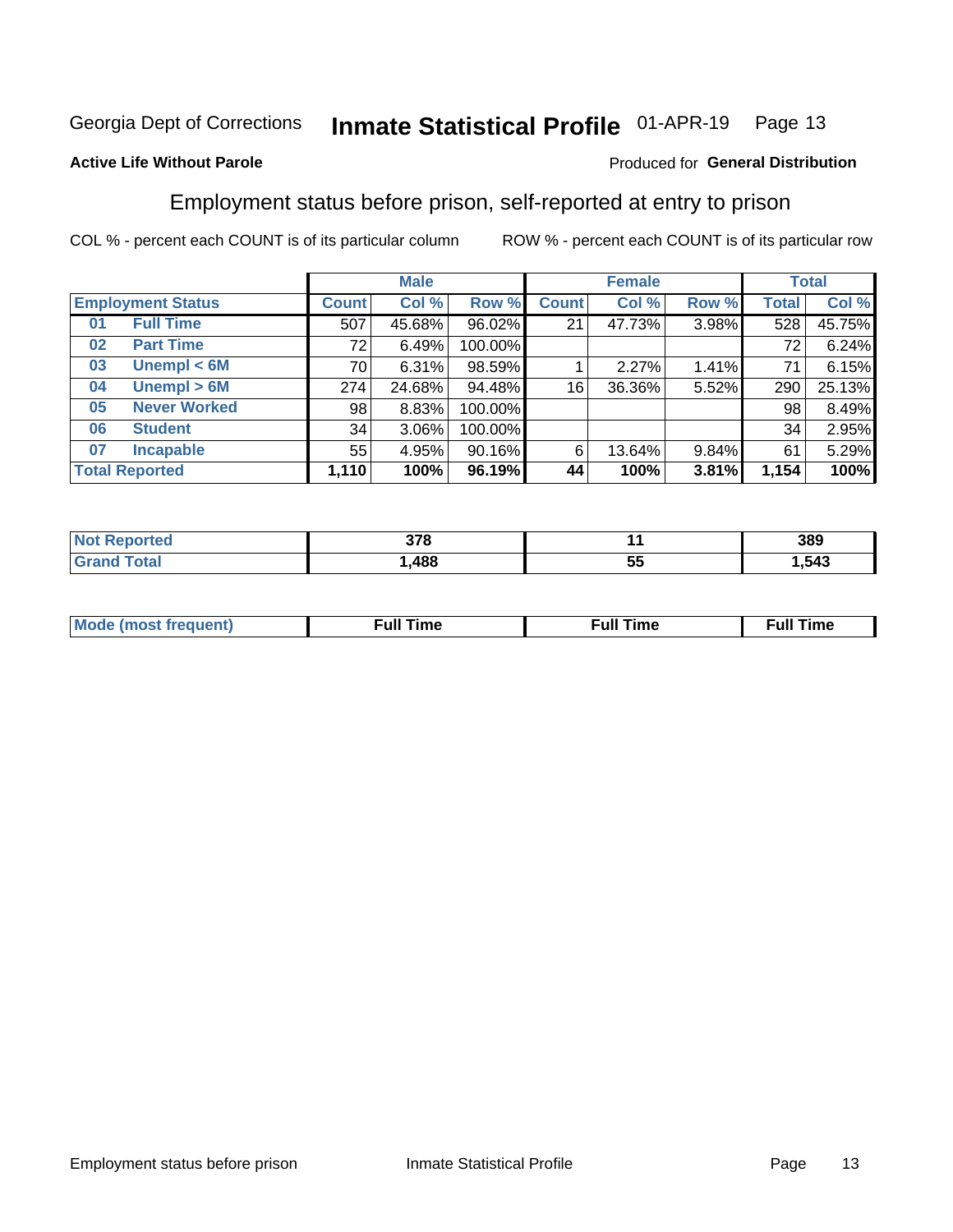Georgia Dept of Corrections **Inmate Statistical Profile** 01-APR-19

**Active Life Without Parole**

Produced for **General Distribution**

## Employment status before prison, self-reported at entry to prison

COL % - percent each COUNT is of its particular column ROW % - percent each COUNT is of its particular row

| Employment Status | | Male | | | Female | | | Total | |
|---|---|---|---|---|---|---|---|---|---|
| | | Count | Col % | Row % | Count | Col % | Row % | Total | Col % |
| 01 | Full Time | 507 | 45.68% | 96.02% | 21 | 47.73% | 3.98% | 528 | 45.75% |
| 02 | Part Time | 72 | 6.49% | 100.00% | | | | 72 | 6.24% |
| 03 | Unempl < 6M | 70 | 6.31% | 98.59% | 1 | 2.27% | 1.41% | 71 | 6.15% |
| 04 | Unempl > 6M | 274 | 24.68% | 94.48% | 16 | 36.36% | 5.52% | 290 | 25.13% |
| 05 | Never Worked | 98 | 8.83% | 100.00% | | | | 98 | 8.49% |
| 06 | Student | 34 | 3.06% | 100.00% | | | | 34 | 2.95% |
| 07 | Incapable | 55 | 4.95% | 90.16% | 6 | 13.64% | 9.84% | 61 | 5.29% |
| **Total Reported** | | **1,110** | **100%** | **96.19%** | **44** | **100%** | **3.81%** | **1,154** | **100%** |

| | Male | Female | Total |
|---|---|---|---|
| Not Reported | 378 | 11 | 389 |
| Grand Total | 1,488 | 55 | 1,543 |

| | Male | Female | Total |
|---|---|---|---|
| Mode (most frequent) | Full Time | Full Time | Full Time |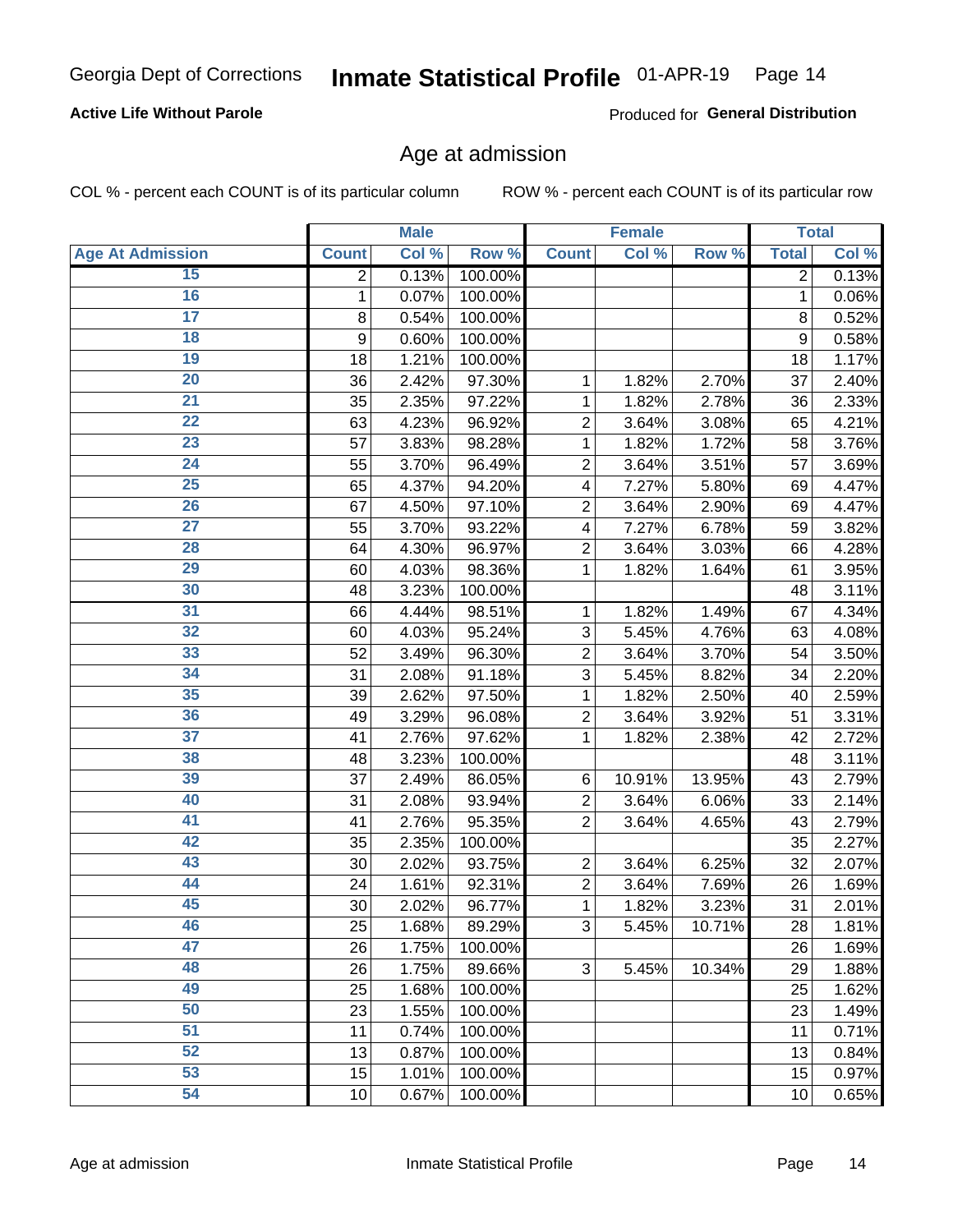**Active Life Without Parole**

Produced for **General Distribution**

## Age at admission

COL % - percent each COUNT is of its particular column

ROW % - percent each COUNT is of its particular row

| | Male | | | Female | | | Total | |
|---|---|---|---|---|---|---|---|---|
| **Age At Admission** | **Count** | **Col %** | **Row %** | **Count** | **Col %** | **Row %** | **Total** | **Col %** |
| 15 | 2 | 0.13% | 100.00% | | | | 2 | 0.13% |
| 16 | 1 | 0.07% | 100.00% | | | | 1 | 0.06% |
| 17 | 8 | 0.54% | 100.00% | | | | 8 | 0.52% |
| 18 | 9 | 0.60% | 100.00% | | | | 9 | 0.58% |
| 19 | 18 | 1.21% | 100.00% | | | | 18 | 1.17% |
| 20 | 36 | 2.42% | 97.30% | 1 | 1.82% | 2.70% | 37 | 2.40% |
| 21 | 35 | 2.35% | 97.22% | 1 | 1.82% | 2.78% | 36 | 2.33% |
| 22 | 63 | 4.23% | 96.92% | 2 | 3.64% | 3.08% | 65 | 4.21% |
| 23 | 57 | 3.83% | 98.28% | 1 | 1.82% | 1.72% | 58 | 3.76% |
| 24 | 55 | 3.70% | 96.49% | 2 | 3.64% | 3.51% | 57 | 3.69% |
| 25 | 65 | 4.37% | 94.20% | 4 | 7.27% | 5.80% | 69 | 4.47% |
| 26 | 67 | 4.50% | 97.10% | 2 | 3.64% | 2.90% | 69 | 4.47% |
| 27 | 55 | 3.70% | 93.22% | 4 | 7.27% | 6.78% | 59 | 3.82% |
| 28 | 64 | 4.30% | 96.97% | 2 | 3.64% | 3.03% | 66 | 4.28% |
| 29 | 60 | 4.03% | 98.36% | 1 | 1.82% | 1.64% | 61 | 3.95% |
| 30 | 48 | 3.23% | 100.00% | | | | 48 | 3.11% |
| 31 | 66 | 4.44% | 98.51% | 1 | 1.82% | 1.49% | 67 | 4.34% |
| 32 | 60 | 4.03% | 95.24% | 3 | 5.45% | 4.76% | 63 | 4.08% |
| 33 | 52 | 3.49% | 96.30% | 2 | 3.64% | 3.70% | 54 | 3.50% |
| 34 | 31 | 2.08% | 91.18% | 3 | 5.45% | 8.82% | 34 | 2.20% |
| 35 | 39 | 2.62% | 97.50% | 1 | 1.82% | 2.50% | 40 | 2.59% |
| 36 | 49 | 3.29% | 96.08% | 2 | 3.64% | 3.92% | 51 | 3.31% |
| 37 | 41 | 2.76% | 97.62% | 1 | 1.82% | 2.38% | 42 | 2.72% |
| 38 | 48 | 3.23% | 100.00% | | | | 48 | 3.11% |
| 39 | 37 | 2.49% | 86.05% | 6 | 10.91% | 13.95% | 43 | 2.79% |
| 40 | 31 | 2.08% | 93.94% | 2 | 3.64% | 6.06% | 33 | 2.14% |
| 41 | 41 | 2.76% | 95.35% | 2 | 3.64% | 4.65% | 43 | 2.79% |
| 42 | 35 | 2.35% | 100.00% | | | | 35 | 2.27% |
| 43 | 30 | 2.02% | 93.75% | 2 | 3.64% | 6.25% | 32 | 2.07% |
| 44 | 24 | 1.61% | 92.31% | 2 | 3.64% | 7.69% | 26 | 1.69% |
| 45 | 30 | 2.02% | 96.77% | 1 | 1.82% | 3.23% | 31 | 2.01% |
| 46 | 25 | 1.68% | 89.29% | 3 | 5.45% | 10.71% | 28 | 1.81% |
| 47 | 26 | 1.75% | 100.00% | | | | 26 | 1.69% |
| 48 | 26 | 1.75% | 89.66% | 3 | 5.45% | 10.34% | 29 | 1.88% |
| 49 | 25 | 1.68% | 100.00% | | | | 25 | 1.62% |
| 50 | 23 | 1.55% | 100.00% | | | | 23 | 1.49% |
| 51 | 11 | 0.74% | 100.00% | | | | 11 | 0.71% |
| 52 | 13 | 0.87% | 100.00% | | | | 13 | 0.84% |
| 53 | 15 | 1.01% | 100.00% | | | | 15 | 0.97% |
| 54 | 10 | 0.67% | 100.00% | | | | 10 | 0.65% |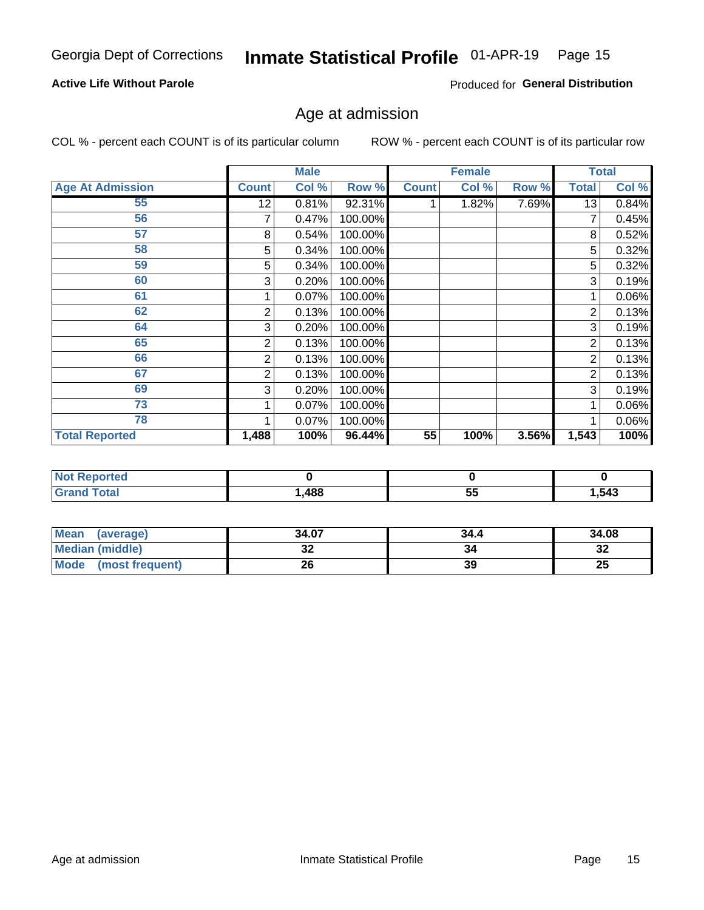Georgia Dept of Corrections **Inmate Statistical Profile** 01-APR-19

**Active Life Without Parole**

Produced for **General Distribution**

## Age at admission

COL % - percent each COUNT is of its particular column ROW % - percent each COUNT is of its particular row

| | Male | | | Female | | | Total | |
|---|---|---|---|---|---|---|---|---|
| **Age At Admission** | **Count** | **Col %** | **Row %** | **Count** | **Col %** | **Row %** | **Total** | **Col %** |
| 55 | 12 | 0.81% | 92.31% | 1 | 1.82% | 7.69% | 13 | 0.84% |
| 56 | 7 | 0.47% | 100.00% | | | | 7 | 0.45% |
| 57 | 8 | 0.54% | 100.00% | | | | 8 | 0.52% |
| 58 | 5 | 0.34% | 100.00% | | | | 5 | 0.32% |
| 59 | 5 | 0.34% | 100.00% | | | | 5 | 0.32% |
| 60 | 3 | 0.20% | 100.00% | | | | 3 | 0.19% |
| 61 | 1 | 0.07% | 100.00% | | | | 1 | 0.06% |
| 62 | 2 | 0.13% | 100.00% | | | | 2 | 0.13% |
| 64 | 3 | 0.20% | 100.00% | | | | 3 | 0.19% |
| 65 | 2 | 0.13% | 100.00% | | | | 2 | 0.13% |
| 66 | 2 | 0.13% | 100.00% | | | | 2 | 0.13% |
| 67 | 2 | 0.13% | 100.00% | | | | 2 | 0.13% |
| 69 | 3 | 0.20% | 100.00% | | | | 3 | 0.19% |
| 73 | 1 | 0.07% | 100.00% | | | | 1 | 0.06% |
| 78 | 1 | 0.07% | 100.00% | | | | 1 | 0.06% |
| **Total Reported** | **1,488** | **100%** | **96.44%** | **55** | **100%** | **3.56%** | **1,543** | **100%** |

| | Male | Female | Total |
|---|---|---|---|
| **Not Reported** | **0** | **0** | **0** |
| **Grand Total** | **1,488** | **55** | **1,543** |

| | Male | Female | Total |
|---|---|---|---|
| **Mean (average)** | **34.07** | **34.4** | **34.08** |
| **Median (middle)** | **32** | **34** | **32** |
| **Mode (most frequent)** | **26** | **39** | **25** |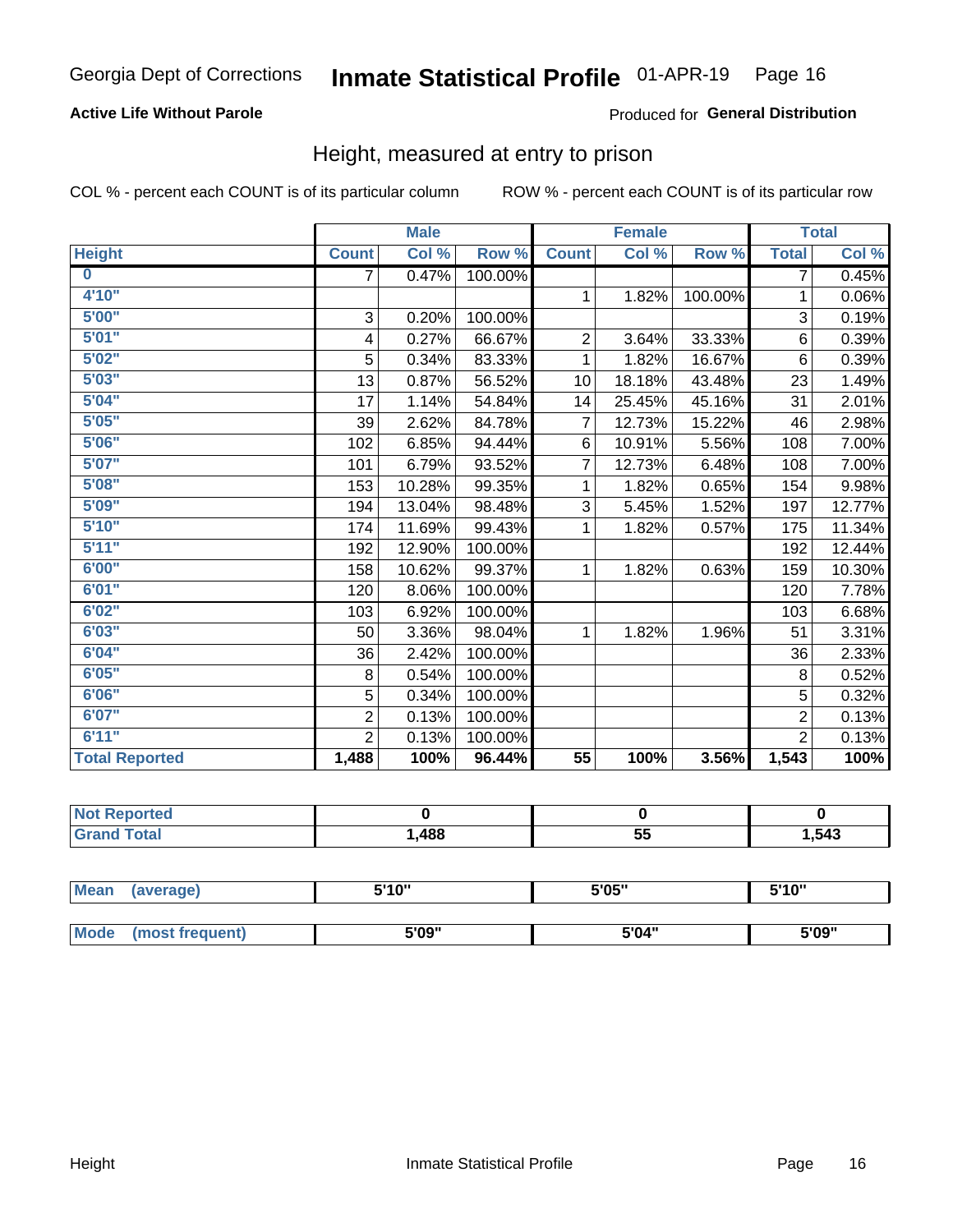Georgia Dept of Corrections **Inmate Statistical Profile** 01-APR-19

**Active Life Without Parole**

Produced for **General Distribution**

## Height, measured at entry to prison

COL % - percent each COUNT is of its particular column    ROW % - percent each COUNT is of its particular row

| | Male | | | Female | | | Total | |
|---|---|---|---|---|---|---|---|---|
| **Height** | **Count** | **Col %** | **Row %** | **Count** | **Col %** | **Row %** | **Total** | **Col %** |
| **0** | 7 | 0.47% | 100.00% | | | | 7 | 0.45% |
| **4'10"** | | | | 1 | 1.82% | 100.00% | 1 | 0.06% |
| **5'00"** | 3 | 0.20% | 100.00% | | | | 3 | 0.19% |
| **5'01"** | 4 | 0.27% | 66.67% | 2 | 3.64% | 33.33% | 6 | 0.39% |
| **5'02"** | 5 | 0.34% | 83.33% | 1 | 1.82% | 16.67% | 6 | 0.39% |
| **5'03"** | 13 | 0.87% | 56.52% | 10 | 18.18% | 43.48% | 23 | 1.49% |
| **5'04"** | 17 | 1.14% | 54.84% | 14 | 25.45% | 45.16% | 31 | 2.01% |
| **5'05"** | 39 | 2.62% | 84.78% | 7 | 12.73% | 15.22% | 46 | 2.98% |
| **5'06"** | 102 | 6.85% | 94.44% | 6 | 10.91% | 5.56% | 108 | 7.00% |
| **5'07"** | 101 | 6.79% | 93.52% | 7 | 12.73% | 6.48% | 108 | 7.00% |
| **5'08"** | 153 | 10.28% | 99.35% | 1 | 1.82% | 0.65% | 154 | 9.98% |
| **5'09"** | 194 | 13.04% | 98.48% | 3 | 5.45% | 1.52% | 197 | 12.77% |
| **5'10"** | 174 | 11.69% | 99.43% | 1 | 1.82% | 0.57% | 175 | 11.34% |
| **5'11"** | 192 | 12.90% | 100.00% | | | | 192 | 12.44% |
| **6'00"** | 158 | 10.62% | 99.37% | 1 | 1.82% | 0.63% | 159 | 10.30% |
| **6'01"** | 120 | 8.06% | 100.00% | | | | 120 | 7.78% |
| **6'02"** | 103 | 6.92% | 100.00% | | | | 103 | 6.68% |
| **6'03"** | 50 | 3.36% | 98.04% | 1 | 1.82% | 1.96% | 51 | 3.31% |
| **6'04"** | 36 | 2.42% | 100.00% | | | | 36 | 2.33% |
| **6'05"** | 8 | 0.54% | 100.00% | | | | 8 | 0.52% |
| **6'06"** | 5 | 0.34% | 100.00% | | | | 5 | 0.32% |
| **6'07"** | 2 | 0.13% | 100.00% | | | | 2 | 0.13% |
| **6'11"** | 2 | 0.13% | 100.00% | | | | 2 | 0.13% |
| **Total Reported** | **1,488** | **100%** | **96.44%** | **55** | **100%** | **3.56%** | **1,543** | **100%** |

| | Male | Female | Total |
|---|---|---|---|
| **Not Reported** | **0** | **0** | **0** |
| **Grand Total** | **1,488** | **55** | **1,543** |

| | Male | Female | Total |
|---|---|---|---|
| **Mean (average)** | **5'10"** | **5'05"** | **5'10"** |
| **Mode (most frequent)** | **5'09"** | **5'04"** | **5'09"** |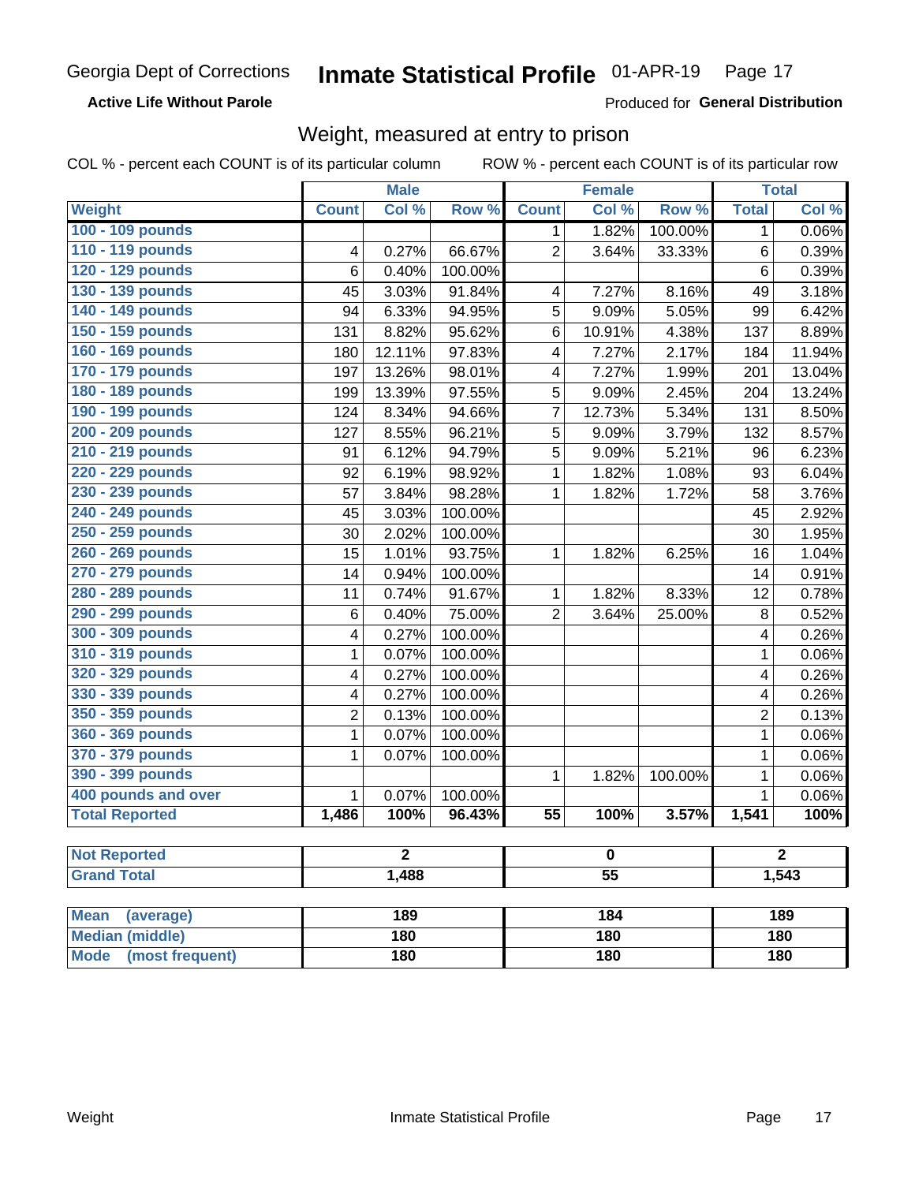Georgia Dept of Corrections **Inmate Statistical Profile** 01-APR-19

**Active Life Without Parole**

Produced for **General Distribution**

## Weight, measured at entry to prison

COL % - percent each COUNT is of its particular column ROW % - percent each COUNT is of its particular row

| | Male | | | Female | | | Total | |
|---|---|---|---|---|---|---|---|---|
| **Weight** | **Count** | **Col %** | **Row %** | **Count** | **Col %** | **Row %** | **Total** | **Col %** |
| 100 - 109 pounds | | | | 1 | 1.82% | 100.00% | 1 | 0.06% |
| 110 - 119 pounds | 4 | 0.27% | 66.67% | 2 | 3.64% | 33.33% | 6 | 0.39% |
| 120 - 129 pounds | 6 | 0.40% | 100.00% | | | | 6 | 0.39% |
| 130 - 139 pounds | 45 | 3.03% | 91.84% | 4 | 7.27% | 8.16% | 49 | 3.18% |
| 140 - 149 pounds | 94 | 6.33% | 94.95% | 5 | 9.09% | 5.05% | 99 | 6.42% |
| 150 - 159 pounds | 131 | 8.82% | 95.62% | 6 | 10.91% | 4.38% | 137 | 8.89% |
| 160 - 169 pounds | 180 | 12.11% | 97.83% | 4 | 7.27% | 2.17% | 184 | 11.94% |
| 170 - 179 pounds | 197 | 13.26% | 98.01% | 4 | 7.27% | 1.99% | 201 | 13.04% |
| 180 - 189 pounds | 199 | 13.39% | 97.55% | 5 | 9.09% | 2.45% | 204 | 13.24% |
| 190 - 199 pounds | 124 | 8.34% | 94.66% | 7 | 12.73% | 5.34% | 131 | 8.50% |
| 200 - 209 pounds | 127 | 8.55% | 96.21% | 5 | 9.09% | 3.79% | 132 | 8.57% |
| 210 - 219 pounds | 91 | 6.12% | 94.79% | 5 | 9.09% | 5.21% | 96 | 6.23% |
| 220 - 229 pounds | 92 | 6.19% | 98.92% | 1 | 1.82% | 1.08% | 93 | 6.04% |
| 230 - 239 pounds | 57 | 3.84% | 98.28% | 1 | 1.82% | 1.72% | 58 | 3.76% |
| 240 - 249 pounds | 45 | 3.03% | 100.00% | | | | 45 | 2.92% |
| 250 - 259 pounds | 30 | 2.02% | 100.00% | | | | 30 | 1.95% |
| 260 - 269 pounds | 15 | 1.01% | 93.75% | 1 | 1.82% | 6.25% | 16 | 1.04% |
| 270 - 279 pounds | 14 | 0.94% | 100.00% | | | | 14 | 0.91% |
| 280 - 289 pounds | 11 | 0.74% | 91.67% | 1 | 1.82% | 8.33% | 12 | 0.78% |
| 290 - 299 pounds | 6 | 0.40% | 75.00% | 2 | 3.64% | 25.00% | 8 | 0.52% |
| 300 - 309 pounds | 4 | 0.27% | 100.00% | | | | 4 | 0.26% |
| 310 - 319 pounds | 1 | 0.07% | 100.00% | | | | 1 | 0.06% |
| 320 - 329 pounds | 4 | 0.27% | 100.00% | | | | 4 | 0.26% |
| 330 - 339 pounds | 4 | 0.27% | 100.00% | | | | 4 | 0.26% |
| 350 - 359 pounds | 2 | 0.13% | 100.00% | | | | 2 | 0.13% |
| 360 - 369 pounds | 1 | 0.07% | 100.00% | | | | 1 | 0.06% |
| 370 - 379 pounds | 1 | 0.07% | 100.00% | | | | 1 | 0.06% |
| 390 - 399 pounds | | | | 1 | 1.82% | 100.00% | 1 | 0.06% |
| 400 pounds and over | 1 | 0.07% | 100.00% | | | | 1 | 0.06% |
| **Total Reported** | **1,486** | **100%** | **96.43%** | **55** | **100%** | **3.57%** | **1,541** | **100%** |

| | Male | Female | Total |
|---|---|---|---|
| **Not Reported** | **2** | **0** | **2** |
| **Grand Total** | **1,488** | **55** | **1,543** |

| | Male | Female | Total |
|---|---|---|---|
| **Mean (average)** | **189** | **184** | **189** |
| **Median (middle)** | **180** | **180** | **180** |
| **Mode (most frequent)** | **180** | **180** | **180** |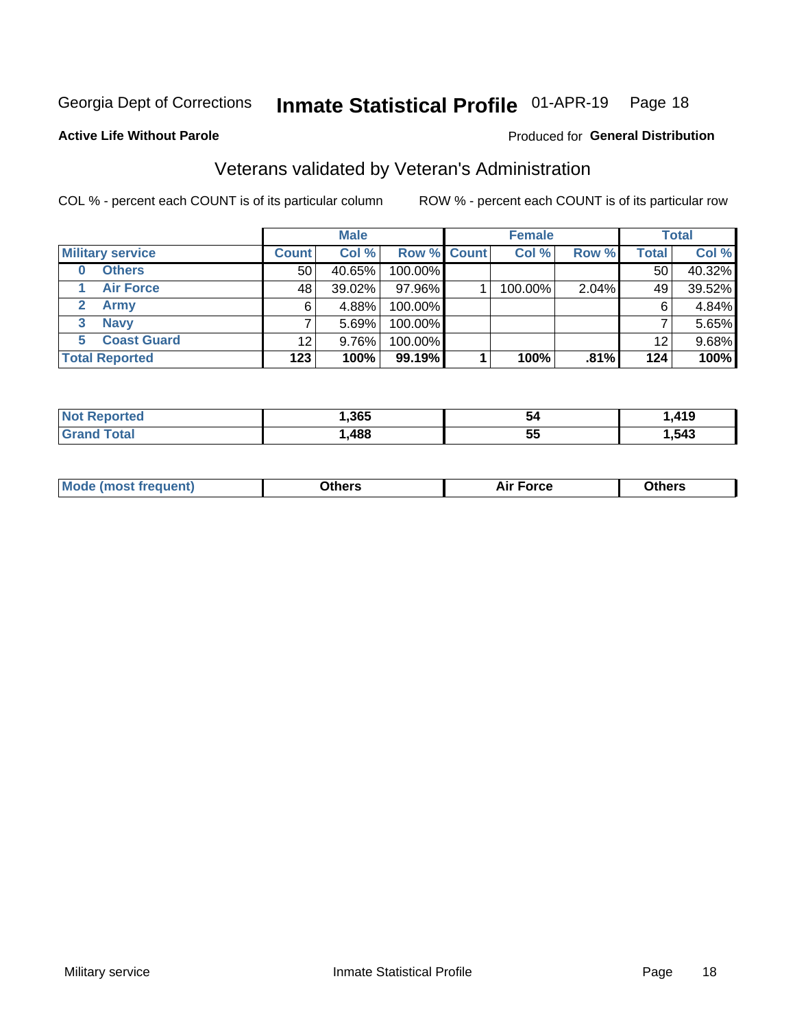Georgia Dept of Corrections **Inmate Statistical Profile** 01-APR-19 Page 18

**Active Life Without Parole**

Produced for **General Distribution**

## Veterans validated by Veteran's Administration

COL % - percent each COUNT is of its particular column ROW % - percent each COUNT is of its particular row

| | | Male | | | Female | | | Total | |
|---|---|---|---|---|---|---|---|---|---|
| **Military service** | | **Count** | **Col %** | **Row %** | **Count** | **Col %** | **Row %** | **Total** | **Col %** |
| 0 | Others | 50 | 40.65% | 100.00% | | | | 50 | 40.32% |
| 1 | Air Force | 48 | 39.02% | 97.96% | 1 | 100.00% | 2.04% | 49 | 39.52% |
| 2 | Army | 6 | 4.88% | 100.00% | | | | 6 | 4.84% |
| 3 | Navy | 7 | 5.69% | 100.00% | | | | 7 | 5.65% |
| 5 | Coast Guard | 12 | 9.76% | 100.00% | | | | 12 | 9.68% |
| **Total Reported** | | **123** | **100%** | **99.19%** | **1** | **100%** | **.81%** | **124** | **100%** |

| | Male | Female | Total |
|---|---|---|---|
| **Not Reported** | **1,365** | **54** | **1,419** |
| **Grand Total** | **1,488** | **55** | **1,543** |

| | Male | Female | Total |
|---|---|---|---|
| **Mode (most frequent)** | **Others** | **Air Force** | **Others** |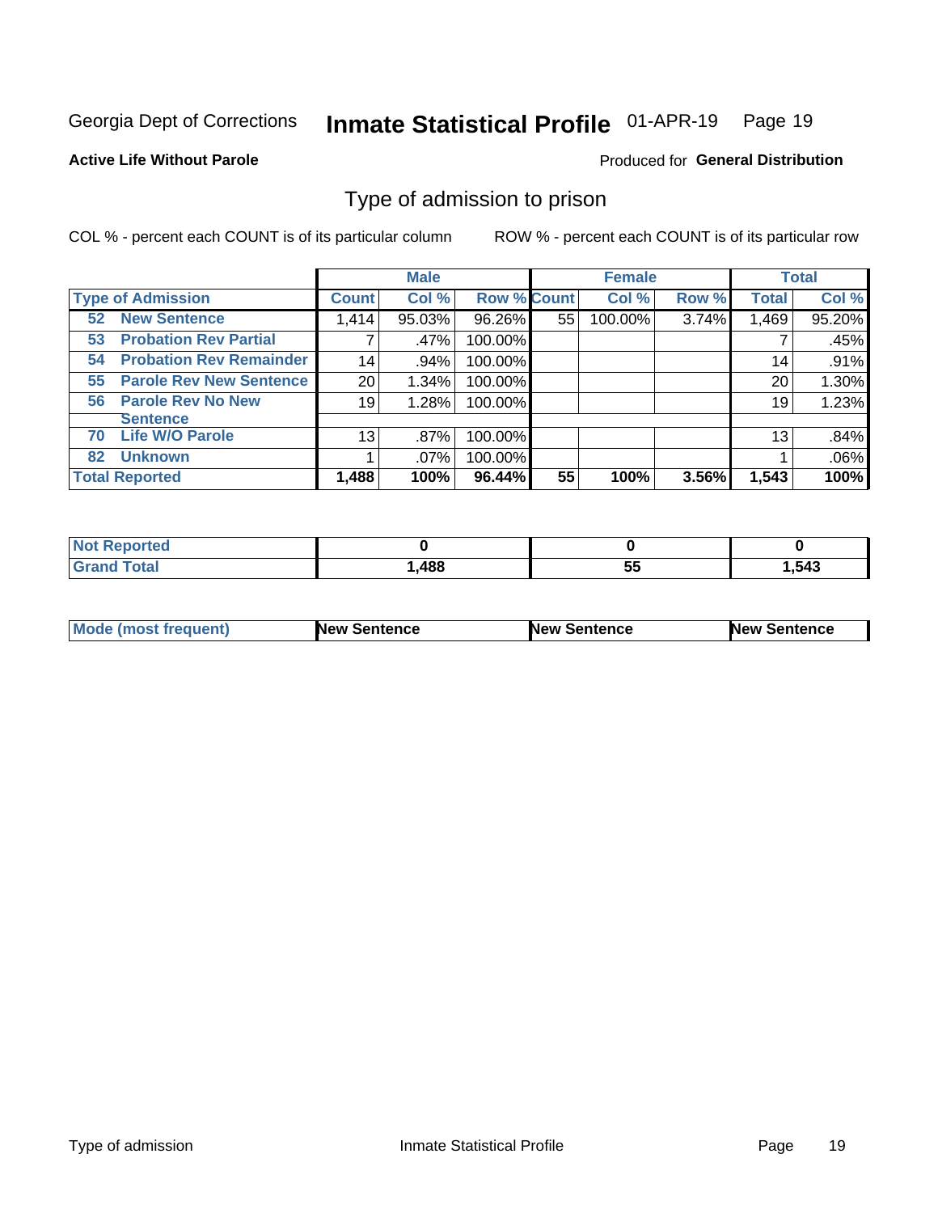Georgia Dept of Corrections **Inmate Statistical Profile** 01-APR-19 Page 19

**Active Life Without Parole**

Produced for **General Distribution**

## Type of admission to prison

COL % - percent each COUNT is of its particular column ROW % - percent each COUNT is of its particular row

| | Male | | | Female | | | Total | |
|---|---|---|---|---|---|---|---|---|
| **Type of Admission** | **Count** | **Col %** | **Row %** | **Count** | **Col %** | **Row %** | **Total** | **Col %** |
| **52 New Sentence** | 1,414 | 95.03% | 96.26% | 55 | 100.00% | 3.74% | 1,469 | 95.20% |
| **53 Probation Rev Partial** | 7 | .47% | 100.00% | | | | 7 | .45% |
| **54 Probation Rev Remainder** | 14 | .94% | 100.00% | | | | 14 | .91% |
| **55 Parole Rev New Sentence** | 20 | 1.34% | 100.00% | | | | 20 | 1.30% |
| **56 Parole Rev No New Sentence** | 19 | 1.28% | 100.00% | | | | 19 | 1.23% |
| **70 Life W/O Parole** | 13 | .87% | 100.00% | | | | 13 | .84% |
| **82 Unknown** | 1 | .07% | 100.00% | | | | 1 | .06% |
| **Total Reported** | **1,488** | **100%** | **96.44%** | **55** | **100%** | **3.56%** | **1,543** | **100%** |

| | Male | Female | Total |
|---|---|---|---|
| **Not Reported** | **0** | **0** | **0** |
| **Grand Total** | **1,488** | **55** | **1,543** |

| | Male | Female | Total |
|---|---|---|---|
| **Mode (most frequent)** | **New Sentence** | **New Sentence** | **New Sentence** |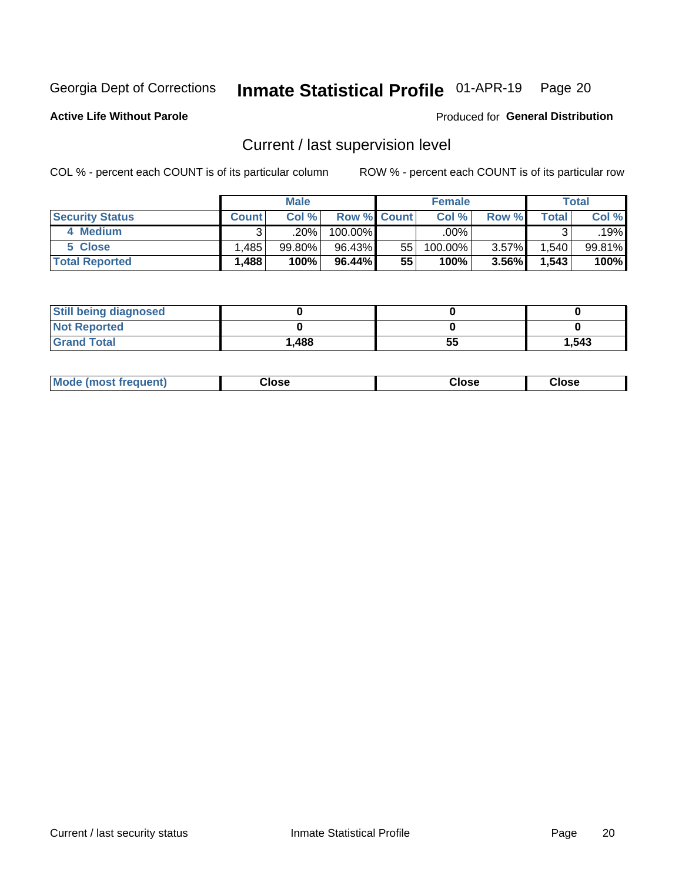Georgia Dept of Corrections **Inmate Statistical Profile** 01-APR-19

**Active Life Without Parole**

Produced for **General Distribution**

## Current / last supervision level

COL % - percent each COUNT is of its particular column

ROW % - percent each COUNT is of its particular row

| | Male | | | Female | | | Total | |
|---|---|---|---|---|---|---|---|---|
| **Security Status** | **Count** | **Col %** | **Row %** | **Count** | **Col %** | **Row %** | **Total** | **Col %** |
| 4 Medium | 3 | .20% | 100.00% | | .00% | | 3 | .19% |
| 5 Close | 1,485 | 99.80% | 96.43% | 55 | 100.00% | 3.57% | 1,540 | 99.81% |
| **Total Reported** | **1,488** | **100%** | **96.44%** | **55** | **100%** | **3.56%** | **1,543** | **100%** |

| | Male | Female | Total |
|---|---|---|---|
| Still being diagnosed | 0 | 0 | 0 |
| Not Reported | 0 | 0 | 0 |
| Grand Total | 1,488 | 55 | 1,543 |

| | Male | Female | Total |
|---|---|---|---|
| Mode (most frequent) | Close | Close | Close |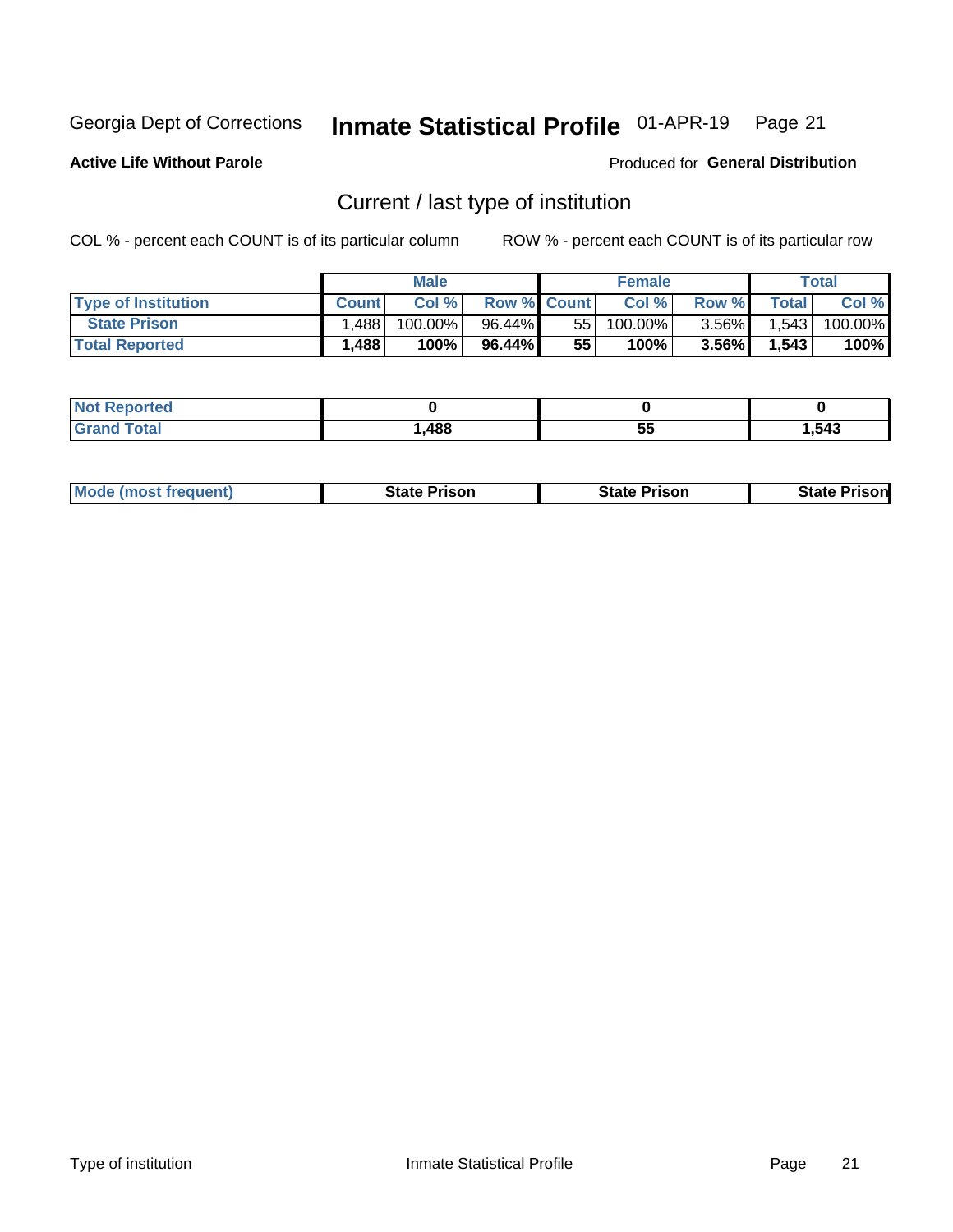Georgia Dept of Corrections **Inmate Statistical Profile** 01-APR-19

**Active Life Without Parole**

Produced for **General Distribution**

## Current / last type of institution

COL % - percent each COUNT is of its particular column ROW % - percent each COUNT is of its particular row

| | Male | | | Female | | | Total | |
|---|---|---|---|---|---|---|---|---|
| **Type of Institution** | **Count** | **Col %** | **Row %** | **Count** | **Col %** | **Row %** | **Total** | **Col %** |
| **State Prison** | 1,488 | 100.00% | 96.44% | 55 | 100.00% | 3.56% | 1,543 | 100.00% |
| **Total Reported** | **1,488** | **100%** | **96.44%** | **55** | **100%** | **3.56%** | **1,543** | **100%** |

| | Male | Female | Total |
|---|---|---|---|
| **Not Reported** | **0** | **0** | **0** |
| **Grand Total** | **1,488** | **55** | **1,543** |

| | Male | Female | Total |
|---|---|---|---|
| **Mode (most frequent)** | **State Prison** | **State Prison** | **State Prison** |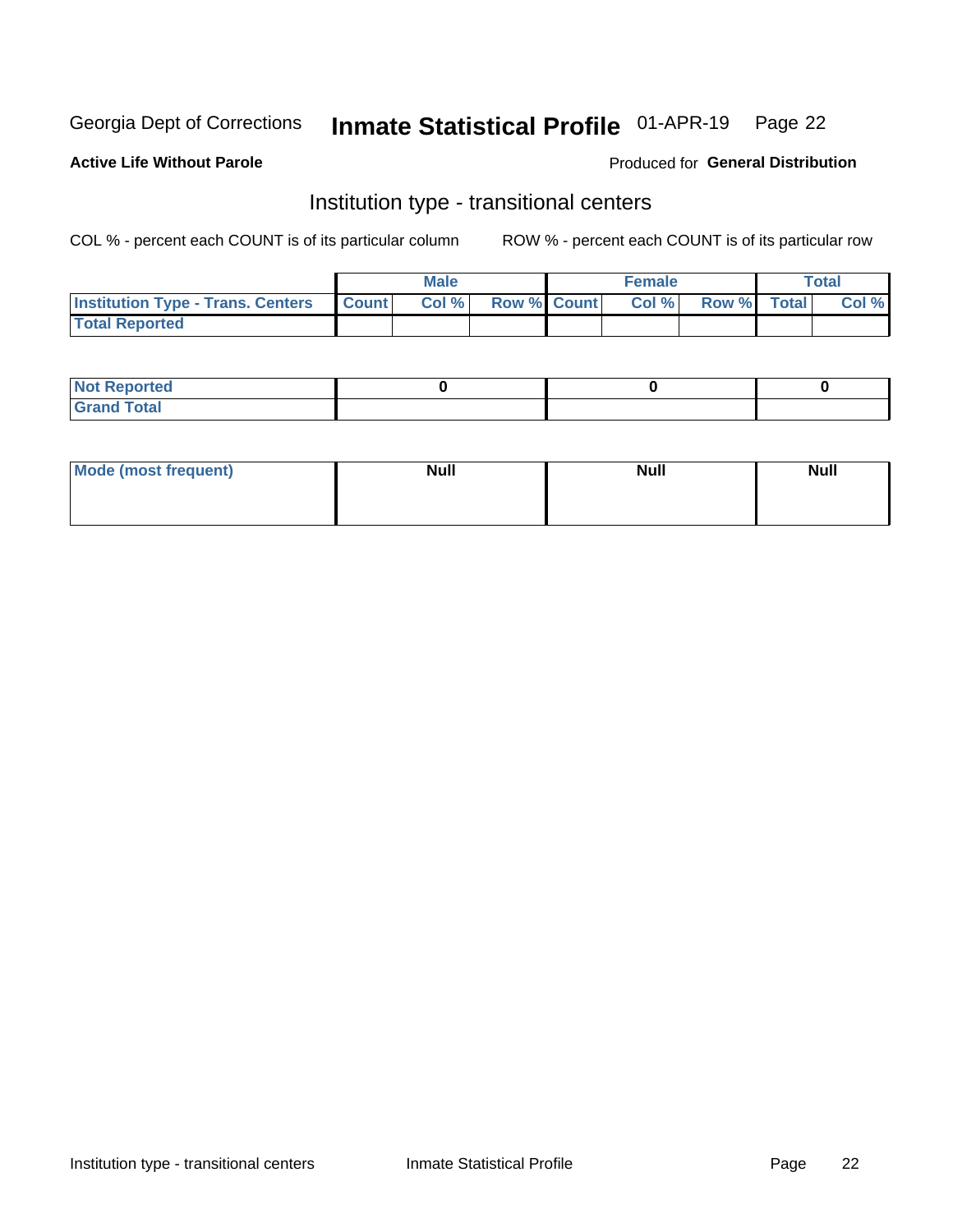Georgia Dept of Corrections **Inmate Statistical Profile** 01-APR-19

**Active Life Without Parole**

Produced for **General Distribution**

## Institution type - transitional centers

COL % - percent each COUNT is of its particular column

ROW % - percent each COUNT is of its particular row

| | Male | | | Female | | | Total | |
|---|---|---|---|---|---|---|---|---|
| **Institution Type - Trans. Centers** | **Count** | **Col %** | **Row %** | **Count** | **Col %** | **Row %** | **Total** | **Col %** |
| **Total Reported** | | | | | | | | |

| | Male | Female | Total |
|---|---|---|---|
| **Not Reported** | 0 | 0 | 0 |
| **Grand Total** | | | |

| | Male | Female | Total |
|---|---|---|---|
| **Mode (most frequent)** | Null | Null | Null |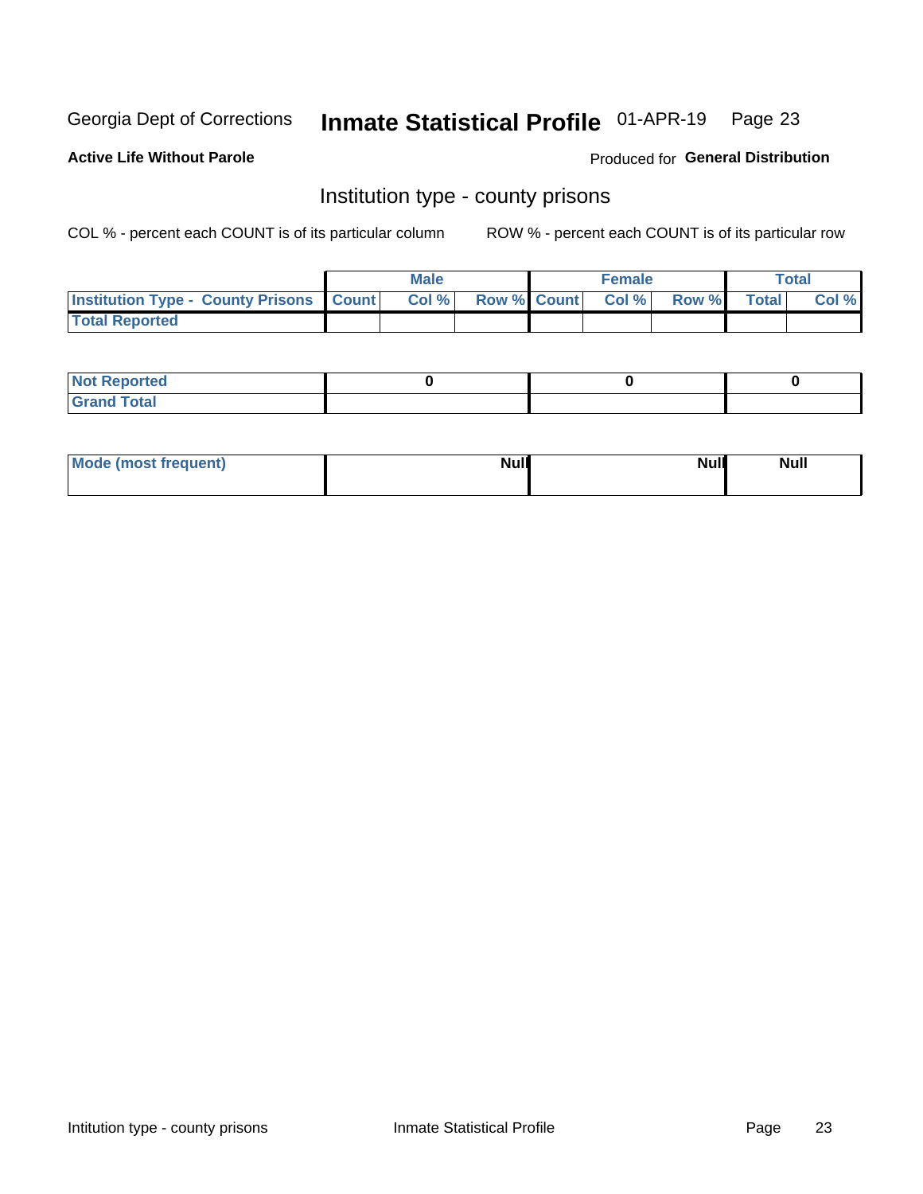Georgia Dept of Corrections **Inmate Statistical Profile** 01-APR-19

**Active Life Without Parole**

Produced for **General Distribution**

## Institution type - county prisons

COL % - percent each COUNT is of its particular column

ROW % - percent each COUNT is of its particular row

| | Male | | | Female | | | Total | |
|---|---|---|---|---|---|---|---|---|
| **Institution Type - County Prisons** | **Count** | **Col %** | **Row %** | **Count** | **Col %** | **Row %** | **Total** | **Col %** |
| **Total Reported** | | | | | | | | |

| | Male | Female | Total |
|---|---|---|---|
| **Not Reported** | **0** | **0** | **0** |
| **Grand Total** | | | |

| | Male | Female | Total |
|---|---|---|---|
| **Mode (most frequent)** | **Null** | **Null** | **Null** |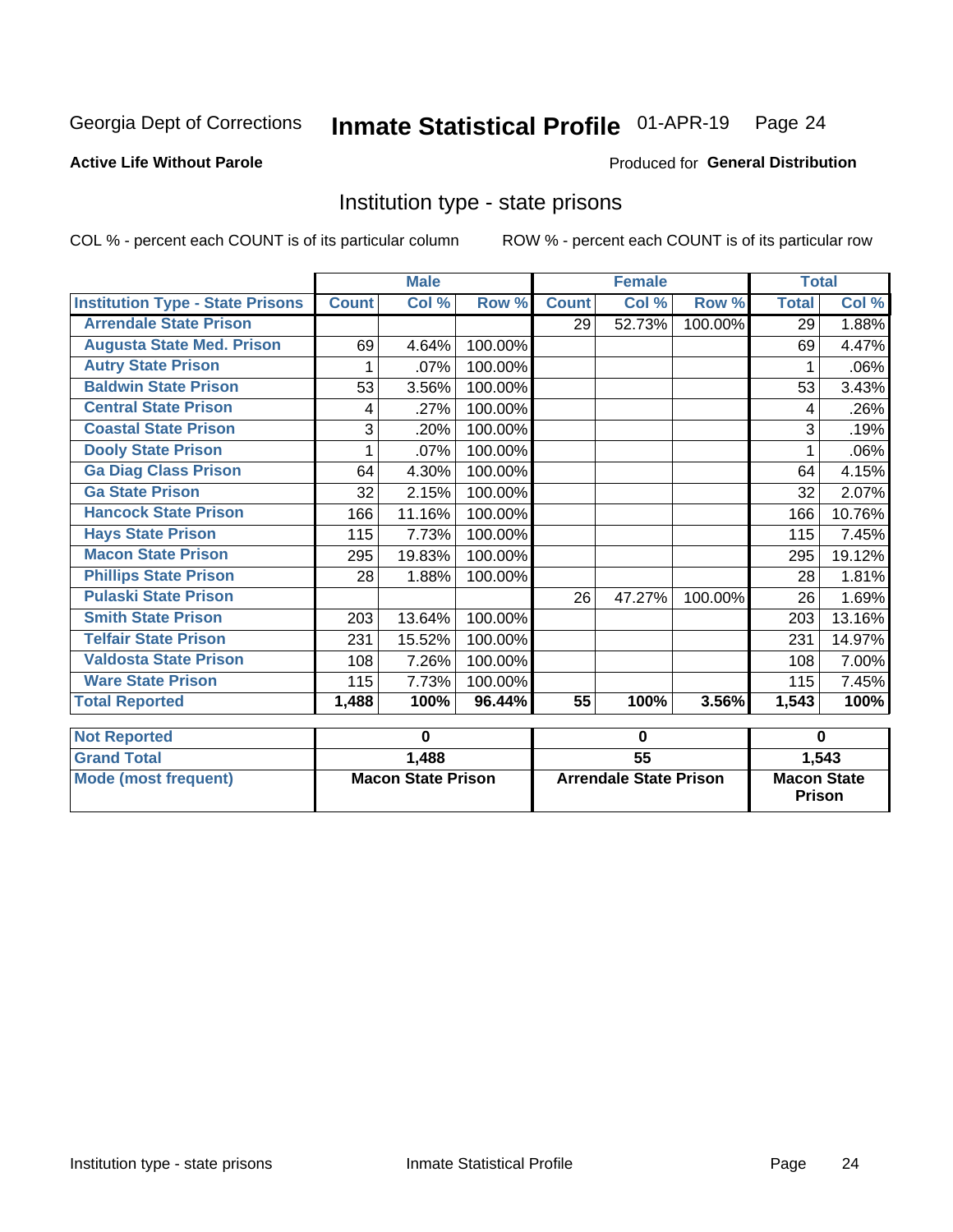Georgia Dept of Corrections **Inmate Statistical Profile** 01-APR-19 Page 24

**Active Life Without Parole**

Produced for **General Distribution**

## Institution type - state prisons

COL % - percent each COUNT is of its particular column ROW % - percent each COUNT is of its particular row

| | Male | | | Female | | | Total | |
|---|---|---|---|---|---|---|---|---|
| **Institution Type - State Prisons** | **Count** | **Col %** | **Row %** | **Count** | **Col %** | **Row %** | **Total** | **Col %** |
| **Arrendale State Prison** | | | | 29 | 52.73% | 100.00% | 29 | 1.88% |
| **Augusta State Med. Prison** | 69 | 4.64% | 100.00% | | | | 69 | 4.47% |
| **Autry State Prison** | 1 | .07% | 100.00% | | | | 1 | .06% |
| **Baldwin State Prison** | 53 | 3.56% | 100.00% | | | | 53 | 3.43% |
| **Central State Prison** | 4 | .27% | 100.00% | | | | 4 | .26% |
| **Coastal State Prison** | 3 | .20% | 100.00% | | | | 3 | .19% |
| **Dooly State Prison** | 1 | .07% | 100.00% | | | | 1 | .06% |
| **Ga Diag Class Prison** | 64 | 4.30% | 100.00% | | | | 64 | 4.15% |
| **Ga State Prison** | 32 | 2.15% | 100.00% | | | | 32 | 2.07% |
| **Hancock State Prison** | 166 | 11.16% | 100.00% | | | | 166 | 10.76% |
| **Hays State Prison** | 115 | 7.73% | 100.00% | | | | 115 | 7.45% |
| **Macon State Prison** | 295 | 19.83% | 100.00% | | | | 295 | 19.12% |
| **Phillips State Prison** | 28 | 1.88% | 100.00% | | | | 28 | 1.81% |
| **Pulaski State Prison** | | | | 26 | 47.27% | 100.00% | 26 | 1.69% |
| **Smith State Prison** | 203 | 13.64% | 100.00% | | | | 203 | 13.16% |
| **Telfair State Prison** | 231 | 15.52% | 100.00% | | | | 231 | 14.97% |
| **Valdosta State Prison** | 108 | 7.26% | 100.00% | | | | 108 | 7.00% |
| **Ware State Prison** | 115 | 7.73% | 100.00% | | | | 115 | 7.45% |
| **Total Reported** | **1,488** | **100%** | **96.44%** | **55** | **100%** | **3.56%** | **1,543** | **100%** |

| | Male | Female | Total |
|---|---|---|---|
| **Not Reported** | **0** | **0** | **0** |
| **Grand Total** | **1,488** | **55** | **1,543** |
| **Mode (most frequent)** | **Macon State Prison** | **Arrendale State Prison** | **Macon State Prison** |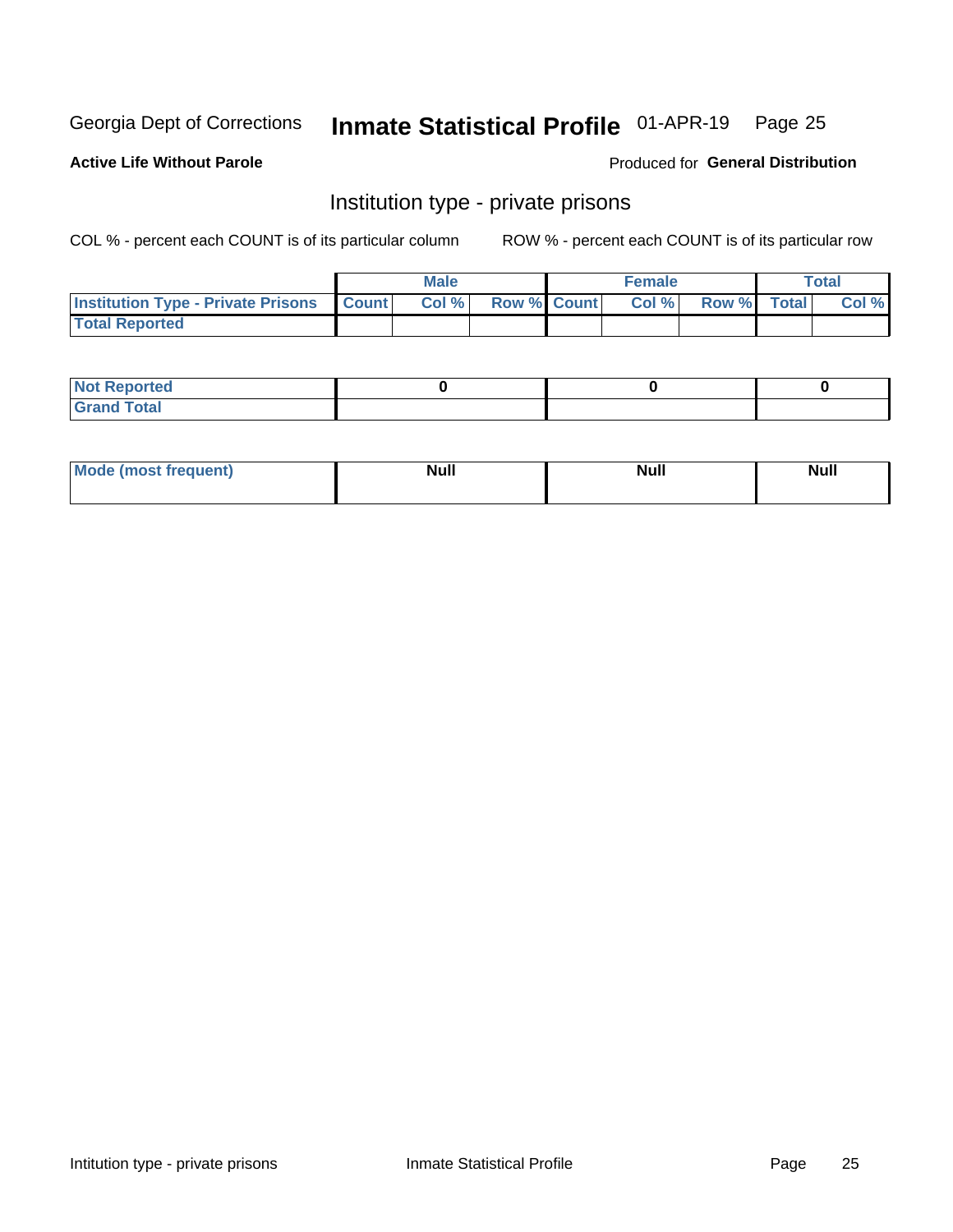Georgia Dept of Corrections **Inmate Statistical Profile** 01-APR-19

**Active Life Without Parole**

Produced for **General Distribution**

## Institution type - private prisons

COL % - percent each COUNT is of its particular column

ROW % - percent each COUNT is of its particular row

| | Male | | | Female | | | Total | |
|---|---|---|---|---|---|---|---|---|
| **Institution Type - Private Prisons** | **Count** | **Col %** | **Row %** | **Count** | **Col %** | **Row %** | **Total** | **Col %** |
| **Total Reported** | | | | | | | | |

| | Male | Female | Total |
|---|---|---|---|
| **Not Reported** | 0 | 0 | 0 |
| **Grand Total** | | | |

| | Male | Female | Total |
|---|---|---|---|
| **Mode (most frequent)** | Null | Null | Null |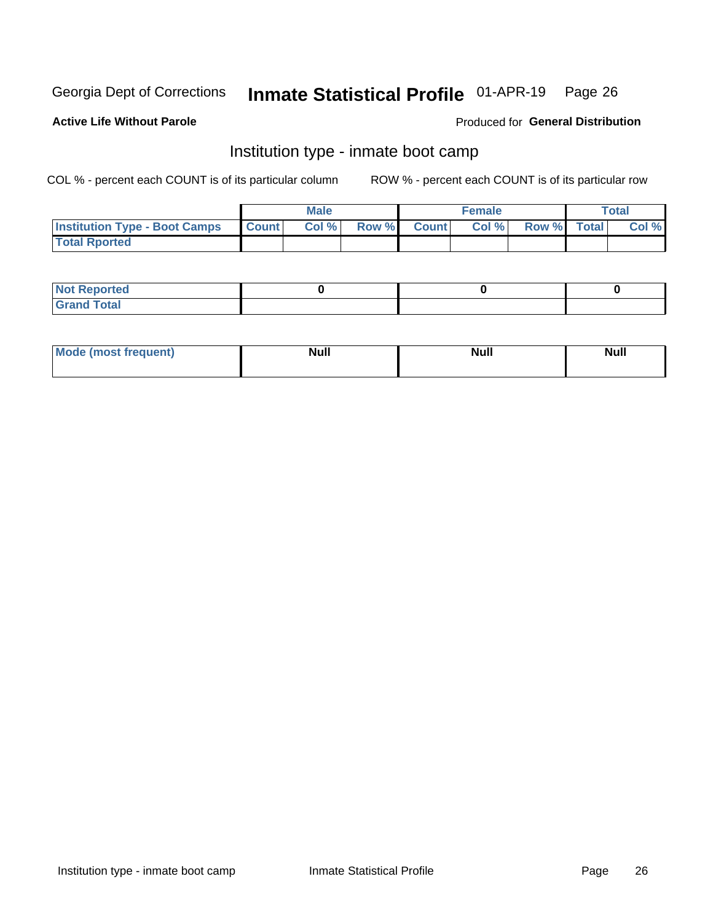Georgia Dept of Corrections **Inmate Statistical Profile** 01-APR-19

**Active Life Without Parole**

Produced for **General Distribution**

## Institution type - inmate boot camp

COL % - percent each COUNT is of its particular column ROW % - percent each COUNT is of its particular row

| | Male | | | Female | | | Total | |
|---|---|---|---|---|---|---|---|---|
| **Institution Type - Boot Camps** | **Count** | **Col %** | **Row %** | **Count** | **Col %** | **Row %** | **Total** | **Col %** |
| **Total Rported** | | | | | | | | |

| | Male | Female | Total |
|---|---|---|---|
| **Not Reported** | **0** | **0** | **0** |
| **Grand Total** | | | |

| | Male | Female | Total |
|---|---|---|---|
| **Mode (most frequent)** | **Null** | **Null** | **Null** |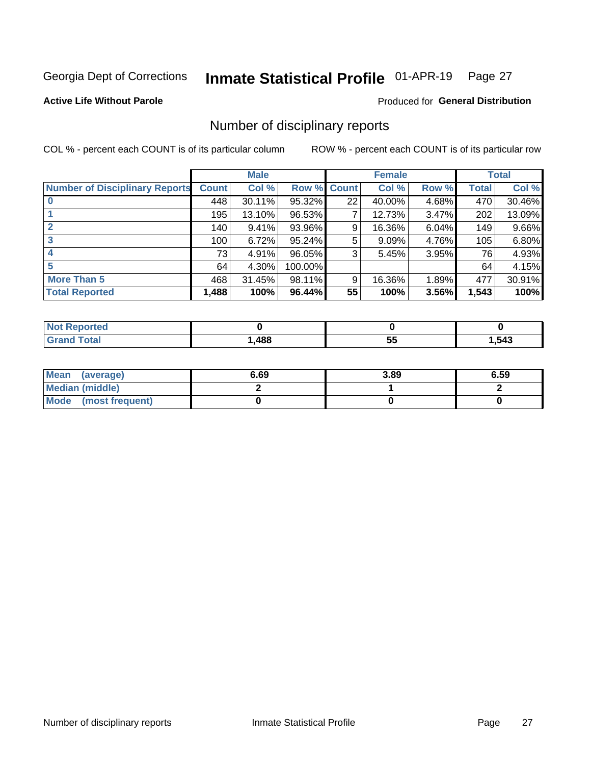Georgia Dept of Corrections **Inmate Statistical Profile** 01-APR-19 Page 27

**Active Life Without Parole**

Produced for **General Distribution**

## Number of disciplinary reports

COL % - percent each COUNT is of its particular column

ROW % - percent each COUNT is of its particular row

| | Male | | | Female | | | Total | |
|---|---|---|---|---|---|---|---|---|
| **Number of Disciplinary Reports** | **Count** | **Col %** | **Row %** | **Count** | **Col %** | **Row %** | **Total** | **Col %** |
| **0** | 448 | 30.11% | 95.32% | 22 | 40.00% | 4.68% | 470 | 30.46% |
| **1** | 195 | 13.10% | 96.53% | 7 | 12.73% | 3.47% | 202 | 13.09% |
| **2** | 140 | 9.41% | 93.96% | 9 | 16.36% | 6.04% | 149 | 9.66% |
| **3** | 100 | 6.72% | 95.24% | 5 | 9.09% | 4.76% | 105 | 6.80% |
| **4** | 73 | 4.91% | 96.05% | 3 | 5.45% | 3.95% | 76 | 4.93% |
| **5** | 64 | 4.30% | 100.00% | | | | 64 | 4.15% |
| **More Than 5** | 468 | 31.45% | 98.11% | 9 | 16.36% | 1.89% | 477 | 30.91% |
| **Total Reported** | **1,488** | **100%** | **96.44%** | **55** | **100%** | **3.56%** | **1,543** | **100%** |

| | Male | Female | Total |
|---|---|---|---|
| **Not Reported** | **0** | **0** | **0** |
| **Grand Total** | **1,488** | **55** | **1,543** |

| | Male | Female | Total |
|---|---|---|---|
| **Mean (average)** | **6.69** | **3.89** | **6.59** |
| **Median (middle)** | **2** | **1** | **2** |
| **Mode (most frequent)** | **0** | **0** | **0** |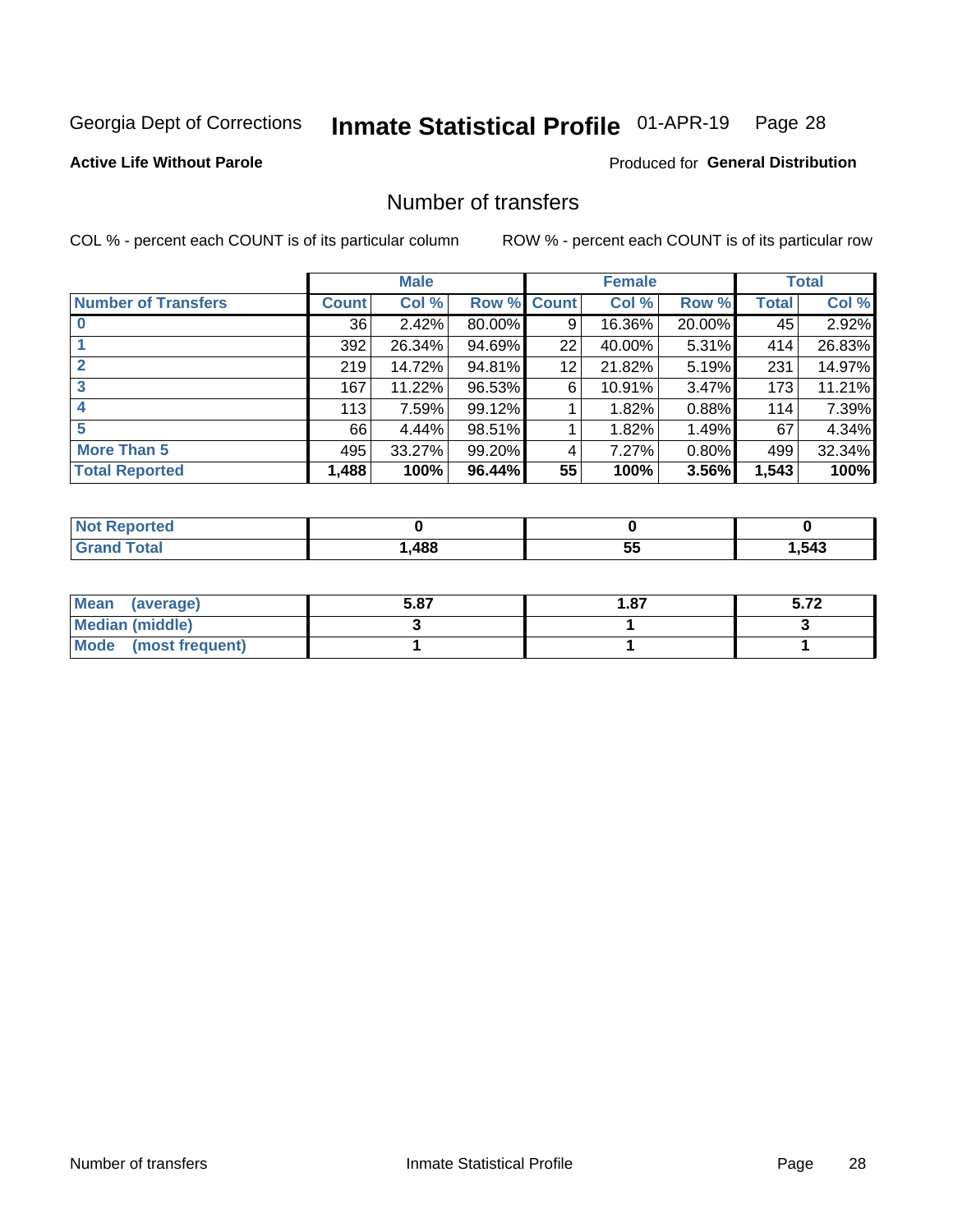Georgia Dept of Corrections **Inmate Statistical Profile** 01-APR-19

**Active Life Without Parole**

Produced for **General Distribution**

## Number of transfers

COL % - percent each COUNT is of its particular column

ROW % - percent each COUNT is of its particular row

| | Male | | | Female | | | Total | |
|---|---|---|---|---|---|---|---|---|
| **Number of Transfers** | **Count** | **Col %** | **Row %** | **Count** | **Col %** | **Row %** | **Total** | **Col %** |
| **0** | 36 | 2.42% | 80.00% | 9 | 16.36% | 20.00% | 45 | 2.92% |
| **1** | 392 | 26.34% | 94.69% | 22 | 40.00% | 5.31% | 414 | 26.83% |
| **2** | 219 | 14.72% | 94.81% | 12 | 21.82% | 5.19% | 231 | 14.97% |
| **3** | 167 | 11.22% | 96.53% | 6 | 10.91% | 3.47% | 173 | 11.21% |
| **4** | 113 | 7.59% | 99.12% | 1 | 1.82% | 0.88% | 114 | 7.39% |
| **5** | 66 | 4.44% | 98.51% | 1 | 1.82% | 1.49% | 67 | 4.34% |
| **More Than 5** | 495 | 33.27% | 99.20% | 4 | 7.27% | 0.80% | 499 | 32.34% |
| **Total Reported** | **1,488** | **100%** | **96.44%** | **55** | **100%** | **3.56%** | **1,543** | **100%** |

| | Male | Female | Total |
|---|---|---|---|
| **Not Reported** | **0** | **0** | **0** |
| **Grand Total** | **1,488** | **55** | **1,543** |

| | Male | Female | Total |
|---|---|---|---|
| **Mean (average)** | **5.87** | **1.87** | **5.72** |
| **Median (middle)** | **3** | **1** | **3** |
| **Mode (most frequent)** | **1** | **1** | **1** |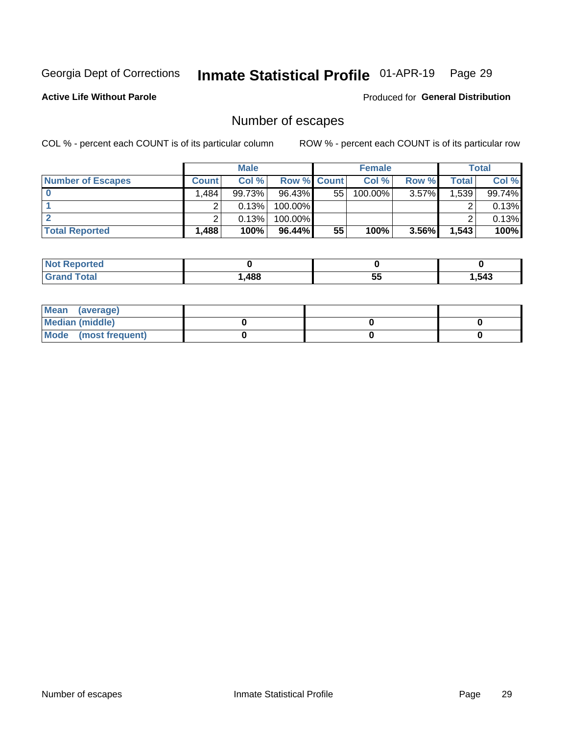Georgia Dept of Corrections **Inmate Statistical Profile** 01-APR-19

**Active Life Without Parole**

Produced for **General Distribution**

## Number of escapes

COL % - percent each COUNT is of its particular column

ROW % - percent each COUNT is of its particular row

| | Male | | | Female | | | Total | |
|---|---|---|---|---|---|---|---|---|
| **Number of Escapes** | **Count** | **Col %** | **Row %** | **Count** | **Col %** | **Row %** | **Total** | **Col %** |
| **0** | 1,484 | 99.73% | 96.43% | 55 | 100.00% | 3.57% | 1,539 | 99.74% |
| **1** | 2 | 0.13% | 100.00% | | | | 2 | 0.13% |
| **2** | 2 | 0.13% | 100.00% | | | | 2 | 0.13% |
| **Total Reported** | **1,488** | **100%** | **96.44%** | **55** | **100%** | **3.56%** | **1,543** | **100%** |

| | Male | Female | Total |
|---|---|---|---|
| **Not Reported** | **0** | **0** | **0** |
| **Grand Total** | **1,488** | **55** | **1,543** |

| | Male | Female | Total |
|---|---|---|---|
| **Mean (average)** | | | |
| **Median (middle)** | **0** | **0** | **0** |
| **Mode (most frequent)** | **0** | **0** | **0** |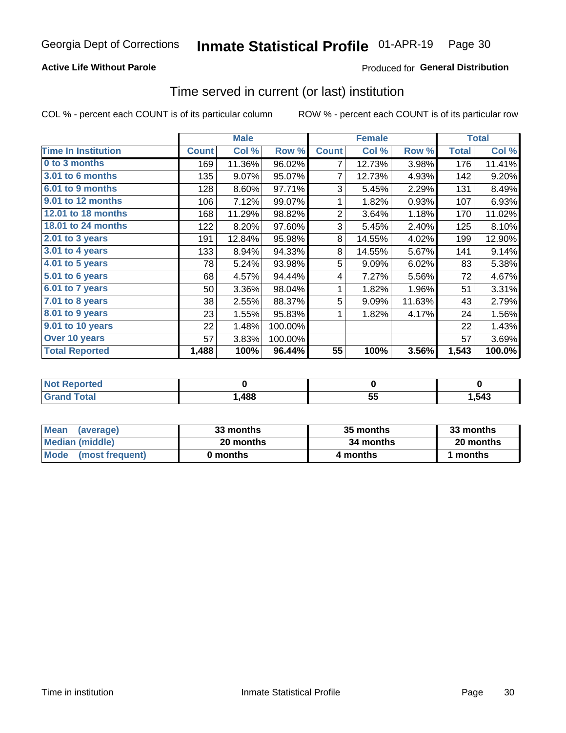**Active Life Without Parole**

Produced for **General Distribution**

## Time served in current (or last) institution

COL % - percent each COUNT is of its particular column

ROW % - percent each COUNT is of its particular row

| | Male | | | Female | | | Total | |
|---|---|---|---|---|---|---|---|---|
| Time In Institution | Count | Col % | Row % | Count | Col % | Row % | Total | Col % |
| 0 to 3 months | 169 | 11.36% | 96.02% | 7 | 12.73% | 3.98% | 176 | 11.41% |
| 3.01 to 6 months | 135 | 9.07% | 95.07% | 7 | 12.73% | 4.93% | 142 | 9.20% |
| 6.01 to 9 months | 128 | 8.60% | 97.71% | 3 | 5.45% | 2.29% | 131 | 8.49% |
| 9.01 to 12 months | 106 | 7.12% | 99.07% | 1 | 1.82% | 0.93% | 107 | 6.93% |
| 12.01 to 18 months | 168 | 11.29% | 98.82% | 2 | 3.64% | 1.18% | 170 | 11.02% |
| 18.01 to 24 months | 122 | 8.20% | 97.60% | 3 | 5.45% | 2.40% | 125 | 8.10% |
| 2.01 to 3 years | 191 | 12.84% | 95.98% | 8 | 14.55% | 4.02% | 199 | 12.90% |
| 3.01 to 4 years | 133 | 8.94% | 94.33% | 8 | 14.55% | 5.67% | 141 | 9.14% |
| 4.01 to 5 years | 78 | 5.24% | 93.98% | 5 | 9.09% | 6.02% | 83 | 5.38% |
| 5.01 to 6 years | 68 | 4.57% | 94.44% | 4 | 7.27% | 5.56% | 72 | 4.67% |
| 6.01 to 7 years | 50 | 3.36% | 98.04% | 1 | 1.82% | 1.96% | 51 | 3.31% |
| 7.01 to 8 years | 38 | 2.55% | 88.37% | 5 | 9.09% | 11.63% | 43 | 2.79% |
| 8.01 to 9 years | 23 | 1.55% | 95.83% | 1 | 1.82% | 4.17% | 24 | 1.56% |
| 9.01 to 10 years | 22 | 1.48% | 100.00% | | | | 22 | 1.43% |
| Over 10 years | 57 | 3.83% | 100.00% | | | | 57 | 3.69% |
| **Total Reported** | **1,488** | **100%** | **96.44%** | **55** | **100%** | **3.56%** | **1,543** | **100.0%** |

| | Male | Female | Total |
|---|---|---|---|
| Not Reported | 0 | 0 | 0 |
| Grand Total | 1,488 | 55 | 1,543 |

| | Male | Female | Total |
|---|---|---|---|
| Mean (average) | 33 months | 35 months | 33 months |
| Median (middle) | 20 months | 34 months | 20 months |
| Mode (most frequent) | 0 months | 4 months | 1 months |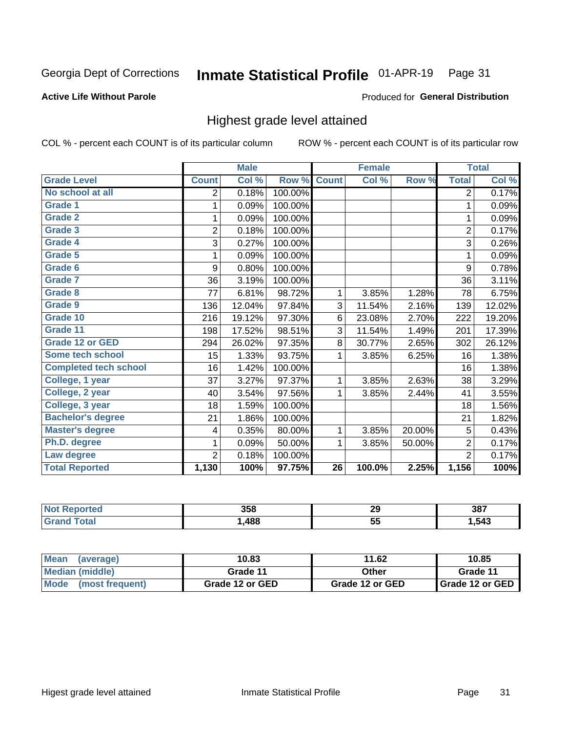Georgia Dept of Corrections **Inmate Statistical Profile** 01-APR-19

**Active Life Without Parole**

Produced for **General Distribution**

## Highest grade level attained

COL % - percent each COUNT is of its particular column    ROW % - percent each COUNT is of its particular row

| | Male | | | Female | | | Total | |
|---|---|---|---|---|---|---|---|---|
| **Grade Level** | **Count** | **Col %** | **Row %** | **Count** | **Col %** | **Row %** | **Total** | **Col %** |
| No school at all | 2 | 0.18% | 100.00% | | | | 2 | 0.17% |
| Grade 1 | 1 | 0.09% | 100.00% | | | | 1 | 0.09% |
| Grade 2 | 1 | 0.09% | 100.00% | | | | 1 | 0.09% |
| Grade 3 | 2 | 0.18% | 100.00% | | | | 2 | 0.17% |
| Grade 4 | 3 | 0.27% | 100.00% | | | | 3 | 0.26% |
| Grade 5 | 1 | 0.09% | 100.00% | | | | 1 | 0.09% |
| Grade 6 | 9 | 0.80% | 100.00% | | | | 9 | 0.78% |
| Grade 7 | 36 | 3.19% | 100.00% | | | | 36 | 3.11% |
| Grade 8 | 77 | 6.81% | 98.72% | 1 | 3.85% | 1.28% | 78 | 6.75% |
| Grade 9 | 136 | 12.04% | 97.84% | 3 | 11.54% | 2.16% | 139 | 12.02% |
| Grade 10 | 216 | 19.12% | 97.30% | 6 | 23.08% | 2.70% | 222 | 19.20% |
| Grade 11 | 198 | 17.52% | 98.51% | 3 | 11.54% | 1.49% | 201 | 17.39% |
| Grade 12 or GED | 294 | 26.02% | 97.35% | 8 | 30.77% | 2.65% | 302 | 26.12% |
| Some tech school | 15 | 1.33% | 93.75% | 1 | 3.85% | 6.25% | 16 | 1.38% |
| Completed tech school | 16 | 1.42% | 100.00% | | | | 16 | 1.38% |
| College, 1 year | 37 | 3.27% | 97.37% | 1 | 3.85% | 2.63% | 38 | 3.29% |
| College, 2 year | 40 | 3.54% | 97.56% | 1 | 3.85% | 2.44% | 41 | 3.55% |
| College, 3 year | 18 | 1.59% | 100.00% | | | | 18 | 1.56% |
| Bachelor's degree | 21 | 1.86% | 100.00% | | | | 21 | 1.82% |
| Master's degree | 4 | 0.35% | 80.00% | 1 | 3.85% | 20.00% | 5 | 0.43% |
| Ph.D. degree | 1 | 0.09% | 50.00% | 1 | 3.85% | 50.00% | 2 | 0.17% |
| Law degree | 2 | 0.18% | 100.00% | | | | 2 | 0.17% |
| **Total Reported** | **1,130** | **100%** | **97.75%** | **26** | **100.0%** | **2.25%** | **1,156** | **100%** |

| | Male | Female | Total |
|---|---|---|---|
| Not Reported | 358 | 29 | 387 |
| Grand Total | 1,488 | 55 | 1,543 |

| | Male | Female | Total |
|---|---|---|---|
| Mean (average) | 10.83 | 11.62 | 10.85 |
| Median (middle) | Grade 11 | Other | Grade 11 |
| Mode (most frequent) | Grade 12 or GED | Grade 12 or GED | Grade 12 or GED |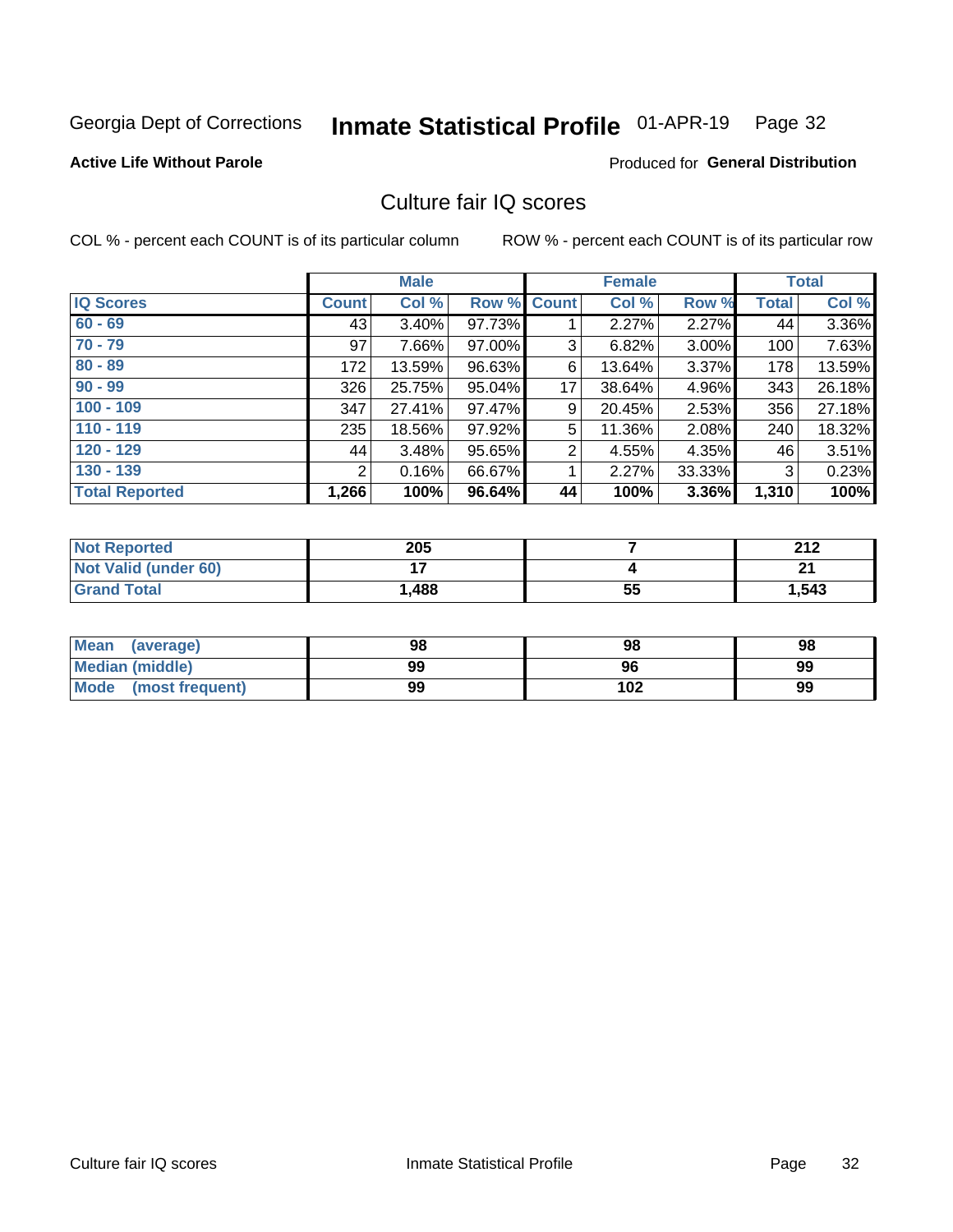Georgia Dept of Corrections **Inmate Statistical Profile** 01-APR-19 Page 32

**Active Life Without Parole**

Produced for **General Distribution**

## Culture fair IQ scores

COL % - percent each COUNT is of its particular column ROW % - percent each COUNT is of its particular row

| | Male | | | Female | | | Total | |
|---|---|---|---|---|---|---|---|---|
| IQ Scores | Count | Col % | Row % | Count | Col % | Row % | Total | Col % |
| 60 - 69 | 43 | 3.40% | 97.73% | 1 | 2.27% | 2.27% | 44 | 3.36% |
| 70 - 79 | 97 | 7.66% | 97.00% | 3 | 6.82% | 3.00% | 100 | 7.63% |
| 80 - 89 | 172 | 13.59% | 96.63% | 6 | 13.64% | 3.37% | 178 | 13.59% |
| 90 - 99 | 326 | 25.75% | 95.04% | 17 | 38.64% | 4.96% | 343 | 26.18% |
| 100 - 109 | 347 | 27.41% | 97.47% | 9 | 20.45% | 2.53% | 356 | 27.18% |
| 110 - 119 | 235 | 18.56% | 97.92% | 5 | 11.36% | 2.08% | 240 | 18.32% |
| 120 - 129 | 44 | 3.48% | 95.65% | 2 | 4.55% | 4.35% | 46 | 3.51% |
| 130 - 139 | 2 | 0.16% | 66.67% | 1 | 2.27% | 33.33% | 3 | 0.23% |
| **Total Reported** | **1,266** | **100%** | **96.64%** | **44** | **100%** | **3.36%** | **1,310** | **100%** |

| | Male | Female | Total |
|---|---|---|---|
| Not Reported | 205 | 7 | 212 |
| Not Valid (under 60) | 17 | 4 | 21 |
| Grand Total | 1,488 | 55 | 1,543 |

| | Male | Female | Total |
|---|---|---|---|
| Mean (average) | 98 | 98 | 98 |
| Median (middle) | 99 | 96 | 99 |
| Mode (most frequent) | 99 | 102 | 99 |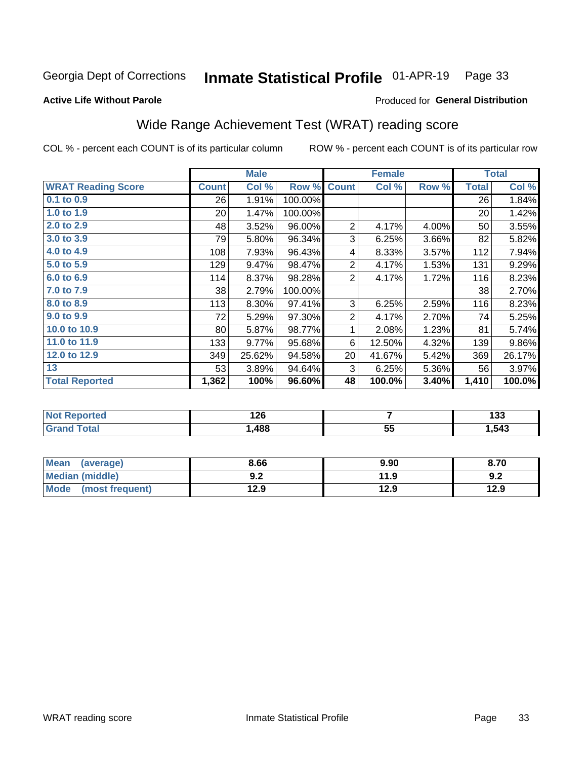Georgia Dept of Corrections **Inmate Statistical Profile** 01-APR-19

**Active Life Without Parole**

Produced for **General Distribution**

## Wide Range Achievement Test (WRAT) reading score

COL % - percent each COUNT is of its particular column    ROW % - percent each COUNT is of its particular row

| | Male | | | Female | | | Total | |
|---|---|---|---|---|---|---|---|---|
| **WRAT Reading Score** | **Count** | **Col %** | **Row %** | **Count** | **Col %** | **Row %** | **Total** | **Col %** |
| 0.1 to 0.9 | 26 | 1.91% | 100.00% | | | | 26 | 1.84% |
| 1.0 to 1.9 | 20 | 1.47% | 100.00% | | | | 20 | 1.42% |
| 2.0 to 2.9 | 48 | 3.52% | 96.00% | 2 | 4.17% | 4.00% | 50 | 3.55% |
| 3.0 to 3.9 | 79 | 5.80% | 96.34% | 3 | 6.25% | 3.66% | 82 | 5.82% |
| 4.0 to 4.9 | 108 | 7.93% | 96.43% | 4 | 8.33% | 3.57% | 112 | 7.94% |
| 5.0 to 5.9 | 129 | 9.47% | 98.47% | 2 | 4.17% | 1.53% | 131 | 9.29% |
| 6.0 to 6.9 | 114 | 8.37% | 98.28% | 2 | 4.17% | 1.72% | 116 | 8.23% |
| 7.0 to 7.9 | 38 | 2.79% | 100.00% | | | | 38 | 2.70% |
| 8.0 to 8.9 | 113 | 8.30% | 97.41% | 3 | 6.25% | 2.59% | 116 | 8.23% |
| 9.0 to 9.9 | 72 | 5.29% | 97.30% | 2 | 4.17% | 2.70% | 74 | 5.25% |
| 10.0 to 10.9 | 80 | 5.87% | 98.77% | 1 | 2.08% | 1.23% | 81 | 5.74% |
| 11.0 to 11.9 | 133 | 9.77% | 95.68% | 6 | 12.50% | 4.32% | 139 | 9.86% |
| 12.0 to 12.9 | 349 | 25.62% | 94.58% | 20 | 41.67% | 5.42% | 369 | 26.17% |
| 13 | 53 | 3.89% | 94.64% | 3 | 6.25% | 5.36% | 56 | 3.97% |
| **Total Reported** | **1,362** | **100%** | **96.60%** | **48** | **100.0%** | **3.40%** | **1,410** | **100.0%** |

| | Male | Female | Total |
|---|---|---|---|
| Not Reported | 126 | 7 | 133 |
| Grand Total | 1,488 | 55 | 1,543 |

| | Male | Female | Total |
|---|---|---|---|
| Mean (average) | 8.66 | 9.90 | 8.70 |
| Median (middle) | 9.2 | 11.9 | 9.2 |
| Mode (most frequent) | 12.9 | 12.9 | 12.9 |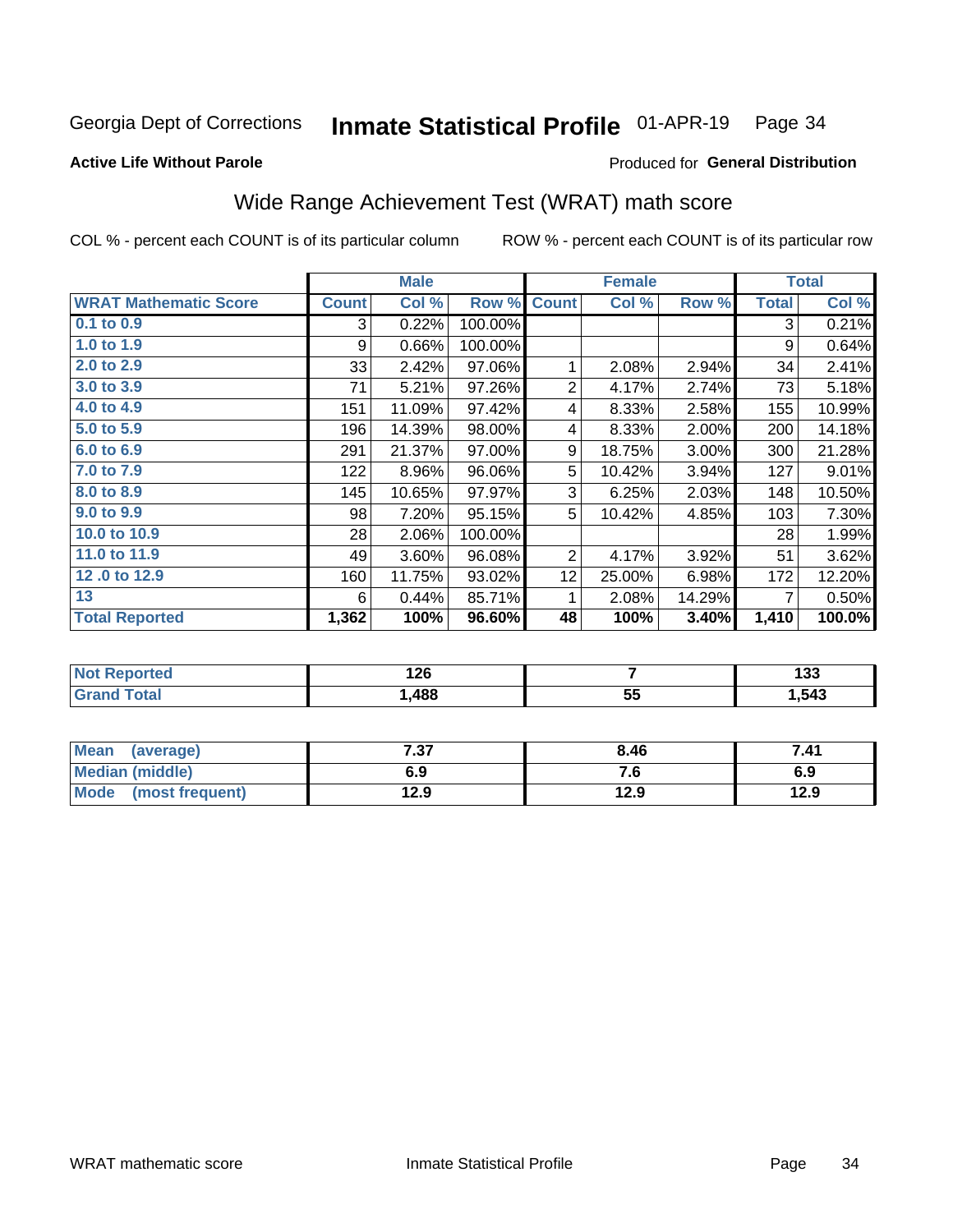Georgia Dept of Corrections **Inmate Statistical Profile** 01-APR-19

**Active Life Without Parole**

Produced for **General Distribution**

## Wide Range Achievement Test (WRAT) math score

COL % - percent each COUNT is of its particular column ROW % - percent each COUNT is of its particular row

| | Male | | | Female | | | Total | |
|---|---|---|---|---|---|---|---|---|
| **WRAT Mathematic Score** | **Count** | **Col %** | **Row %** | **Count** | **Col %** | **Row %** | **Total** | **Col %** |
| 0.1 to 0.9 | 3 | 0.22% | 100.00% | | | | 3 | 0.21% |
| 1.0 to 1.9 | 9 | 0.66% | 100.00% | | | | 9 | 0.64% |
| 2.0 to 2.9 | 33 | 2.42% | 97.06% | 1 | 2.08% | 2.94% | 34 | 2.41% |
| 3.0 to 3.9 | 71 | 5.21% | 97.26% | 2 | 4.17% | 2.74% | 73 | 5.18% |
| 4.0 to 4.9 | 151 | 11.09% | 97.42% | 4 | 8.33% | 2.58% | 155 | 10.99% |
| 5.0 to 5.9 | 196 | 14.39% | 98.00% | 4 | 8.33% | 2.00% | 200 | 14.18% |
| 6.0 to 6.9 | 291 | 21.37% | 97.00% | 9 | 18.75% | 3.00% | 300 | 21.28% |
| 7.0 to 7.9 | 122 | 8.96% | 96.06% | 5 | 10.42% | 3.94% | 127 | 9.01% |
| 8.0 to 8.9 | 145 | 10.65% | 97.97% | 3 | 6.25% | 2.03% | 148 | 10.50% |
| 9.0 to 9.9 | 98 | 7.20% | 95.15% | 5 | 10.42% | 4.85% | 103 | 7.30% |
| 10.0 to 10.9 | 28 | 2.06% | 100.00% | | | | 28 | 1.99% |
| 11.0 to 11.9 | 49 | 3.60% | 96.08% | 2 | 4.17% | 3.92% | 51 | 3.62% |
| 12 .0 to 12.9 | 160 | 11.75% | 93.02% | 12 | 25.00% | 6.98% | 172 | 12.20% |
| 13 | 6 | 0.44% | 85.71% | 1 | 2.08% | 14.29% | 7 | 0.50% |
| **Total Reported** | **1,362** | **100%** | **96.60%** | **48** | **100%** | **3.40%** | **1,410** | **100.0%** |

| | Male | Female | Total |
|---|---|---|---|
| **Not Reported** | **126** | **7** | **133** |
| **Grand Total** | **1,488** | **55** | **1,543** |

| | Male | Female | Total |
|---|---|---|---|
| **Mean (average)** | **7.37** | **8.46** | **7.41** |
| **Median (middle)** | **6.9** | **7.6** | **6.9** |
| **Mode (most frequent)** | **12.9** | **12.9** | **12.9** |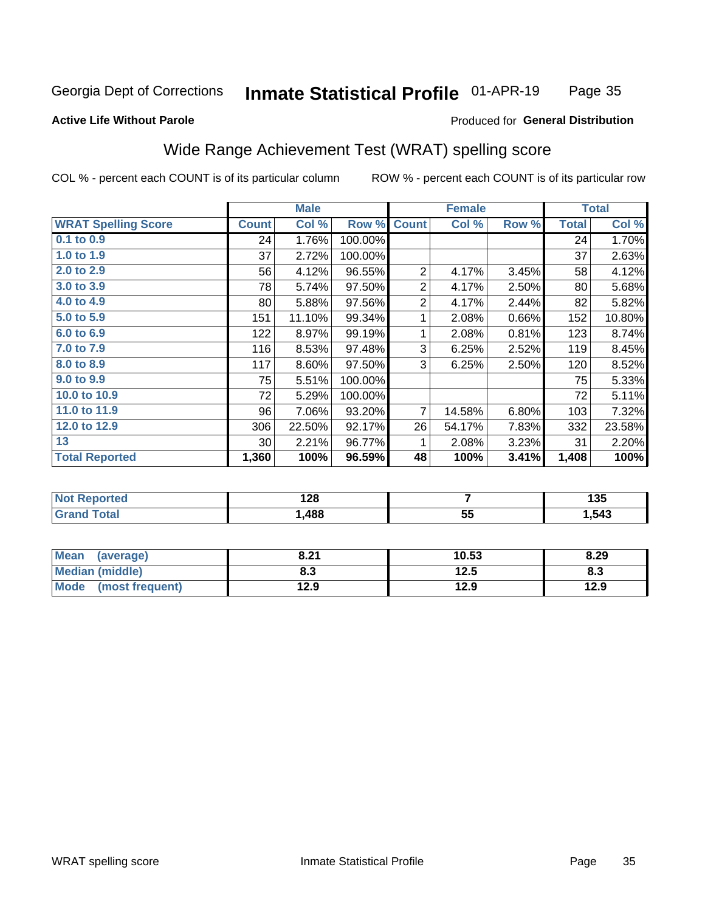Georgia Dept of Corrections **Inmate Statistical Profile** 01-APR-19

**Active Life Without Parole**

Produced for **General Distribution**

## Wide Range Achievement Test (WRAT) spelling score

COL % - percent each COUNT is of its particular column ROW % - percent each COUNT is of its particular row

| | Male | | | Female | | | Total | |
|---|---|---|---|---|---|---|---|---|
| **WRAT Spelling Score** | **Count** | **Col %** | **Row %** | **Count** | **Col %** | **Row %** | **Total** | **Col %** |
| **0.1 to 0.9** | 24 | 1.76% | 100.00% | | | | 24 | 1.70% |
| **1.0 to 1.9** | 37 | 2.72% | 100.00% | | | | 37 | 2.63% |
| **2.0 to 2.9** | 56 | 4.12% | 96.55% | 2 | 4.17% | 3.45% | 58 | 4.12% |
| **3.0 to 3.9** | 78 | 5.74% | 97.50% | 2 | 4.17% | 2.50% | 80 | 5.68% |
| **4.0 to 4.9** | 80 | 5.88% | 97.56% | 2 | 4.17% | 2.44% | 82 | 5.82% |
| **5.0 to 5.9** | 151 | 11.10% | 99.34% | 1 | 2.08% | 0.66% | 152 | 10.80% |
| **6.0 to 6.9** | 122 | 8.97% | 99.19% | 1 | 2.08% | 0.81% | 123 | 8.74% |
| **7.0 to 7.9** | 116 | 8.53% | 97.48% | 3 | 6.25% | 2.52% | 119 | 8.45% |
| **8.0 to 8.9** | 117 | 8.60% | 97.50% | 3 | 6.25% | 2.50% | 120 | 8.52% |
| **9.0 to 9.9** | 75 | 5.51% | 100.00% | | | | 75 | 5.33% |
| **10.0 to 10.9** | 72 | 5.29% | 100.00% | | | | 72 | 5.11% |
| **11.0 to 11.9** | 96 | 7.06% | 93.20% | 7 | 14.58% | 6.80% | 103 | 7.32% |
| **12.0 to 12.9** | 306 | 22.50% | 92.17% | 26 | 54.17% | 7.83% | 332 | 23.58% |
| **13** | 30 | 2.21% | 96.77% | 1 | 2.08% | 3.23% | 31 | 2.20% |
| **Total Reported** | **1,360** | **100%** | **96.59%** | **48** | **100%** | **3.41%** | **1,408** | **100%** |

| | Male | Female | Total |
|---|---|---|---|
| **Not Reported** | **128** | **7** | **135** |
| **Grand Total** | **1,488** | **55** | **1,543** |

| | Male | Female | Total |
|---|---|---|---|
| **Mean (average)** | **8.21** | **10.53** | **8.29** |
| **Median (middle)** | **8.3** | **12.5** | **8.3** |
| **Mode (most frequent)** | **12.9** | **12.9** | **12.9** |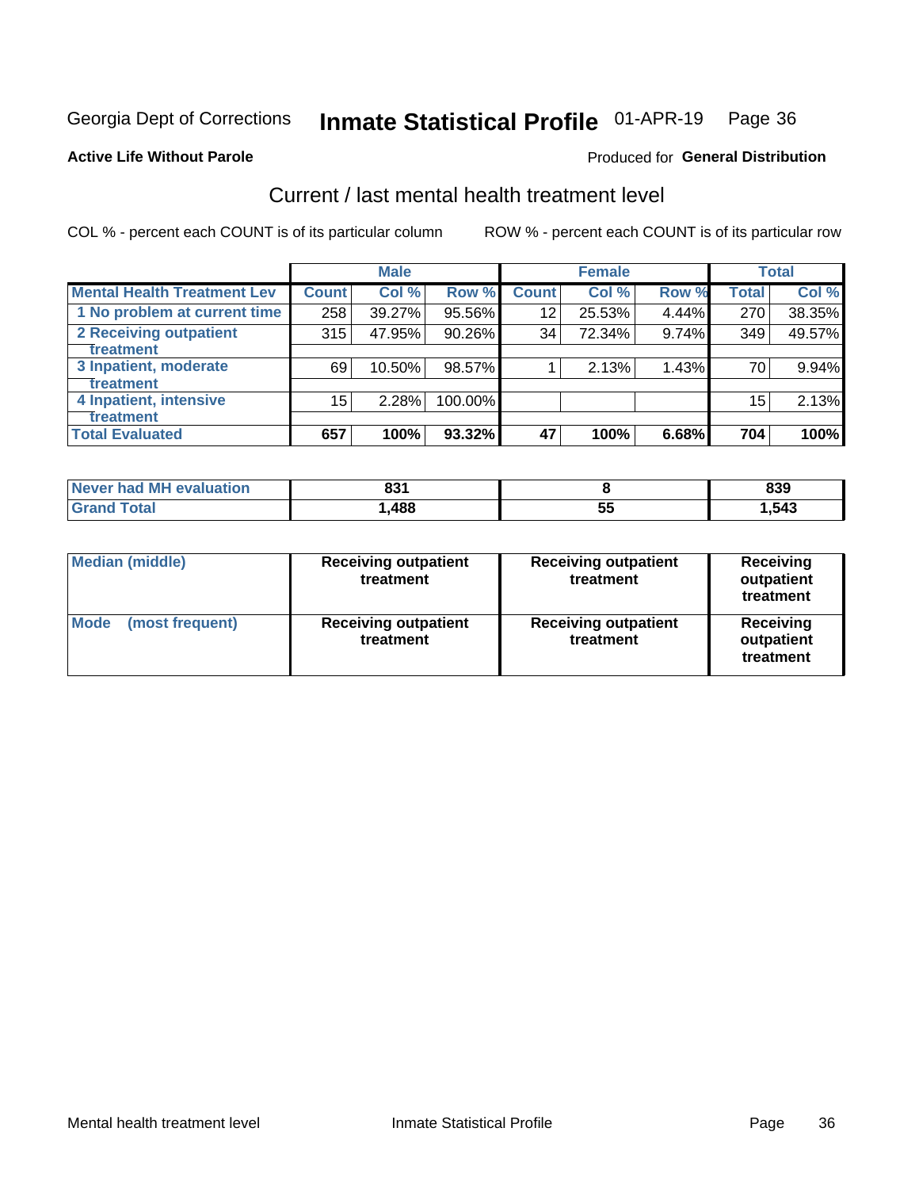Georgia Dept of Corrections **Inmate Statistical Profile** 01-APR-19

**Active Life Without Parole**

Produced for **General Distribution**

## Current / last mental health treatment level

COL % - percent each COUNT is of its particular column

ROW % - percent each COUNT is of its particular row

| | Male | | | Female | | | Total | |
|---|---|---|---|---|---|---|---|---|
| **Mental Health Treatment Lev** | **Count** | **Col %** | **Row %** | **Count** | **Col %** | **Row %** | **Total** | **Col %** |
| 1 No problem at current time | 258 | 39.27% | 95.56% | 12 | 25.53% | 4.44% | 270 | 38.35% |
| 2 Receiving outpatient treatment | 315 | 47.95% | 90.26% | 34 | 72.34% | 9.74% | 349 | 49.57% |
| 3 Inpatient, moderate treatment | 69 | 10.50% | 98.57% | 1 | 2.13% | 1.43% | 70 | 9.94% |
| 4 Inpatient, intensive treatment | 15 | 2.28% | 100.00% | | | | 15 | 2.13% |
| **Total Evaluated** | **657** | **100%** | **93.32%** | **47** | **100%** | **6.68%** | **704** | **100%** |

| | Male | Female | Total |
|---|---|---|---|
| **Never had MH evaluation** | **831** | **8** | **839** |
| **Grand Total** | **1,488** | **55** | **1,543** |

| | Male | Female | Total |
|---|---|---|---|
| **Median (middle)** | **Receiving outpatient treatment** | **Receiving outpatient treatment** | **Receiving outpatient treatment** |
| **Mode (most frequent)** | **Receiving outpatient treatment** | **Receiving outpatient treatment** | **Receiving outpatient treatment** |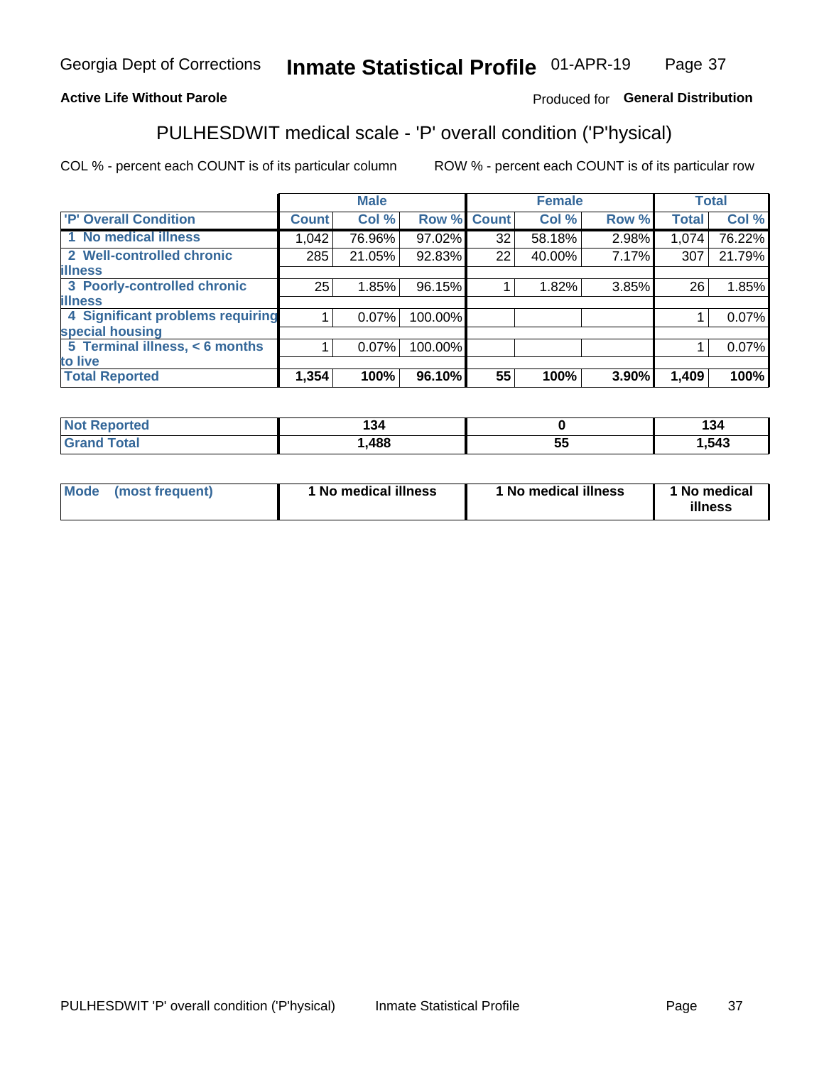Georgia Dept of Corrections **Inmate Statistical Profile** 01-APR-19

**Active Life Without Parole**

Produced for **General Distribution**

## PULHESDWIT medical scale - 'P' overall condition ('P'hysical)

COL % - percent each COUNT is of its particular column

ROW % - percent each COUNT is of its particular row

| | Male | | | Female | | | Total | |
|---|---|---|---|---|---|---|---|---|
| 'P' Overall Condition | Count | Col % | Row % | Count | Col % | Row % | Total | Col % |
| 1 No medical illness | 1,042 | 76.96% | 97.02% | 32 | 58.18% | 2.98% | 1,074 | 76.22% |
| 2 Well-controlled chronic illness | 285 | 21.05% | 92.83% | 22 | 40.00% | 7.17% | 307 | 21.79% |
| 3 Poorly-controlled chronic illness | 25 | 1.85% | 96.15% | 1 | 1.82% | 3.85% | 26 | 1.85% |
| 4 Significant problems requiring special housing | 1 | 0.07% | 100.00% | | | | 1 | 0.07% |
| 5 Terminal illness, < 6 months to live | 1 | 0.07% | 100.00% | | | | 1 | 0.07% |
| **Total Reported** | **1,354** | **100%** | **96.10%** | **55** | **100%** | **3.90%** | **1,409** | **100%** |

| | Male | Female | Total |
|---|---|---|---|
| Not Reported | 134 | 0 | 134 |
| Grand Total | 1,488 | 55 | 1,543 |

| | Male | Female | Total |
|---|---|---|---|
| Mode (most frequent) | 1 No medical illness | 1 No medical illness | 1 No medical illness |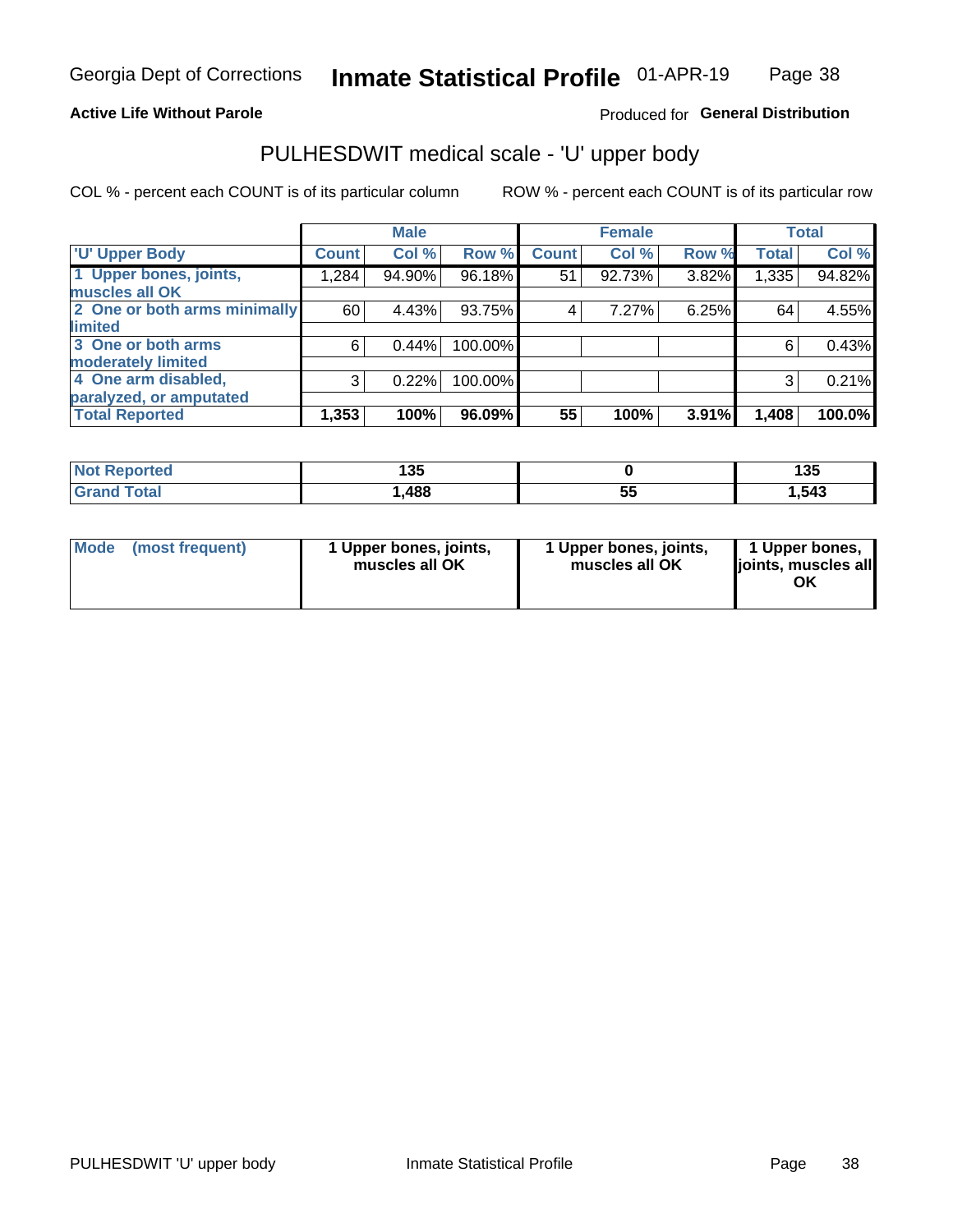Georgia Dept of Corrections **Inmate Statistical Profile** 01-APR-19

**Active Life Without Parole**

Produced for **General Distribution**

## PULHESDWIT medical scale - 'U' upper body

COL % - percent each COUNT is of its particular column

ROW % - percent each COUNT is of its particular row

| | Male | | | Female | | | Total | |
|---|---|---|---|---|---|---|---|---|
| **'U' Upper Body** | **Count** | **Col %** | **Row %** | **Count** | **Col %** | **Row %** | **Total** | **Col %** |
| **1 Upper bones, joints, muscles all OK** | 1,284 | 94.90% | 96.18% | 51 | 92.73% | 3.82% | 1,335 | 94.82% |
| **2 One or both arms minimally limited** | 60 | 4.43% | 93.75% | 4 | 7.27% | 6.25% | 64 | 4.55% |
| **3 One or both arms moderately limited** | 6 | 0.44% | 100.00% | | | | 6 | 0.43% |
| **4 One arm disabled, paralyzed, or amputated** | 3 | 0.22% | 100.00% | | | | 3 | 0.21% |
| **Total Reported** | **1,353** | **100%** | **96.09%** | **55** | **100%** | **3.91%** | **1,408** | **100.0%** |

| | Male | Female | Total |
|---|---|---|---|
| **Not Reported** | **135** | **0** | **135** |
| **Grand Total** | **1,488** | **55** | **1,543** |

| | Male | Female | Total |
|---|---|---|---|
| **Mode (most frequent)** | **1 Upper bones, joints, muscles all OK** | **1 Upper bones, joints, muscles all OK** | **1 Upper bones, joints, muscles all OK** |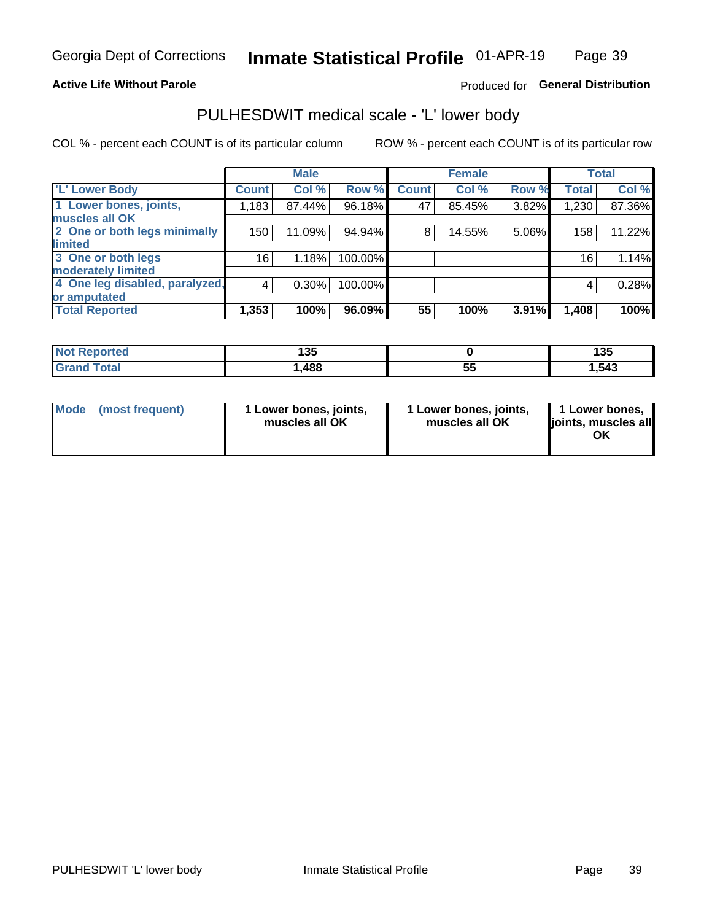Georgia Dept of Corrections **Inmate Statistical Profile** 01-APR-19

**Active Life Without Parole**

Produced for **General Distribution**

## PULHESDWIT medical scale - 'L' lower body

COL % - percent each COUNT is of its particular column

ROW % - percent each COUNT is of its particular row

| | Male | | | Female | | | Total | |
|---|---|---|---|---|---|---|---|---|
| **'L' Lower Body** | **Count** | **Col %** | **Row %** | **Count** | **Col %** | **Row %** | **Total** | **Col %** |
| **1 Lower bones, joints, muscles all OK** | 1,183 | 87.44% | 96.18% | 47 | 85.45% | 3.82% | 1,230 | 87.36% |
| **2 One or both legs minimally limited** | 150 | 11.09% | 94.94% | 8 | 14.55% | 5.06% | 158 | 11.22% |
| **3 One or both legs moderately limited** | 16 | 1.18% | 100.00% | | | | 16 | 1.14% |
| **4 One leg disabled, paralyzed, or amputated** | 4 | 0.30% | 100.00% | | | | 4 | 0.28% |
| **Total Reported** | **1,353** | **100%** | **96.09%** | **55** | **100%** | **3.91%** | **1,408** | **100%** |

| | Male | Female | Total |
|---|---|---|---|
| **Not Reported** | **135** | **0** | **135** |
| **Grand Total** | **1,488** | **55** | **1,543** |

| | Male | Female | Total |
|---|---|---|---|
| **Mode (most frequent)** | **1 Lower bones, joints, muscles all OK** | **1 Lower bones, joints, muscles all OK** | **1 Lower bones, joints, muscles all OK** |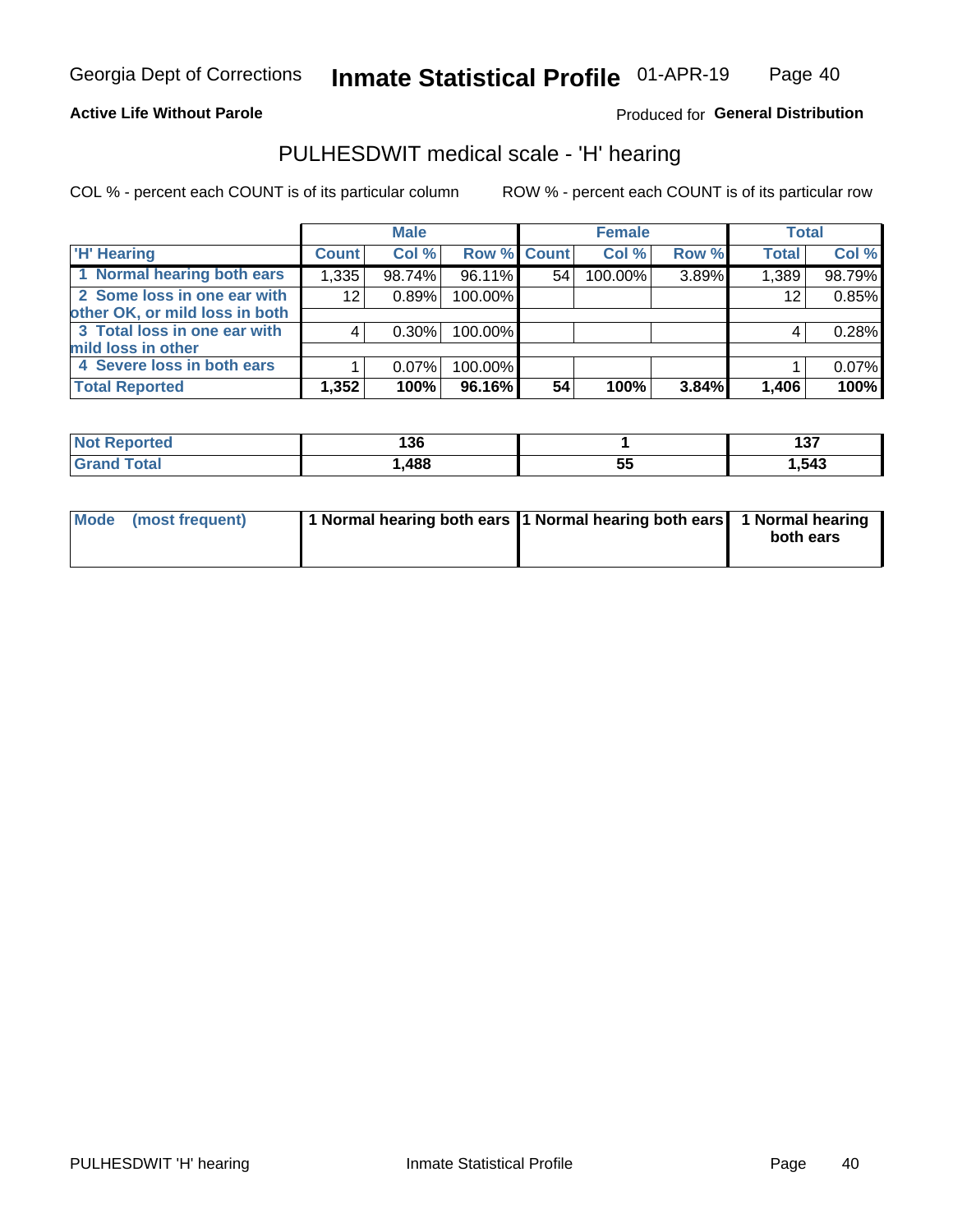Georgia Dept of Corrections **Inmate Statistical Profile** 01-APR-19

**Active Life Without Parole**

Produced for **General Distribution**

## PULHESDWIT medical scale - 'H' hearing

COL % - percent each COUNT is of its particular column

ROW % - percent each COUNT is of its particular row

| | Male | | | Female | | | Total | |
|---|---|---|---|---|---|---|---|---|
| 'H' Hearing | Count | Col % | Row % | Count | Col % | Row % | Total | Col % |
| 1 Normal hearing both ears | 1,335 | 98.74% | 96.11% | 54 | 100.00% | 3.89% | 1,389 | 98.79% |
| 2 Some loss in one ear with other OK, or mild loss in both | 12 | 0.89% | 100.00% | | | | 12 | 0.85% |
| 3 Total loss in one ear with mild loss in other | 4 | 0.30% | 100.00% | | | | 4 | 0.28% |
| 4 Severe loss in both ears | 1 | 0.07% | 100.00% | | | | 1 | 0.07% |
| **Total Reported** | **1,352** | **100%** | **96.16%** | **54** | **100%** | **3.84%** | **1,406** | **100%** |

| | Male | Female | Total |
|---|---|---|---|
| Not Reported | 136 | 1 | 137 |
| Grand Total | 1,488 | 55 | 1,543 |

| | Male | Female | Total |
|---|---|---|---|
| Mode (most frequent) | 1 Normal hearing both ears | 1 Normal hearing both ears | 1 Normal hearing both ears |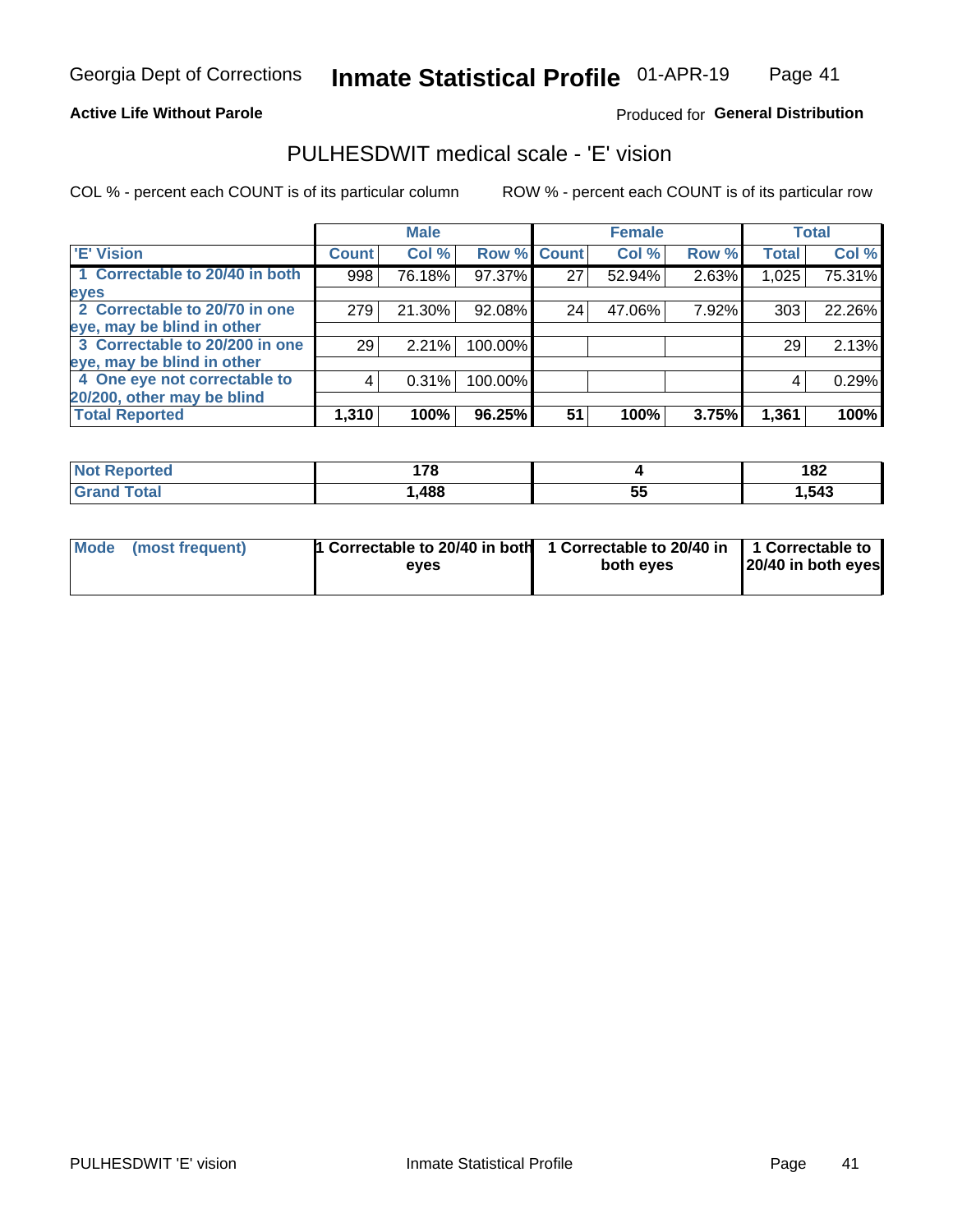Georgia Dept of Corrections **Inmate Statistical Profile** 01-APR-19

**Active Life Without Parole**

Produced for **General Distribution**

## PULHESDWIT medical scale - 'E' vision

COL % - percent each COUNT is of its particular column

ROW % - percent each COUNT is of its particular row

| | Male | | | Female | | | Total | |
|---|---|---|---|---|---|---|---|---|
| 'E' Vision | Count | Col % | Row % | Count | Col % | Row % | Total | Col % |
| 1 Correctable to 20/40 in both eyes | 998 | 76.18% | 97.37% | 27 | 52.94% | 2.63% | 1,025 | 75.31% |
| 2 Correctable to 20/70 in one eye, may be blind in other | 279 | 21.30% | 92.08% | 24 | 47.06% | 7.92% | 303 | 22.26% |
| 3 Correctable to 20/200 in one eye, may be blind in other | 29 | 2.21% | 100.00% | | | | 29 | 2.13% |
| 4 One eye not correctable to 20/200, other may be blind | 4 | 0.31% | 100.00% | | | | 4 | 0.29% |
| **Total Reported** | **1,310** | **100%** | **96.25%** | **51** | **100%** | **3.75%** | **1,361** | **100%** |

| | Male | Female | Total |
|---|---|---|---|
| Not Reported | 178 | 4 | 182 |
| Grand Total | 1,488 | 55 | 1,543 |

| | Male | Female | Total |
|---|---|---|---|
| Mode (most frequent) | 1 Correctable to 20/40 in both eyes | 1 Correctable to 20/40 in both eyes | 1 Correctable to 20/40 in both eyes |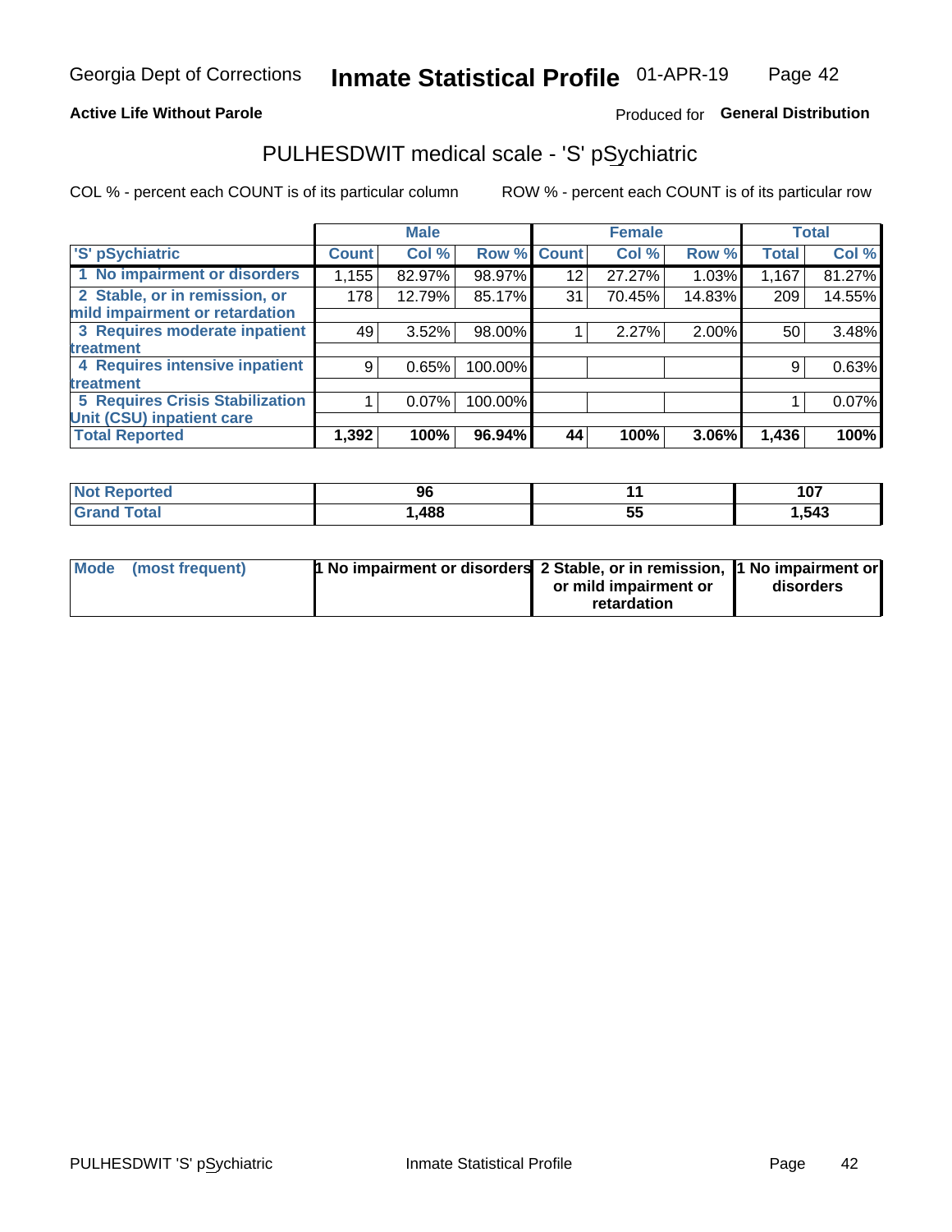Georgia Dept of Corrections **Inmate Statistical Profile** 01-APR-19

**Active Life Without Parole**

Produced for **General Distribution**

## PULHESDWIT medical scale - 'S' pSychiatric

COL % - percent each COUNT is of its particular column

ROW % - percent each COUNT is of its particular row

| | Male | | | Female | | | Total | |
|---|---|---|---|---|---|---|---|---|
| 'S' pSychiatric | Count | Col % | Row % | Count | Col % | Row % | Total | Col % |
| 1 No impairment or disorders | 1,155 | 82.97% | 98.97% | 12 | 27.27% | 1.03% | 1,167 | 81.27% |
| 2 Stable, or in remission, or mild impairment or retardation | 178 | 12.79% | 85.17% | 31 | 70.45% | 14.83% | 209 | 14.55% |
| 3 Requires moderate inpatient treatment | 49 | 3.52% | 98.00% | 1 | 2.27% | 2.00% | 50 | 3.48% |
| 4 Requires intensive inpatient treatment | 9 | 0.65% | 100.00% | | | | 9 | 0.63% |
| 5 Requires Crisis Stabilization Unit (CSU) inpatient care | 1 | 0.07% | 100.00% | | | | 1 | 0.07% |
| **Total Reported** | **1,392** | **100%** | **96.94%** | **44** | **100%** | **3.06%** | **1,436** | **100%** |

| | Male | Female | Total |
|---|---|---|---|
| Not Reported | 96 | 11 | 107 |
| Grand Total | 1,488 | 55 | 1,543 |

| | Male | Female | Total |
|---|---|---|---|
| Mode (most frequent) | 1 No impairment or disorders | 2 Stable, or in remission, or mild impairment or retardation | 1 No impairment or disorders |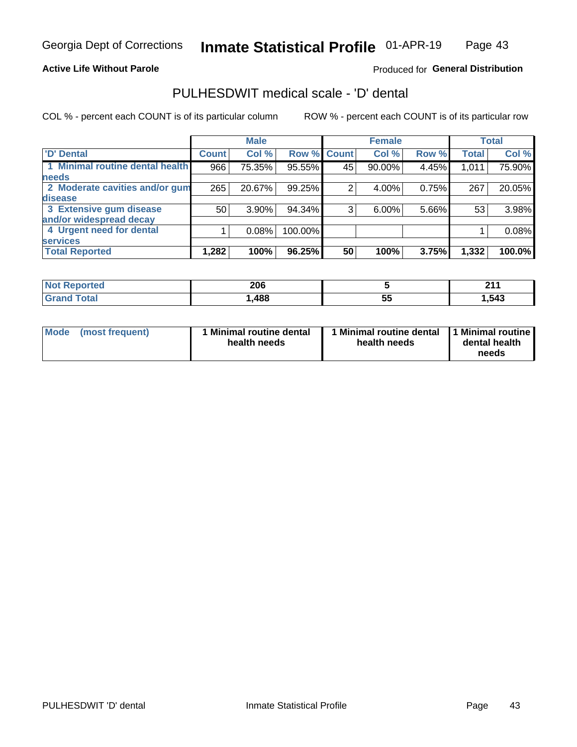Georgia Dept of Corrections **Inmate Statistical Profile** 01-APR-19

**Active Life Without Parole**

Produced for **General Distribution**

## PULHESDWIT medical scale - 'D' dental

COL % - percent each COUNT is of its particular column ROW % - percent each COUNT is of its particular row

| | Male | | | Female | | | Total | |
|---|---|---|---|---|---|---|---|---|
| 'D' Dental | Count | Col % | Row % | Count | Col % | Row % | Total | Col % |
| 1 Minimal routine dental health needs | 966 | 75.35% | 95.55% | 45 | 90.00% | 4.45% | 1,011 | 75.90% |
| 2 Moderate cavities and/or gum disease | 265 | 20.67% | 99.25% | 2 | 4.00% | 0.75% | 267 | 20.05% |
| 3 Extensive gum disease and/or widespread decay | 50 | 3.90% | 94.34% | 3 | 6.00% | 5.66% | 53 | 3.98% |
| 4 Urgent need for dental services | 1 | 0.08% | 100.00% | | | | 1 | 0.08% |
| **Total Reported** | **1,282** | **100%** | **96.25%** | **50** | **100%** | **3.75%** | **1,332** | **100.0%** |

| | Male | Female | Total |
|---|---|---|---|
| Not Reported | 206 | 5 | 211 |
| Grand Total | 1,488 | 55 | 1,543 |

| | Male | Female | Total |
|---|---|---|---|
| Mode (most frequent) | 1 Minimal routine dental health needs | 1 Minimal routine dental health needs | 1 Minimal routine dental health needs |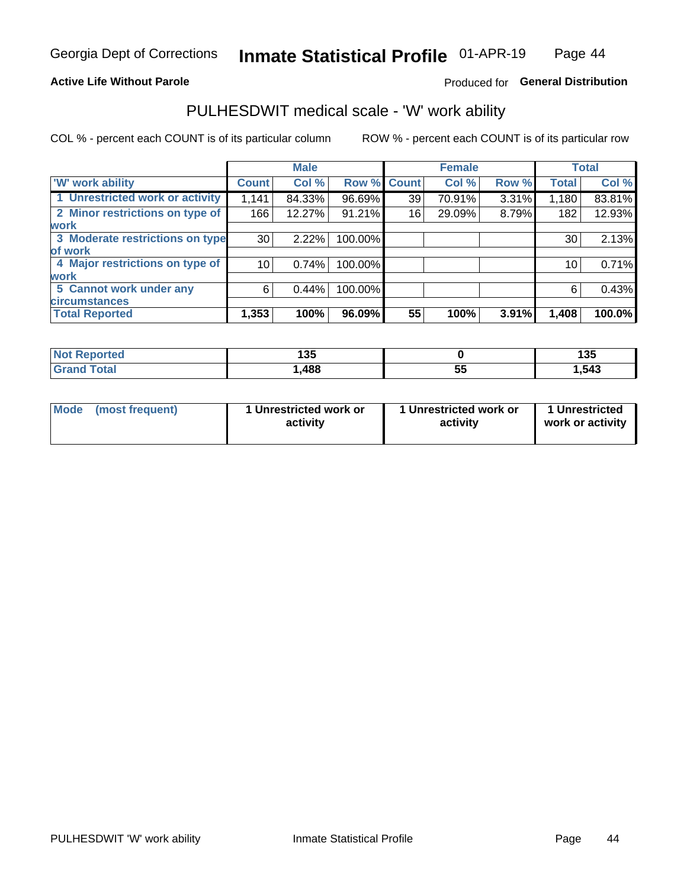Georgia Dept of Corrections **Inmate Statistical Profile** 01-APR-19

**Active Life Without Parole**

Produced for **General Distribution**

## PULHESDWIT medical scale - 'W' work ability

COL % - percent each COUNT is of its particular column

ROW % - percent each COUNT is of its particular row

| | Male | | | Female | | | Total | |
|---|---|---|---|---|---|---|---|---|
| 'W' work ability | Count | Col % | Row % | Count | Col % | Row % | Total | Col % |
| 1 Unrestricted work or activity | 1,141 | 84.33% | 96.69% | 39 | 70.91% | 3.31% | 1,180 | 83.81% |
| 2 Minor restrictions on type of work | 166 | 12.27% | 91.21% | 16 | 29.09% | 8.79% | 182 | 12.93% |
| 3 Moderate restrictions on type of work | 30 | 2.22% | 100.00% | | | | 30 | 2.13% |
| 4 Major restrictions on type of work | 10 | 0.74% | 100.00% | | | | 10 | 0.71% |
| 5 Cannot work under any circumstances | 6 | 0.44% | 100.00% | | | | 6 | 0.43% |
| **Total Reported** | **1,353** | **100%** | **96.09%** | **55** | **100%** | **3.91%** | **1,408** | **100.0%** |

| | Male | Female | Total |
|---|---|---|---|
| Not Reported | 135 | 0 | 135 |
| Grand Total | 1,488 | 55 | 1,543 |

| | Male | Female | Total |
|---|---|---|---|
| Mode (most frequent) | 1 Unrestricted work or activity | 1 Unrestricted work or activity | 1 Unrestricted work or activity |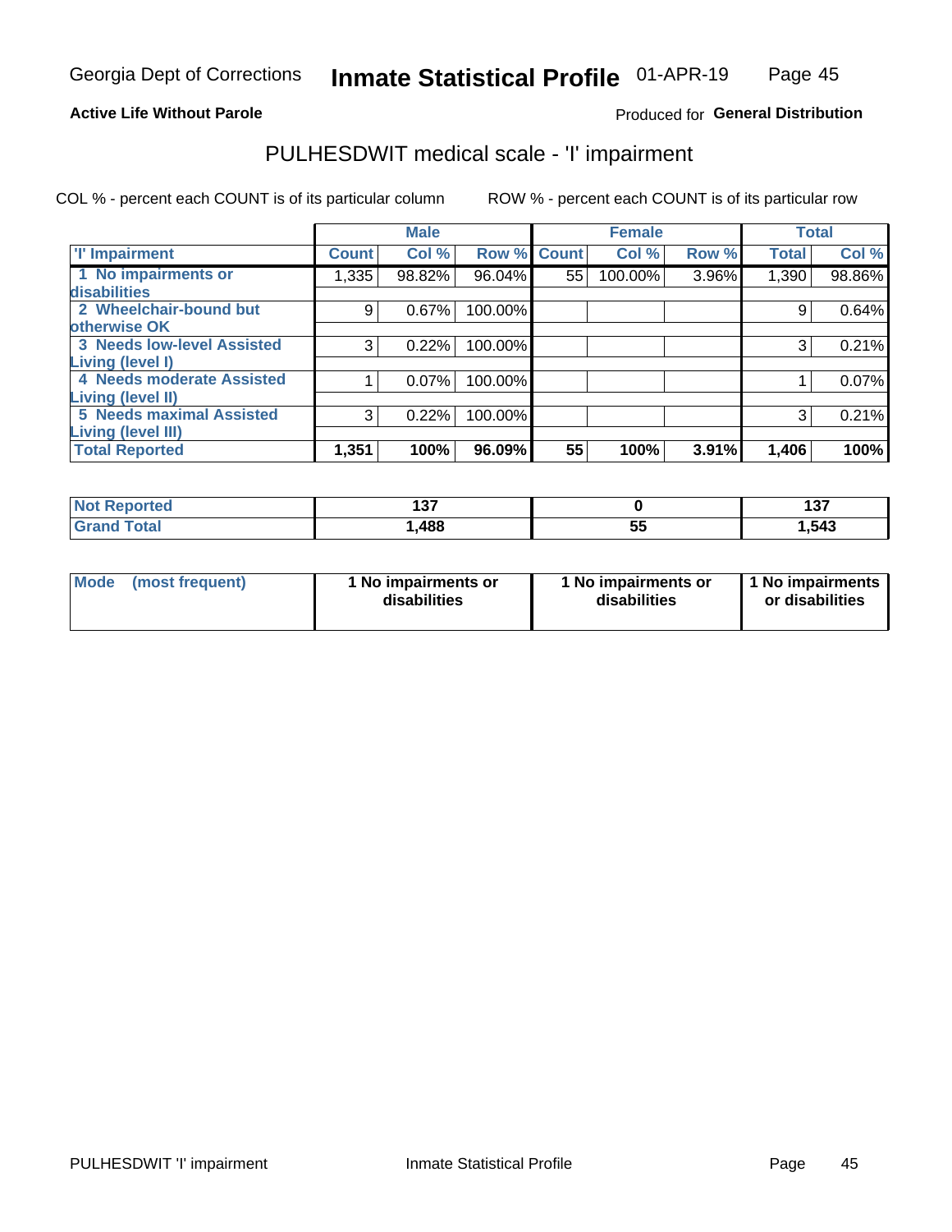Georgia Dept of Corrections **Inmate Statistical Profile** 01-APR-19

**Active Life Without Parole**

Produced for **General Distribution**

## PULHESDWIT medical scale - 'I' impairment

COL % - percent each COUNT is of its particular column ROW % - percent each COUNT is of its particular row

| | Male | | | Female | | | Total | |
|---|---|---|---|---|---|---|---|---|
| 'I' Impairment | Count | Col % | Row % | Count | Col % | Row % | Total | Col % |
| 1 No impairments or disabilities | 1,335 | 98.82% | 96.04% | 55 | 100.00% | 3.96% | 1,390 | 98.86% |
| 2 Wheelchair-bound but otherwise OK | 9 | 0.67% | 100.00% | | | | 9 | 0.64% |
| 3 Needs low-level Assisted Living (level I) | 3 | 0.22% | 100.00% | | | | 3 | 0.21% |
| 4 Needs moderate Assisted Living (level II) | 1 | 0.07% | 100.00% | | | | 1 | 0.07% |
| 5 Needs maximal Assisted Living (level III) | 3 | 0.22% | 100.00% | | | | 3 | 0.21% |
| **Total Reported** | **1,351** | **100%** | **96.09%** | **55** | **100%** | **3.91%** | **1,406** | **100%** |

| | Male | Female | Total |
|---|---|---|---|
| Not Reported | 137 | 0 | 137 |
| Grand Total | 1,488 | 55 | 1,543 |

| | Male | Female | Total |
|---|---|---|---|
| Mode (most frequent) | 1 No impairments or disabilities | 1 No impairments or disabilities | 1 No impairments or disabilities |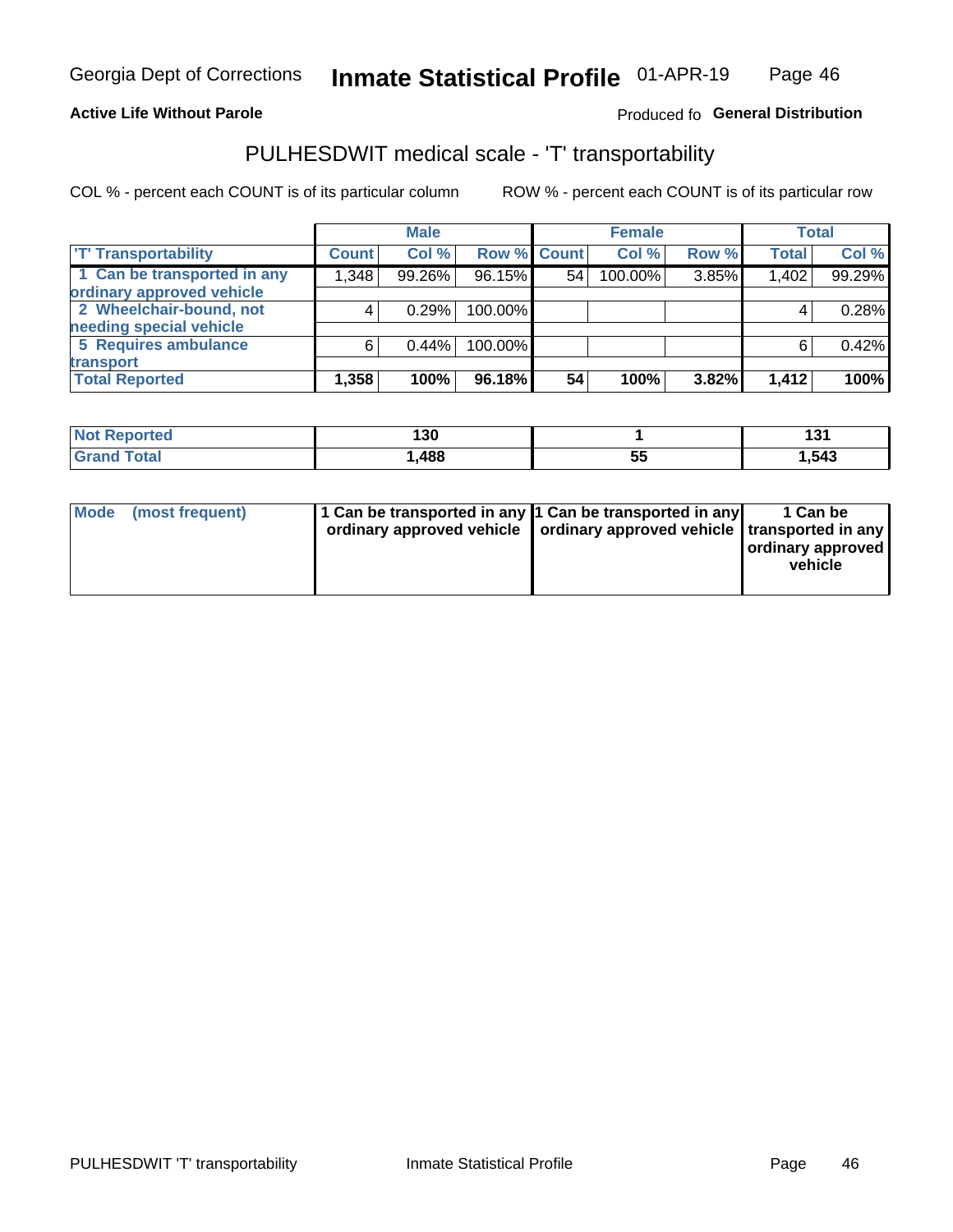Georgia Dept of Corrections **Inmate Statistical Profile** 01-APR-19

**Active Life Without Parole**

Produced fo **General Distribution**

## PULHESDWIT medical scale - 'T' transportability

COL % - percent each COUNT is of its particular column

ROW % - percent each COUNT is of its particular row

| | Male | | | Female | | | Total | |
|---|---|---|---|---|---|---|---|---|
| 'T' Transportability | Count | Col % | Row % | Count | Col % | Row % | Total | Col % |
| 1 Can be transported in any ordinary approved vehicle | 1,348 | 99.26% | 96.15% | 54 | 100.00% | 3.85% | 1,402 | 99.29% |
| 2 Wheelchair-bound, not needing special vehicle | 4 | 0.29% | 100.00% | | | | 4 | 0.28% |
| 5 Requires ambulance transport | 6 | 0.44% | 100.00% | | | | 6 | 0.42% |
| **Total Reported** | **1,358** | **100%** | **96.18%** | **54** | **100%** | **3.82%** | **1,412** | **100%** |

| | Male | Female | Total |
|---|---|---|---|
| Not Reported | 130 | 1 | 131 |
| Grand Total | 1,488 | 55 | 1,543 |

| | Male | Female | Total |
|---|---|---|---|
| Mode (most frequent) | 1 Can be transported in any ordinary approved vehicle | 1 Can be transported in any ordinary approved vehicle | 1 Can be transported in any ordinary approved vehicle |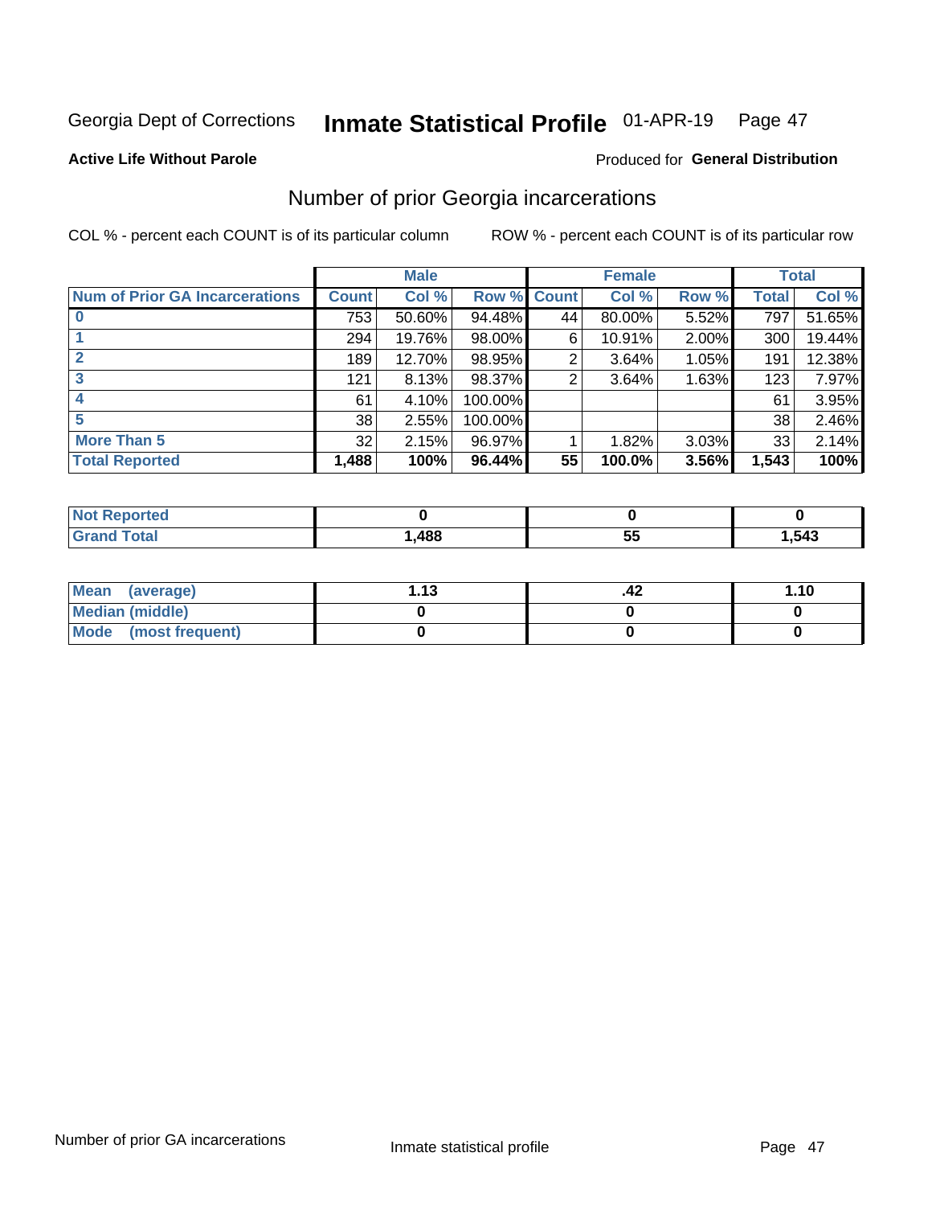Georgia Dept of Corrections **Inmate Statistical Profile** 01-APR-19

**Active Life Without Parole**

Produced for **General Distribution**

## Number of prior Georgia incarcerations

COL % - percent each COUNT is of its particular column

ROW % - percent each COUNT is of its particular row

| | Male | | | Female | | | Total | |
|---|---|---|---|---|---|---|---|---|
| **Num of Prior GA Incarcerations** | **Count** | **Col %** | **Row %** | **Count** | **Col %** | **Row %** | **Total** | **Col %** |
| **0** | 753 | 50.60% | 94.48% | 44 | 80.00% | 5.52% | 797 | 51.65% |
| **1** | 294 | 19.76% | 98.00% | 6 | 10.91% | 2.00% | 300 | 19.44% |
| **2** | 189 | 12.70% | 98.95% | 2 | 3.64% | 1.05% | 191 | 12.38% |
| **3** | 121 | 8.13% | 98.37% | 2 | 3.64% | 1.63% | 123 | 7.97% |
| **4** | 61 | 4.10% | 100.00% | | | | 61 | 3.95% |
| **5** | 38 | 2.55% | 100.00% | | | | 38 | 2.46% |
| **More Than 5** | 32 | 2.15% | 96.97% | 1 | 1.82% | 3.03% | 33 | 2.14% |
| **Total Reported** | **1,488** | **100%** | **96.44%** | **55** | **100.0%** | **3.56%** | **1,543** | **100%** |

| | Male | Female | Total |
|---|---|---|---|
| **Not Reported** | **0** | **0** | **0** |
| **Grand Total** | **1,488** | **55** | **1,543** |

| | Male | Female | Total |
|---|---|---|---|
| **Mean (average)** | **1.13** | **.42** | **1.10** |
| **Median (middle)** | **0** | **0** | **0** |
| **Mode (most frequent)** | **0** | **0** | **0** |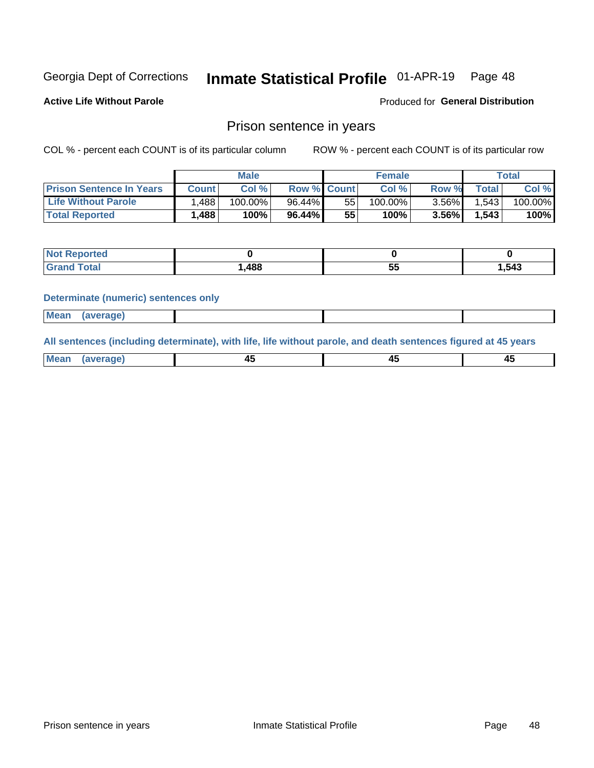Georgia Dept of Corrections **Inmate Statistical Profile** 01-APR-19

**Active Life Without Parole**

Produced for **General Distribution**

## Prison sentence in years

COL % - percent each COUNT is of its particular column ROW % - percent each COUNT is of its particular row

| | Male | | | Female | | | Total | |
|---|---|---|---|---|---|---|---|---|
| **Prison Sentence In Years** | **Count** | **Col %** | **Row %** | **Count** | **Col %** | **Row %** | **Total** | **Col %** |
| **Life Without Parole** | 1,488 | 100.00% | 96.44% | 55 | 100.00% | 3.56% | 1,543 | 100.00% |
| **Total Reported** | **1,488** | **100%** | **96.44%** | **55** | **100%** | **3.56%** | **1,543** | **100%** |

| | Male | Female | Total |
|---|---|---|---|
| **Not Reported** | **0** | **0** | **0** |
| **Grand Total** | **1,488** | **55** | **1,543** |

**Determinate (numeric) sentences only**

| | Male | Female | Total |
|---|---|---|---|
| **Mean (average)** | | | |

**All sentences (including determinate), with life, life without parole, and death sentences figured at 45 years**

| | Male | Female | Total |
|---|---|---|---|
| **Mean (average)** | **45** | **45** | **45** |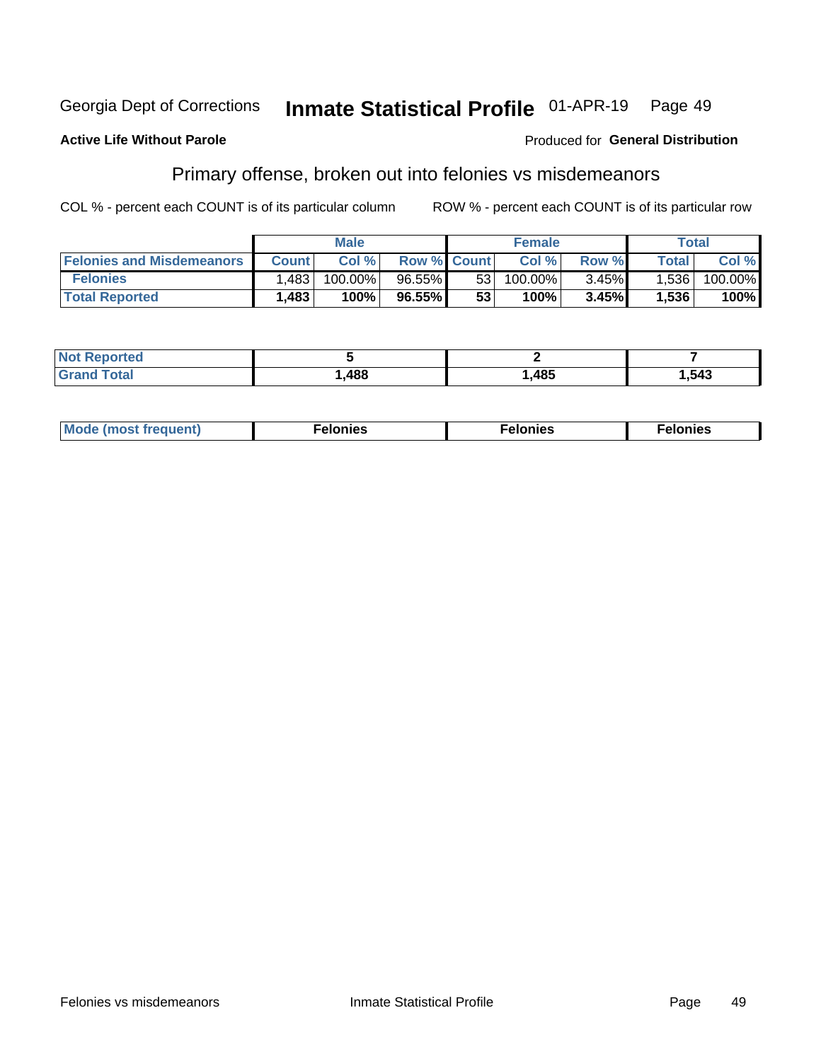Georgia Dept of Corrections **Inmate Statistical Profile** 01-APR-19

**Active Life Without Parole**

Produced for **General Distribution**

## Primary offense, broken out into felonies vs misdemeanors

COL % - percent each COUNT is of its particular column

ROW % - percent each COUNT is of its particular row

| | Male | | | Female | | | Total | |
|---|---|---|---|---|---|---|---|---|
| **Felonies and Misdemeanors** | **Count** | **Col %** | **Row %** | **Count** | **Col %** | **Row %** | **Total** | **Col %** |
| **Felonies** | 1,483 | 100.00% | 96.55% | 53 | 100.00% | 3.45% | 1,536 | 100.00% |
| **Total Reported** | **1,483** | **100%** | **96.55%** | **53** | **100%** | **3.45%** | **1,536** | **100%** |

| | Male | Female | Total |
|---|---|---|---|
| **Not Reported** | **5** | **2** | **7** |
| **Grand Total** | **1,488** | **1,485** | **1,543** |

| | Male | Female | Total |
|---|---|---|---|
| **Mode (most frequent)** | **Felonies** | **Felonies** | **Felonies** |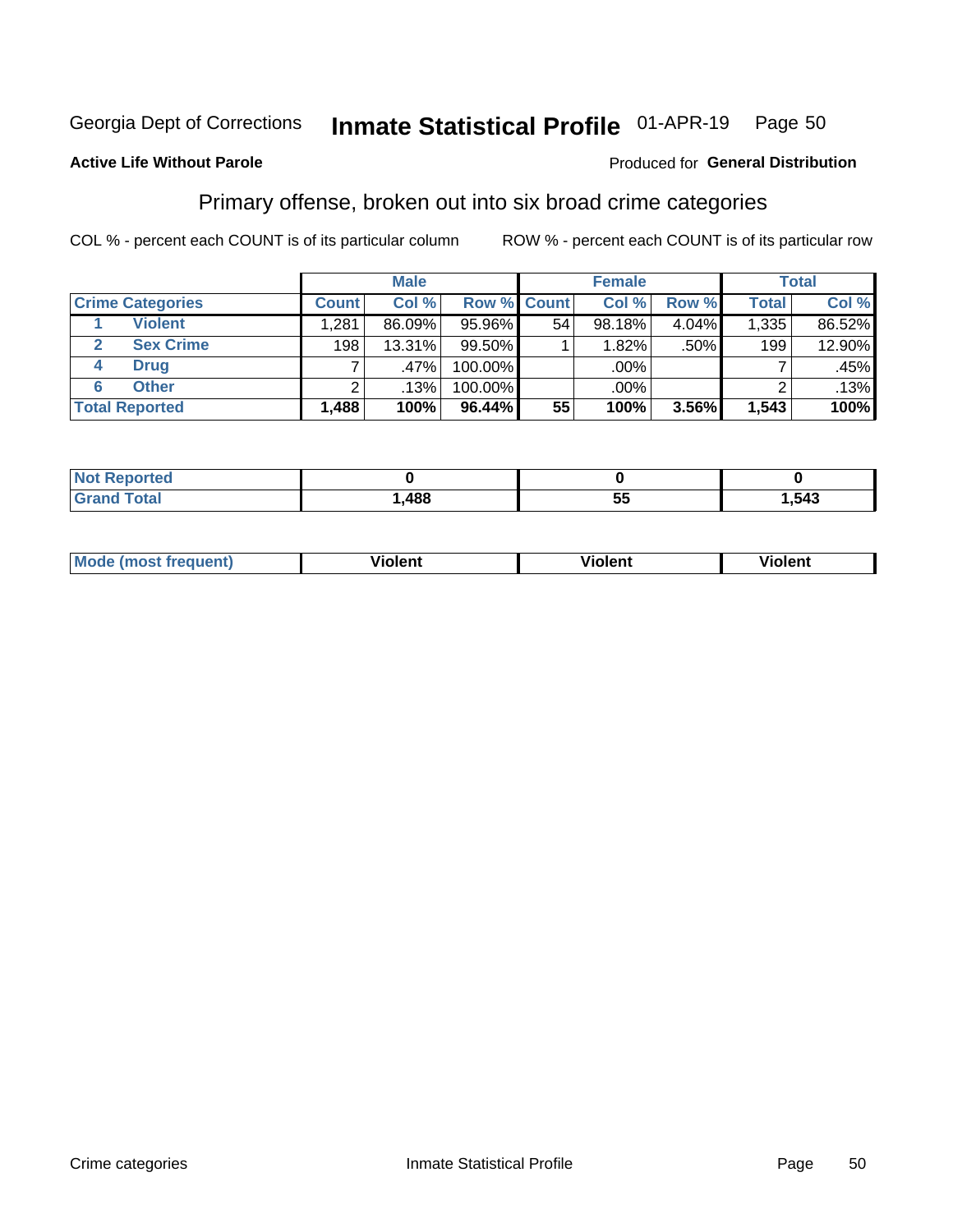Georgia Dept of Corrections **Inmate Statistical Profile** 01-APR-19

**Active Life Without Parole**

Produced for **General Distribution**

## Primary offense, broken out into six broad crime categories

COL % - percent each COUNT is of its particular column

ROW % - percent each COUNT is of its particular row

| | | Male | | | Female | | | Total | |
|---|---|---|---|---|---|---|---|---|---|
| **Crime Categories** | | **Count** | **Col %** | **Row %** | **Count** | **Col %** | **Row %** | **Total** | **Col %** |
| 1 | Violent | 1,281 | 86.09% | 95.96% | 54 | 98.18% | 4.04% | 1,335 | 86.52% |
| 2 | Sex Crime | 198 | 13.31% | 99.50% | 1 | 1.82% | .50% | 199 | 12.90% |
| 4 | Drug | 7 | .47% | 100.00% | | .00% | | 7 | .45% |
| 6 | Other | 2 | .13% | 100.00% | | .00% | | 2 | .13% |
| **Total Reported** | | **1,488** | **100%** | **96.44%** | **55** | **100%** | **3.56%** | **1,543** | **100%** |

| | Male | Female | Total |
|---|---|---|---|
| **Not Reported** | **0** | **0** | **0** |
| **Grand Total** | **1,488** | **55** | **1,543** |

| | Male | Female | Total |
|---|---|---|---|
| **Mode (most frequent)** | **Violent** | **Violent** | **Violent** |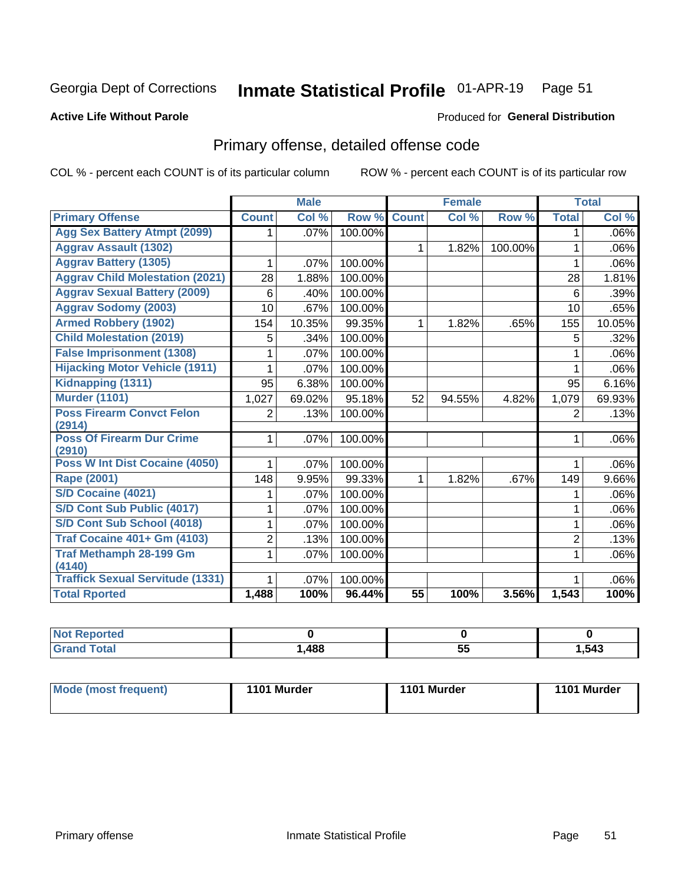Georgia Dept of Corrections **Inmate Statistical Profile** 01-APR-19

**Active Life Without Parole**

Produced for **General Distribution**

## Primary offense, detailed offense code

COL % - percent each COUNT is of its particular column    ROW % - percent each COUNT is of its particular row

| | Male | | | Female | | | Total | |
|---|---|---|---|---|---|---|---|---|
| **Primary Offense** | **Count** | **Col %** | **Row %** | **Count** | **Col %** | **Row %** | **Total** | **Col %** |
| Agg Sex Battery Atmpt (2099) | 1 | .07% | 100.00% | | | | 1 | .06% |
| Aggrav Assault (1302) | | | | 1 | 1.82% | 100.00% | 1 | .06% |
| Aggrav Battery (1305) | 1 | .07% | 100.00% | | | | 1 | .06% |
| Aggrav Child Molestation (2021) | 28 | 1.88% | 100.00% | | | | 28 | 1.81% |
| Aggrav Sexual Battery (2009) | 6 | .40% | 100.00% | | | | 6 | .39% |
| Aggrav Sodomy (2003) | 10 | .67% | 100.00% | | | | 10 | .65% |
| Armed Robbery (1902) | 154 | 10.35% | 99.35% | 1 | 1.82% | .65% | 155 | 10.05% |
| Child Molestation (2019) | 5 | .34% | 100.00% | | | | 5 | .32% |
| False Imprisonment (1308) | 1 | .07% | 100.00% | | | | 1 | .06% |
| Hijacking Motor Vehicle (1911) | 1 | .07% | 100.00% | | | | 1 | .06% |
| Kidnapping (1311) | 95 | 6.38% | 100.00% | | | | 95 | 6.16% |
| Murder (1101) | 1,027 | 69.02% | 95.18% | 52 | 94.55% | 4.82% | 1,079 | 69.93% |
| Poss Firearm Convct Felon (2914) | 2 | .13% | 100.00% | | | | 2 | .13% |
| Poss Of Firearm Dur Crime (2910) | 1 | .07% | 100.00% | | | | 1 | .06% |
| Poss W Int Dist Cocaine (4050) | 1 | .07% | 100.00% | | | | 1 | .06% |
| Rape (2001) | 148 | 9.95% | 99.33% | 1 | 1.82% | .67% | 149 | 9.66% |
| S/D Cocaine (4021) | 1 | .07% | 100.00% | | | | 1 | .06% |
| S/D Cont Sub Public (4017) | 1 | .07% | 100.00% | | | | 1 | .06% |
| S/D Cont Sub School (4018) | 1 | .07% | 100.00% | | | | 1 | .06% |
| Traf Cocaine 401+ Gm (4103) | 2 | .13% | 100.00% | | | | 2 | .13% |
| Traf Methamph 28-199 Gm (4140) | 1 | .07% | 100.00% | | | | 1 | .06% |
| Traffick Sexual Servitude (1331) | 1 | .07% | 100.00% | | | | 1 | .06% |
| **Total Rported** | **1,488** | **100%** | **96.44%** | **55** | **100%** | **3.56%** | **1,543** | **100%** |

| | Male | Female | Total |
|---|---|---|---|
| Not Reported | 0 | 0 | 0 |
| Grand Total | 1,488 | 55 | 1,543 |

| | Male | Female | Total |
|---|---|---|---|
| Mode (most frequent) | 1101 Murder | 1101 Murder | 1101 Murder |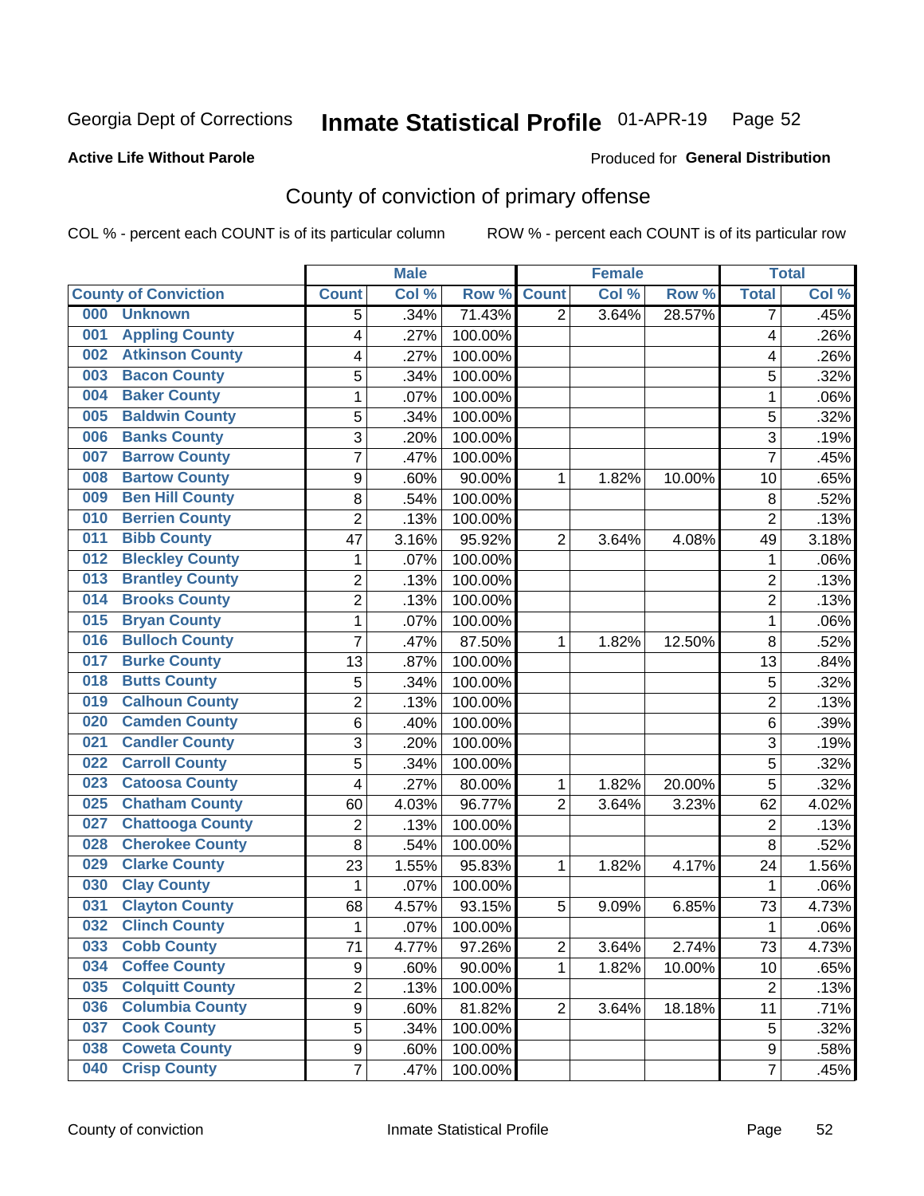Georgia Dept of Corrections **Inmate Statistical Profile** 01-APR-19

**Active Life Without Parole**

Produced for **General Distribution**

# County of conviction of primary offense

COL % - percent each COUNT is of its particular column

ROW % - percent each COUNT is of its particular row

| County of Conviction | Male | | | Female | | | Total | |
|---|---|---|---|---|---|---|---|---|
| | Count | Col % | Row % | Count | Col % | Row % | Total | Col % |
| 000 Unknown | 5 | .34% | 71.43% | 2 | 3.64% | 28.57% | 7 | .45% |
| 001 Appling County | 4 | .27% | 100.00% | | | | 4 | .26% |
| 002 Atkinson County | 4 | .27% | 100.00% | | | | 4 | .26% |
| 003 Bacon County | 5 | .34% | 100.00% | | | | 5 | .32% |
| 004 Baker County | 1 | .07% | 100.00% | | | | 1 | .06% |
| 005 Baldwin County | 5 | .34% | 100.00% | | | | 5 | .32% |
| 006 Banks County | 3 | .20% | 100.00% | | | | 3 | .19% |
| 007 Barrow County | 7 | .47% | 100.00% | | | | 7 | .45% |
| 008 Bartow County | 9 | .60% | 90.00% | 1 | 1.82% | 10.00% | 10 | .65% |
| 009 Ben Hill County | 8 | .54% | 100.00% | | | | 8 | .52% |
| 010 Berrien County | 2 | .13% | 100.00% | | | | 2 | .13% |
| 011 Bibb County | 47 | 3.16% | 95.92% | 2 | 3.64% | 4.08% | 49 | 3.18% |
| 012 Bleckley County | 1 | .07% | 100.00% | | | | 1 | .06% |
| 013 Brantley County | 2 | .13% | 100.00% | | | | 2 | .13% |
| 014 Brooks County | 2 | .13% | 100.00% | | | | 2 | .13% |
| 015 Bryan County | 1 | .07% | 100.00% | | | | 1 | .06% |
| 016 Bulloch County | 7 | .47% | 87.50% | 1 | 1.82% | 12.50% | 8 | .52% |
| 017 Burke County | 13 | .87% | 100.00% | | | | 13 | .84% |
| 018 Butts County | 5 | .34% | 100.00% | | | | 5 | .32% |
| 019 Calhoun County | 2 | .13% | 100.00% | | | | 2 | .13% |
| 020 Camden County | 6 | .40% | 100.00% | | | | 6 | .39% |
| 021 Candler County | 3 | .20% | 100.00% | | | | 3 | .19% |
| 022 Carroll County | 5 | .34% | 100.00% | | | | 5 | .32% |
| 023 Catoosa County | 4 | .27% | 80.00% | 1 | 1.82% | 20.00% | 5 | .32% |
| 025 Chatham County | 60 | 4.03% | 96.77% | 2 | 3.64% | 3.23% | 62 | 4.02% |
| 027 Chattooga County | 2 | .13% | 100.00% | | | | 2 | .13% |
| 028 Cherokee County | 8 | .54% | 100.00% | | | | 8 | .52% |
| 029 Clarke County | 23 | 1.55% | 95.83% | 1 | 1.82% | 4.17% | 24 | 1.56% |
| 030 Clay County | 1 | .07% | 100.00% | | | | 1 | .06% |
| 031 Clayton County | 68 | 4.57% | 93.15% | 5 | 9.09% | 6.85% | 73 | 4.73% |
| 032 Clinch County | 1 | .07% | 100.00% | | | | 1 | .06% |
| 033 Cobb County | 71 | 4.77% | 97.26% | 2 | 3.64% | 2.74% | 73 | 4.73% |
| 034 Coffee County | 9 | .60% | 90.00% | 1 | 1.82% | 10.00% | 10 | .65% |
| 035 Colquitt County | 2 | .13% | 100.00% | | | | 2 | .13% |
| 036 Columbia County | 9 | .60% | 81.82% | 2 | 3.64% | 18.18% | 11 | .71% |
| 037 Cook County | 5 | .34% | 100.00% | | | | 5 | .32% |
| 038 Coweta County | 9 | .60% | 100.00% | | | | 9 | .58% |
| 040 Crisp County | 7 | .47% | 100.00% | | | | 7 | .45% |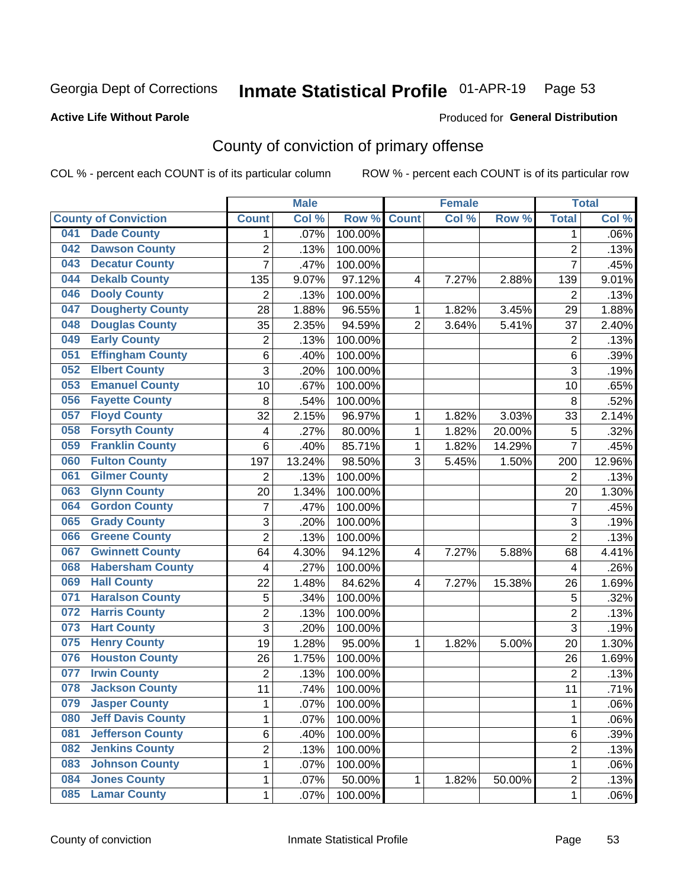Georgia Dept of Corrections **Inmate Statistical Profile** 01-APR-19 Page 53

**Active Life Without Parole**

Produced for **General Distribution**

# County of conviction of primary offense

COL % - percent each COUNT is of its particular column ROW % - percent each COUNT is of its particular row

| County of Conviction | Male | | | Female | | | Total | |
|---|---|---|---|---|---|---|---|---|
| | Count | Col % | Row % | Count | Col % | Row % | Total | Col % |
| 041 Dade County | 1 | .07% | 100.00% | | | | 1 | .06% |
| 042 Dawson County | 2 | .13% | 100.00% | | | | 2 | .13% |
| 043 Decatur County | 7 | .47% | 100.00% | | | | 7 | .45% |
| 044 Dekalb County | 135 | 9.07% | 97.12% | 4 | 7.27% | 2.88% | 139 | 9.01% |
| 046 Dooly County | 2 | .13% | 100.00% | | | | 2 | .13% |
| 047 Dougherty County | 28 | 1.88% | 96.55% | 1 | 1.82% | 3.45% | 29 | 1.88% |
| 048 Douglas County | 35 | 2.35% | 94.59% | 2 | 3.64% | 5.41% | 37 | 2.40% |
| 049 Early County | 2 | .13% | 100.00% | | | | 2 | .13% |
| 051 Effingham County | 6 | .40% | 100.00% | | | | 6 | .39% |
| 052 Elbert County | 3 | .20% | 100.00% | | | | 3 | .19% |
| 053 Emanuel County | 10 | .67% | 100.00% | | | | 10 | .65% |
| 056 Fayette County | 8 | .54% | 100.00% | | | | 8 | .52% |
| 057 Floyd County | 32 | 2.15% | 96.97% | 1 | 1.82% | 3.03% | 33 | 2.14% |
| 058 Forsyth County | 4 | .27% | 80.00% | 1 | 1.82% | 20.00% | 5 | .32% |
| 059 Franklin County | 6 | .40% | 85.71% | 1 | 1.82% | 14.29% | 7 | .45% |
| 060 Fulton County | 197 | 13.24% | 98.50% | 3 | 5.45% | 1.50% | 200 | 12.96% |
| 061 Gilmer County | 2 | .13% | 100.00% | | | | 2 | .13% |
| 063 Glynn County | 20 | 1.34% | 100.00% | | | | 20 | 1.30% |
| 064 Gordon County | 7 | .47% | 100.00% | | | | 7 | .45% |
| 065 Grady County | 3 | .20% | 100.00% | | | | 3 | .19% |
| 066 Greene County | 2 | .13% | 100.00% | | | | 2 | .13% |
| 067 Gwinnett County | 64 | 4.30% | 94.12% | 4 | 7.27% | 5.88% | 68 | 4.41% |
| 068 Habersham County | 4 | .27% | 100.00% | | | | 4 | .26% |
| 069 Hall County | 22 | 1.48% | 84.62% | 4 | 7.27% | 15.38% | 26 | 1.69% |
| 071 Haralson County | 5 | .34% | 100.00% | | | | 5 | .32% |
| 072 Harris County | 2 | .13% | 100.00% | | | | 2 | .13% |
| 073 Hart County | 3 | .20% | 100.00% | | | | 3 | .19% |
| 075 Henry County | 19 | 1.28% | 95.00% | 1 | 1.82% | 5.00% | 20 | 1.30% |
| 076 Houston County | 26 | 1.75% | 100.00% | | | | 26 | 1.69% |
| 077 Irwin County | 2 | .13% | 100.00% | | | | 2 | .13% |
| 078 Jackson County | 11 | .74% | 100.00% | | | | 11 | .71% |
| 079 Jasper County | 1 | .07% | 100.00% | | | | 1 | .06% |
| 080 Jeff Davis County | 1 | .07% | 100.00% | | | | 1 | .06% |
| 081 Jefferson County | 6 | .40% | 100.00% | | | | 6 | .39% |
| 082 Jenkins County | 2 | .13% | 100.00% | | | | 2 | .13% |
| 083 Johnson County | 1 | .07% | 100.00% | | | | 1 | .06% |
| 084 Jones County | 1 | .07% | 50.00% | 1 | 1.82% | 50.00% | 2 | .13% |
| 085 Lamar County | 1 | .07% | 100.00% | | | | 1 | .06% |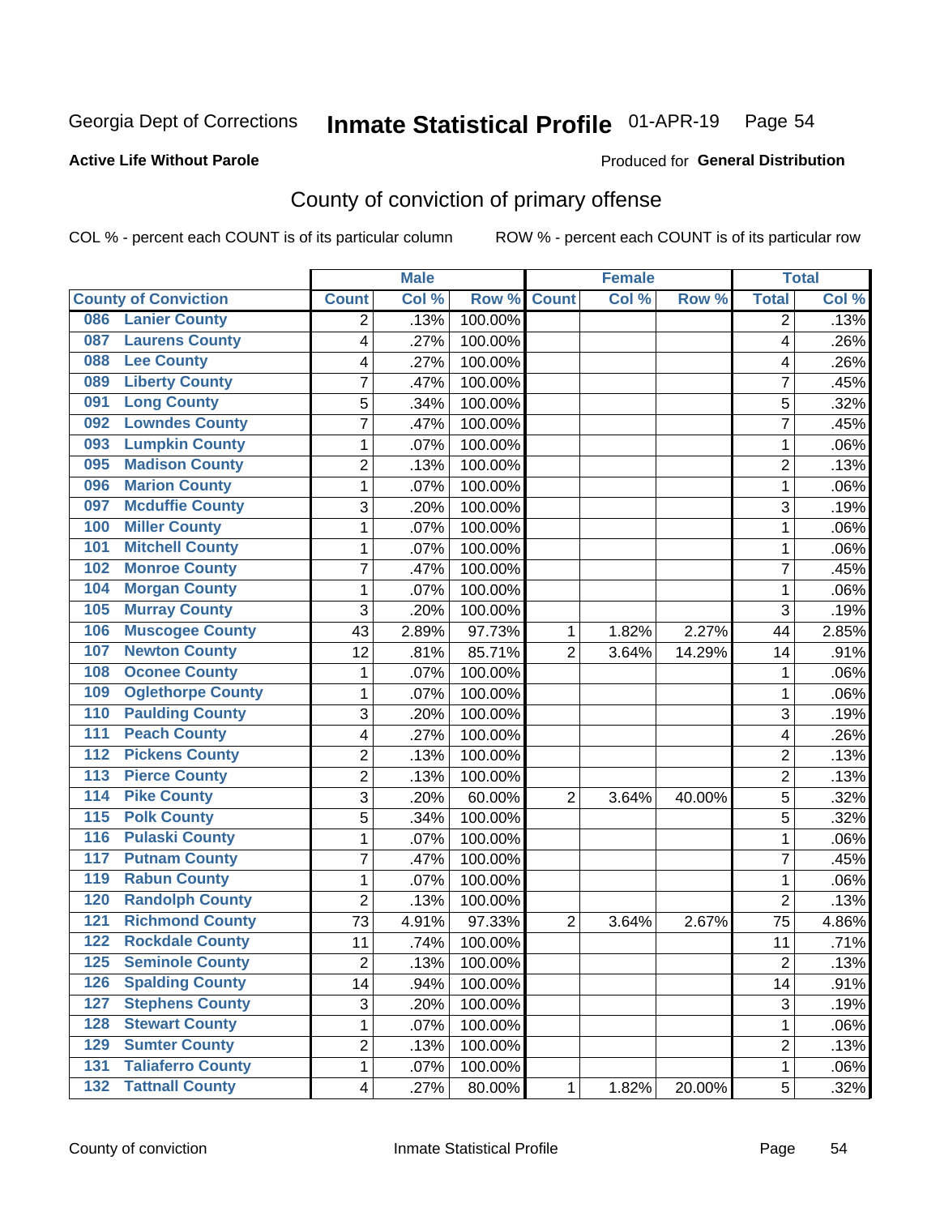Georgia Dept of Corrections **Inmate Statistical Profile** 01-APR-19

**Active Life Without Parole**

Produced for **General Distribution**

## County of conviction of primary offense

COL % - percent each COUNT is of its particular column

ROW % - percent each COUNT is of its particular row

| County of Conviction | Male | | | Female | | | Total | |
|---|---|---|---|---|---|---|---|---|
| | Count | Col % | Row % | Count | Col % | Row % | Total | Col % |
| 086 Lanier County | 2 | .13% | 100.00% | | | | 2 | .13% |
| 087 Laurens County | 4 | .27% | 100.00% | | | | 4 | .26% |
| 088 Lee County | 4 | .27% | 100.00% | | | | 4 | .26% |
| 089 Liberty County | 7 | .47% | 100.00% | | | | 7 | .45% |
| 091 Long County | 5 | .34% | 100.00% | | | | 5 | .32% |
| 092 Lowndes County | 7 | .47% | 100.00% | | | | 7 | .45% |
| 093 Lumpkin County | 1 | .07% | 100.00% | | | | 1 | .06% |
| 095 Madison County | 2 | .13% | 100.00% | | | | 2 | .13% |
| 096 Marion County | 1 | .07% | 100.00% | | | | 1 | .06% |
| 097 Mcduffie County | 3 | .20% | 100.00% | | | | 3 | .19% |
| 100 Miller County | 1 | .07% | 100.00% | | | | 1 | .06% |
| 101 Mitchell County | 1 | .07% | 100.00% | | | | 1 | .06% |
| 102 Monroe County | 7 | .47% | 100.00% | | | | 7 | .45% |
| 104 Morgan County | 1 | .07% | 100.00% | | | | 1 | .06% |
| 105 Murray County | 3 | .20% | 100.00% | | | | 3 | .19% |
| 106 Muscogee County | 43 | 2.89% | 97.73% | 1 | 1.82% | 2.27% | 44 | 2.85% |
| 107 Newton County | 12 | .81% | 85.71% | 2 | 3.64% | 14.29% | 14 | .91% |
| 108 Oconee County | 1 | .07% | 100.00% | | | | 1 | .06% |
| 109 Oglethorpe County | 1 | .07% | 100.00% | | | | 1 | .06% |
| 110 Paulding County | 3 | .20% | 100.00% | | | | 3 | .19% |
| 111 Peach County | 4 | .27% | 100.00% | | | | 4 | .26% |
| 112 Pickens County | 2 | .13% | 100.00% | | | | 2 | .13% |
| 113 Pierce County | 2 | .13% | 100.00% | | | | 2 | .13% |
| 114 Pike County | 3 | .20% | 60.00% | 2 | 3.64% | 40.00% | 5 | .32% |
| 115 Polk County | 5 | .34% | 100.00% | | | | 5 | .32% |
| 116 Pulaski County | 1 | .07% | 100.00% | | | | 1 | .06% |
| 117 Putnam County | 7 | .47% | 100.00% | | | | 7 | .45% |
| 119 Rabun County | 1 | .07% | 100.00% | | | | 1 | .06% |
| 120 Randolph County | 2 | .13% | 100.00% | | | | 2 | .13% |
| 121 Richmond County | 73 | 4.91% | 97.33% | 2 | 3.64% | 2.67% | 75 | 4.86% |
| 122 Rockdale County | 11 | .74% | 100.00% | | | | 11 | .71% |
| 125 Seminole County | 2 | .13% | 100.00% | | | | 2 | .13% |
| 126 Spalding County | 14 | .94% | 100.00% | | | | 14 | .91% |
| 127 Stephens County | 3 | .20% | 100.00% | | | | 3 | .19% |
| 128 Stewart County | 1 | .07% | 100.00% | | | | 1 | .06% |
| 129 Sumter County | 2 | .13% | 100.00% | | | | 2 | .13% |
| 131 Taliaferro County | 1 | .07% | 100.00% | | | | 1 | .06% |
| 132 Tattnall County | 4 | .27% | 80.00% | 1 | 1.82% | 20.00% | 5 | .32% |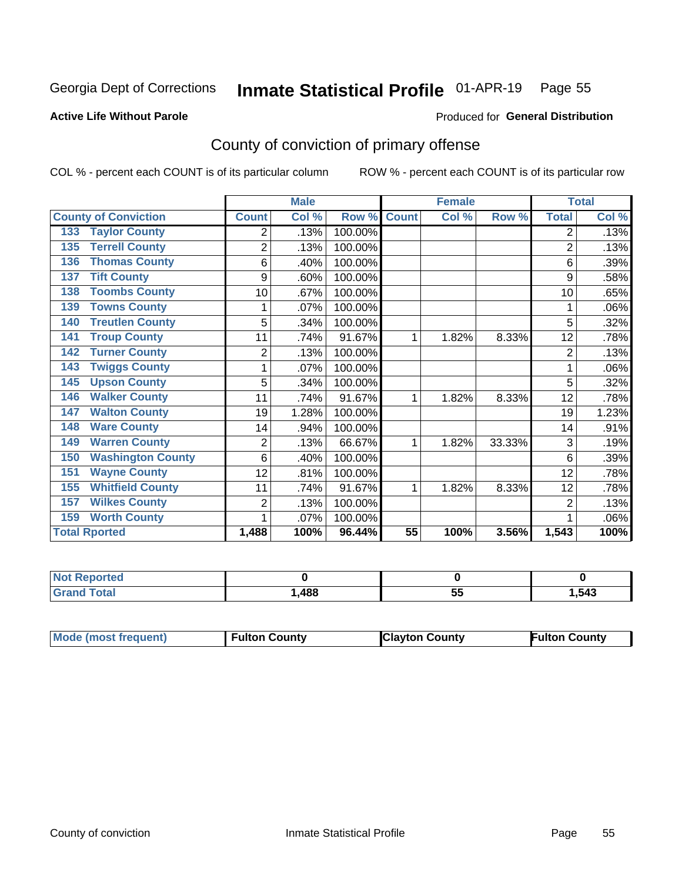Georgia Dept of Corrections **Inmate Statistical Profile** 01-APR-19 Page 55

**Active Life Without Parole** Produced for **General Distribution**

## County of conviction of primary offense

COL % - percent each COUNT is of its particular column ROW % - percent each COUNT is of its particular row

| County of Conviction | Male | | | Female | | | Total | |
|---|---|---|---|---|---|---|---|---|
| | Count | Col % | Row % | Count | Col % | Row % | Total | Col % |
| 133 Taylor County | 2 | .13% | 100.00% | | | | 2 | .13% |
| 135 Terrell County | 2 | .13% | 100.00% | | | | 2 | .13% |
| 136 Thomas County | 6 | .40% | 100.00% | | | | 6 | .39% |
| 137 Tift County | 9 | .60% | 100.00% | | | | 9 | .58% |
| 138 Toombs County | 10 | .67% | 100.00% | | | | 10 | .65% |
| 139 Towns County | 1 | .07% | 100.00% | | | | 1 | .06% |
| 140 Treutlen County | 5 | .34% | 100.00% | | | | 5 | .32% |
| 141 Troup County | 11 | .74% | 91.67% | 1 | 1.82% | 8.33% | 12 | .78% |
| 142 Turner County | 2 | .13% | 100.00% | | | | 2 | .13% |
| 143 Twiggs County | 1 | .07% | 100.00% | | | | 1 | .06% |
| 145 Upson County | 5 | .34% | 100.00% | | | | 5 | .32% |
| 146 Walker County | 11 | .74% | 91.67% | 1 | 1.82% | 8.33% | 12 | .78% |
| 147 Walton County | 19 | 1.28% | 100.00% | | | | 19 | 1.23% |
| 148 Ware County | 14 | .94% | 100.00% | | | | 14 | .91% |
| 149 Warren County | 2 | .13% | 66.67% | 1 | 1.82% | 33.33% | 3 | .19% |
| 150 Washington County | 6 | .40% | 100.00% | | | | 6 | .39% |
| 151 Wayne County | 12 | .81% | 100.00% | | | | 12 | .78% |
| 155 Whitfield County | 11 | .74% | 91.67% | 1 | 1.82% | 8.33% | 12 | .78% |
| 157 Wilkes County | 2 | .13% | 100.00% | | | | 2 | .13% |
| 159 Worth County | 1 | .07% | 100.00% | | | | 1 | .06% |
| **Total Rported** | **1,488** | **100%** | **96.44%** | **55** | **100%** | **3.56%** | **1,543** | **100%** |

| | Male | Female | Total |
|---|---|---|---|
| Not Reported | 0 | 0 | 0 |
| Grand Total | 1,488 | 55 | 1,543 |

| | Male | Female | Total |
|---|---|---|---|
| Mode (most frequent) | Fulton County | Clayton County | Fulton County |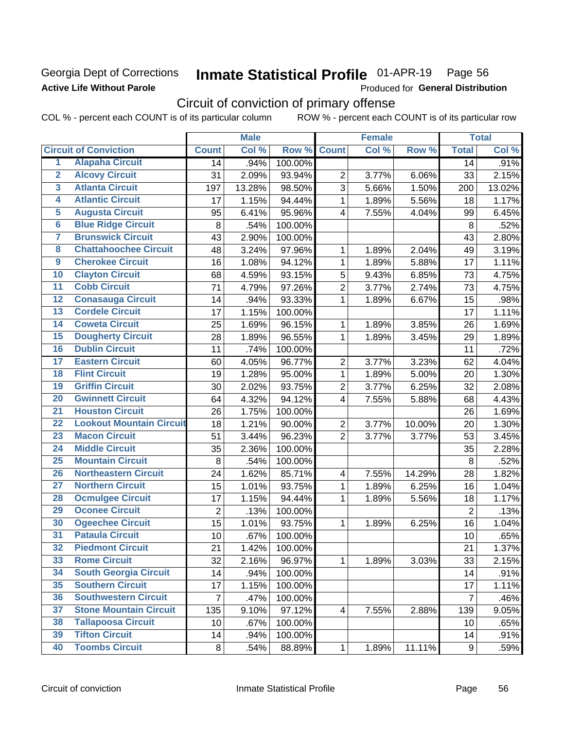Georgia Dept of Corrections
**Active Life Without Parole**

# Inmate Statistical Profile 01-APR-19 Page 56

Produced for **General Distribution**

## Circuit of conviction of primary offense

COL % - percent each COUNT is of its particular column ROW % - percent each COUNT is of its particular row

| | | Male | | | Female | | | Total | |
|---|---|---|---|---|---|---|---|---|---|
| | **Circuit of Conviction** | **Count** | **Col %** | **Row %** | **Count** | **Col %** | **Row %** | **Total** | **Col %** |
| 1 | **Alapaha Circuit** | 14 | .94% | 100.00% | | | | 14 | .91% |
| 2 | **Alcovy Circuit** | 31 | 2.09% | 93.94% | 2 | 3.77% | 6.06% | 33 | 2.15% |
| 3 | **Atlanta Circuit** | 197 | 13.28% | 98.50% | 3 | 5.66% | 1.50% | 200 | 13.02% |
| 4 | **Atlantic Circuit** | 17 | 1.15% | 94.44% | 1 | 1.89% | 5.56% | 18 | 1.17% |
| 5 | **Augusta Circuit** | 95 | 6.41% | 95.96% | 4 | 7.55% | 4.04% | 99 | 6.45% |
| 6 | **Blue Ridge Circuit** | 8 | .54% | 100.00% | | | | 8 | .52% |
| 7 | **Brunswick Circuit** | 43 | 2.90% | 100.00% | | | | 43 | 2.80% |
| 8 | **Chattahoochee Circuit** | 48 | 3.24% | 97.96% | 1 | 1.89% | 2.04% | 49 | 3.19% |
| 9 | **Cherokee Circuit** | 16 | 1.08% | 94.12% | 1 | 1.89% | 5.88% | 17 | 1.11% |
| 10 | **Clayton Circuit** | 68 | 4.59% | 93.15% | 5 | 9.43% | 6.85% | 73 | 4.75% |
| 11 | **Cobb Circuit** | 71 | 4.79% | 97.26% | 2 | 3.77% | 2.74% | 73 | 4.75% |
| 12 | **Conasauga Circuit** | 14 | .94% | 93.33% | 1 | 1.89% | 6.67% | 15 | .98% |
| 13 | **Cordele Circuit** | 17 | 1.15% | 100.00% | | | | 17 | 1.11% |
| 14 | **Coweta Circuit** | 25 | 1.69% | 96.15% | 1 | 1.89% | 3.85% | 26 | 1.69% |
| 15 | **Dougherty Circuit** | 28 | 1.89% | 96.55% | 1 | 1.89% | 3.45% | 29 | 1.89% |
| 16 | **Dublin Circuit** | 11 | .74% | 100.00% | | | | 11 | .72% |
| 17 | **Eastern Circuit** | 60 | 4.05% | 96.77% | 2 | 3.77% | 3.23% | 62 | 4.04% |
| 18 | **Flint Circuit** | 19 | 1.28% | 95.00% | 1 | 1.89% | 5.00% | 20 | 1.30% |
| 19 | **Griffin Circuit** | 30 | 2.02% | 93.75% | 2 | 3.77% | 6.25% | 32 | 2.08% |
| 20 | **Gwinnett Circuit** | 64 | 4.32% | 94.12% | 4 | 7.55% | 5.88% | 68 | 4.43% |
| 21 | **Houston Circuit** | 26 | 1.75% | 100.00% | | | | 26 | 1.69% |
| 22 | **Lookout Mountain Circuit** | 18 | 1.21% | 90.00% | 2 | 3.77% | 10.00% | 20 | 1.30% |
| 23 | **Macon Circuit** | 51 | 3.44% | 96.23% | 2 | 3.77% | 3.77% | 53 | 3.45% |
| 24 | **Middle Circuit** | 35 | 2.36% | 100.00% | | | | 35 | 2.28% |
| 25 | **Mountain Circuit** | 8 | .54% | 100.00% | | | | 8 | .52% |
| 26 | **Northeastern Circuit** | 24 | 1.62% | 85.71% | 4 | 7.55% | 14.29% | 28 | 1.82% |
| 27 | **Northern Circuit** | 15 | 1.01% | 93.75% | 1 | 1.89% | 6.25% | 16 | 1.04% |
| 28 | **Ocmulgee Circuit** | 17 | 1.15% | 94.44% | 1 | 1.89% | 5.56% | 18 | 1.17% |
| 29 | **Oconee Circuit** | 2 | .13% | 100.00% | | | | 2 | .13% |
| 30 | **Ogeechee Circuit** | 15 | 1.01% | 93.75% | 1 | 1.89% | 6.25% | 16 | 1.04% |
| 31 | **Pataula Circuit** | 10 | .67% | 100.00% | | | | 10 | .65% |
| 32 | **Piedmont Circuit** | 21 | 1.42% | 100.00% | | | | 21 | 1.37% |
| 33 | **Rome Circuit** | 32 | 2.16% | 96.97% | 1 | 1.89% | 3.03% | 33 | 2.15% |
| 34 | **South Georgia Circuit** | 14 | .94% | 100.00% | | | | 14 | .91% |
| 35 | **Southern Circuit** | 17 | 1.15% | 100.00% | | | | 17 | 1.11% |
| 36 | **Southwestern Circuit** | 7 | .47% | 100.00% | | | | 7 | .46% |
| 37 | **Stone Mountain Circuit** | 135 | 9.10% | 97.12% | 4 | 7.55% | 2.88% | 139 | 9.05% |
| 38 | **Tallapoosa Circuit** | 10 | .67% | 100.00% | | | | 10 | .65% |
| 39 | **Tifton Circuit** | 14 | .94% | 100.00% | | | | 14 | .91% |
| 40 | **Toombs Circuit** | 8 | .54% | 88.89% | 1 | 1.89% | 11.11% | 9 | .59% |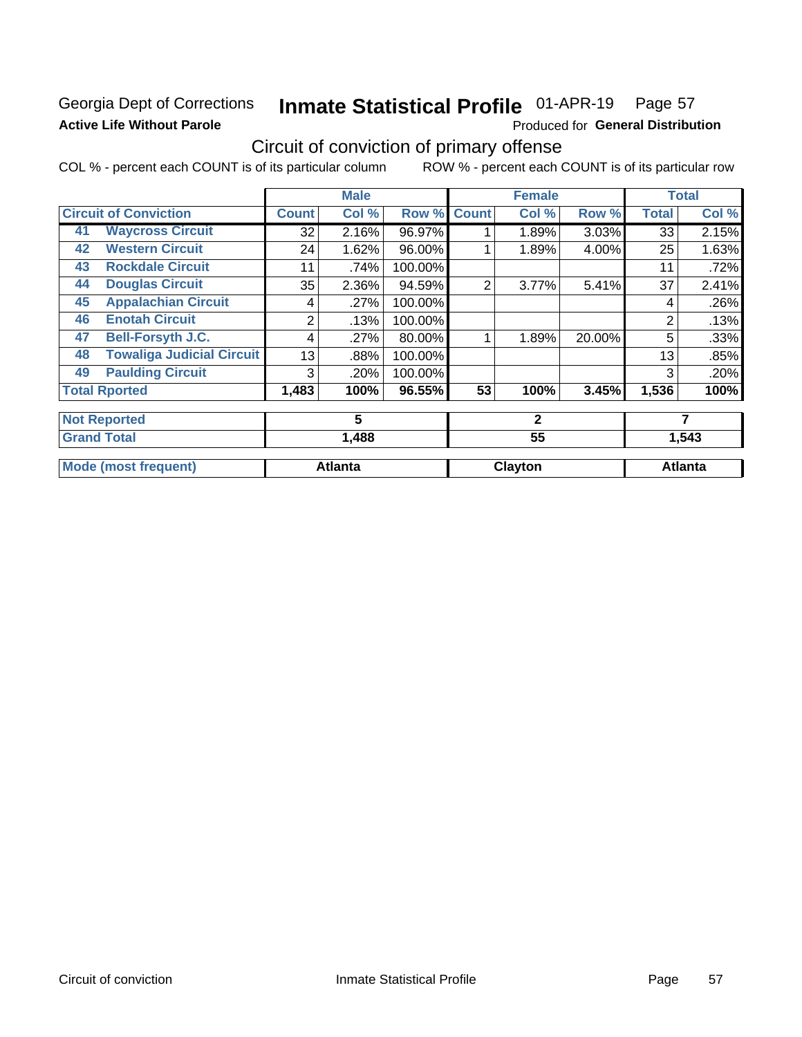Georgia Dept of Corrections
**Active Life Without Parole**

# Inmate Statistical Profile 01-APR-19 Page 57

Produced for **General Distribution**

## Circuit of conviction of primary offense

COL % - percent each COUNT is of its particular column ROW % - percent each COUNT is of its particular row

| Circuit of Conviction | | Male | | | Female | | | Total | |
|---|---|---|---|---|---|---|---|---|---|
| | | Count | Col % | Row % | Count | Col % | Row % | Total | Col % |
| 41 | Waycross Circuit | 32 | 2.16% | 96.97% | 1 | 1.89% | 3.03% | 33 | 2.15% |
| 42 | Western Circuit | 24 | 1.62% | 96.00% | 1 | 1.89% | 4.00% | 25 | 1.63% |
| 43 | Rockdale Circuit | 11 | .74% | 100.00% | | | | 11 | .72% |
| 44 | Douglas Circuit | 35 | 2.36% | 94.59% | 2 | 3.77% | 5.41% | 37 | 2.41% |
| 45 | Appalachian Circuit | 4 | .27% | 100.00% | | | | 4 | .26% |
| 46 | Enotah Circuit | 2 | .13% | 100.00% | | | | 2 | .13% |
| 47 | Bell-Forsyth J.C. | 4 | .27% | 80.00% | 1 | 1.89% | 20.00% | 5 | .33% |
| 48 | Towaliga Judicial Circuit | 13 | .88% | 100.00% | | | | 13 | .85% |
| 49 | Paulding Circuit | 3 | .20% | 100.00% | | | | 3 | .20% |
| Total Rported | | 1,483 | 100% | 96.55% | 53 | 100% | 3.45% | 1,536 | 100% |
| Not Reported | | 5 | | | 2 | | | 7 | |
| Grand Total | | 1,488 | | | 55 | | | 1,543 | |
| Mode (most frequent) | | Atlanta | | | Clayton | | | Atlanta | |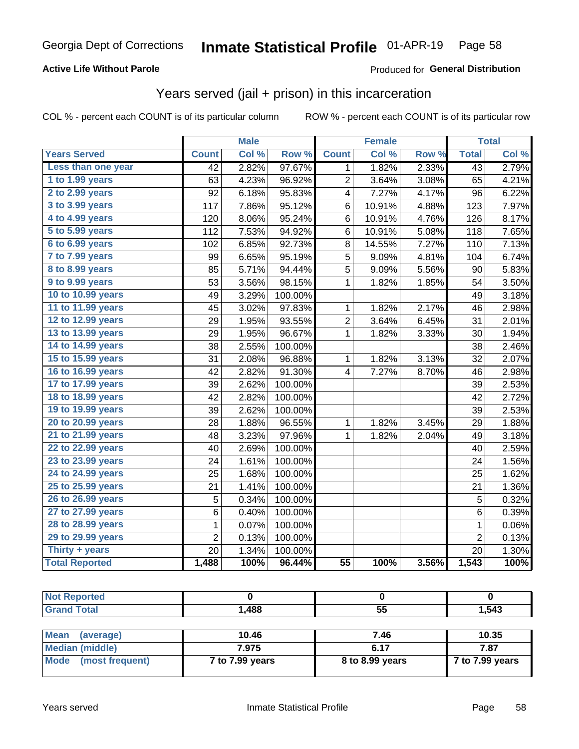Georgia Dept of Corrections **Inmate Statistical Profile** 01-APR-19

**Active Life Without Parole**

Produced for **General Distribution**

## Years served (jail + prison) in this incarceration

COL % - percent each COUNT is of its particular column

ROW % - percent each COUNT is of its particular row

| | Male | | | Female | | | Total | |
|---|---|---|---|---|---|---|---|---|
| **Years Served** | **Count** | **Col %** | **Row %** | **Count** | **Col %** | **Row %** | **Total** | **Col %** |
| Less than one year | 42 | 2.82% | 97.67% | 1 | 1.82% | 2.33% | 43 | 2.79% |
| 1 to 1.99 years | 63 | 4.23% | 96.92% | 2 | 3.64% | 3.08% | 65 | 4.21% |
| 2 to 2.99 years | 92 | 6.18% | 95.83% | 4 | 7.27% | 4.17% | 96 | 6.22% |
| 3 to 3.99 years | 117 | 7.86% | 95.12% | 6 | 10.91% | 4.88% | 123 | 7.97% |
| 4 to 4.99 years | 120 | 8.06% | 95.24% | 6 | 10.91% | 4.76% | 126 | 8.17% |
| 5 to 5.99 years | 112 | 7.53% | 94.92% | 6 | 10.91% | 5.08% | 118 | 7.65% |
| 6 to 6.99 years | 102 | 6.85% | 92.73% | 8 | 14.55% | 7.27% | 110 | 7.13% |
| 7 to 7.99 years | 99 | 6.65% | 95.19% | 5 | 9.09% | 4.81% | 104 | 6.74% |
| 8 to 8.99 years | 85 | 5.71% | 94.44% | 5 | 9.09% | 5.56% | 90 | 5.83% |
| 9 to 9.99 years | 53 | 3.56% | 98.15% | 1 | 1.82% | 1.85% | 54 | 3.50% |
| 10 to 10.99 years | 49 | 3.29% | 100.00% | | | | 49 | 3.18% |
| 11 to 11.99 years | 45 | 3.02% | 97.83% | 1 | 1.82% | 2.17% | 46 | 2.98% |
| 12 to 12.99 years | 29 | 1.95% | 93.55% | 2 | 3.64% | 6.45% | 31 | 2.01% |
| 13 to 13.99 years | 29 | 1.95% | 96.67% | 1 | 1.82% | 3.33% | 30 | 1.94% |
| 14 to 14.99 years | 38 | 2.55% | 100.00% | | | | 38 | 2.46% |
| 15 to 15.99 years | 31 | 2.08% | 96.88% | 1 | 1.82% | 3.13% | 32 | 2.07% |
| 16 to 16.99 years | 42 | 2.82% | 91.30% | 4 | 7.27% | 8.70% | 46 | 2.98% |
| 17 to 17.99 years | 39 | 2.62% | 100.00% | | | | 39 | 2.53% |
| 18 to 18.99 years | 42 | 2.82% | 100.00% | | | | 42 | 2.72% |
| 19 to 19.99 years | 39 | 2.62% | 100.00% | | | | 39 | 2.53% |
| 20 to 20.99 years | 28 | 1.88% | 96.55% | 1 | 1.82% | 3.45% | 29 | 1.88% |
| 21 to 21.99 years | 48 | 3.23% | 97.96% | 1 | 1.82% | 2.04% | 49 | 3.18% |
| 22 to 22.99 years | 40 | 2.69% | 100.00% | | | | 40 | 2.59% |
| 23 to 23.99 years | 24 | 1.61% | 100.00% | | | | 24 | 1.56% |
| 24 to 24.99 years | 25 | 1.68% | 100.00% | | | | 25 | 1.62% |
| 25 to 25.99 years | 21 | 1.41% | 100.00% | | | | 21 | 1.36% |
| 26 to 26.99 years | 5 | 0.34% | 100.00% | | | | 5 | 0.32% |
| 27 to 27.99 years | 6 | 0.40% | 100.00% | | | | 6 | 0.39% |
| 28 to 28.99 years | 1 | 0.07% | 100.00% | | | | 1 | 0.06% |
| 29 to 29.99 years | 2 | 0.13% | 100.00% | | | | 2 | 0.13% |
| Thirty + years | 20 | 1.34% | 100.00% | | | | 20 | 1.30% |
| **Total Reported** | **1,488** | **100%** | **96.44%** | **55** | **100%** | **3.56%** | **1,543** | **100%** |

| | Male | Female | Total |
|---|---|---|---|
| Not Reported | 0 | 0 | 0 |
| Grand Total | 1,488 | 55 | 1,543 |

| | Male | Female | Total |
|---|---|---|---|
| Mean (average) | 10.46 | 7.46 | 10.35 |
| Median (middle) | 7.975 | 6.17 | 7.87 |
| Mode (most frequent) | 7 to 7.99 years | 8 to 8.99 years | 7 to 7.99 years |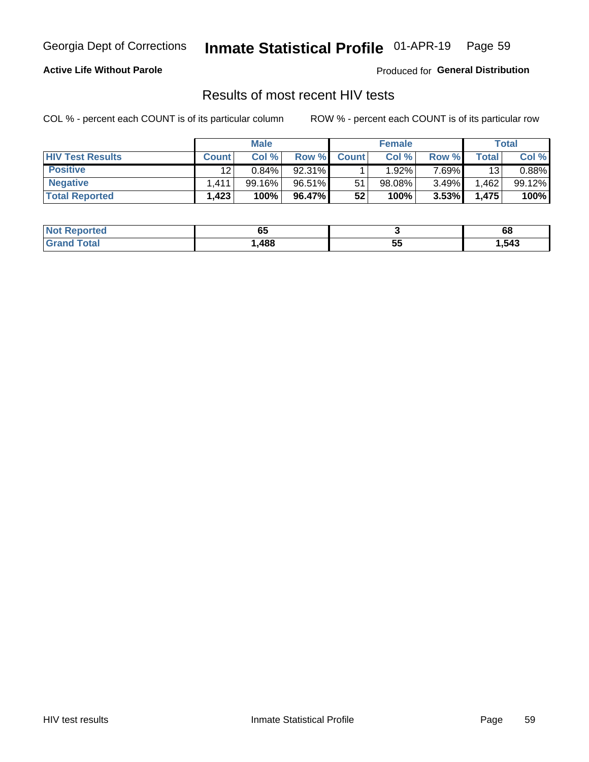Georgia Dept of Corrections **Inmate Statistical Profile** 01-APR-19

**Active Life Without Parole**

Produced for **General Distribution**

## Results of most recent HIV tests

COL % - percent each COUNT is of its particular column ROW % - percent each COUNT is of its particular row

| | Male | | | Female | | | Total | |
|---|---|---|---|---|---|---|---|---|
| **HIV Test Results** | **Count** | **Col %** | **Row %** | **Count** | **Col %** | **Row %** | **Total** | **Col %** |
| **Positive** | 12 | 0.84% | 92.31% | 1 | 1.92% | 7.69% | 13 | 0.88% |
| **Negative** | 1,411 | 99.16% | 96.51% | 51 | 98.08% | 3.49% | 1,462 | 99.12% |
| **Total Reported** | **1,423** | **100%** | **96.47%** | **52** | **100%** | **3.53%** | **1,475** | **100%** |

| | Male | Female | Total |
|---|---|---|---|
| **Not Reported** | **65** | **3** | **68** |
| **Grand Total** | **1,488** | **55** | **1,543** |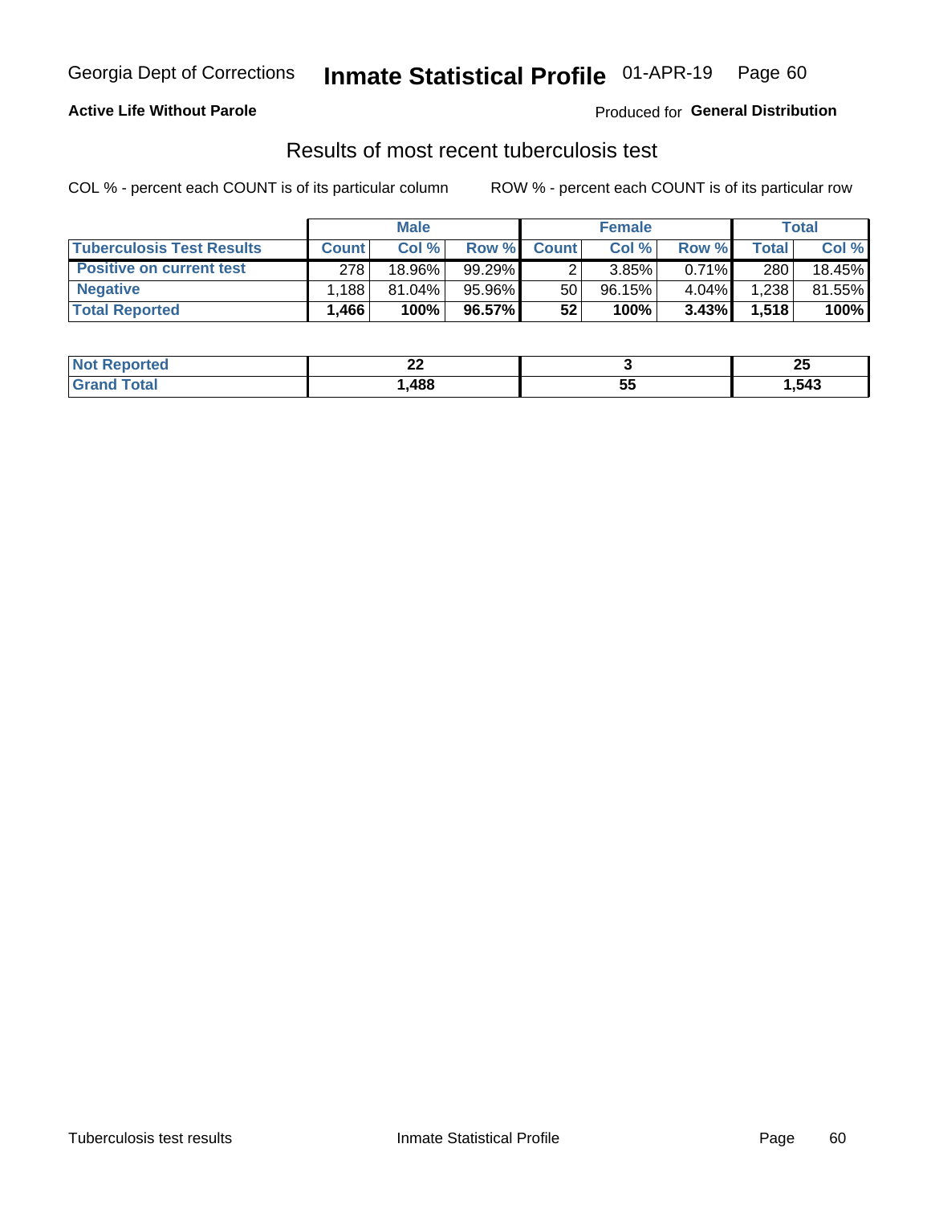**Active Life Without Parole**

Produced for **General Distribution**

## Results of most recent tuberculosis test

COL % - percent each COUNT is of its particular column

ROW % - percent each COUNT is of its particular row

| | Male | | | Female | | | Total | |
|---|---|---|---|---|---|---|---|---|
| **Tuberculosis Test Results** | **Count** | **Col %** | **Row %** | **Count** | **Col %** | **Row %** | **Total** | **Col %** |
| **Positive on current test** | 278 | 18.96% | 99.29% | 2 | 3.85% | 0.71% | 280 | 18.45% |
| **Negative** | 1,188 | 81.04% | 95.96% | 50 | 96.15% | 4.04% | 1,238 | 81.55% |
| **Total Reported** | **1,466** | **100%** | **96.57%** | **52** | **100%** | **3.43%** | **1,518** | **100%** |

| | Male | Female | Total |
|---|---|---|---|
| **Not Reported** | **22** | **3** | **25** |
| **Grand Total** | **1,488** | **55** | **1,543** |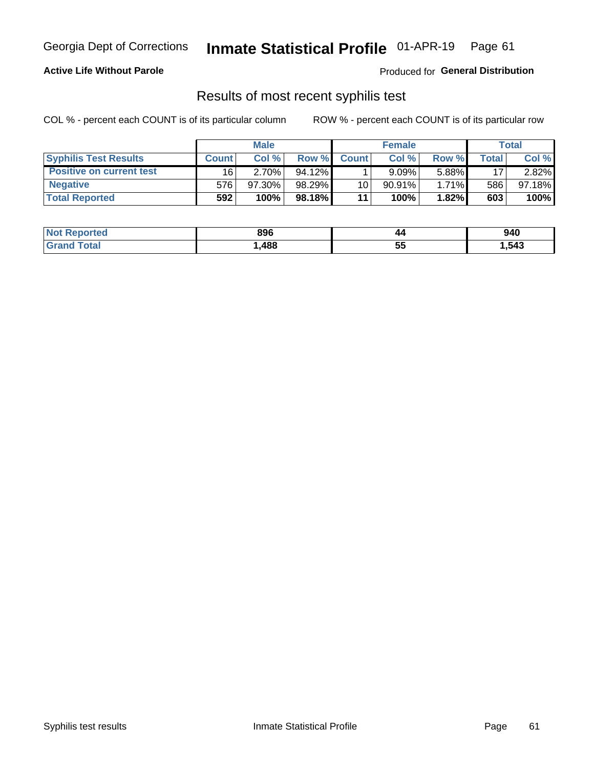Georgia Dept of Corrections **Inmate Statistical Profile** 01-APR-19

**Active Life Without Parole**

Produced for **General Distribution**

## Results of most recent syphilis test

COL % - percent each COUNT is of its particular column

ROW % - percent each COUNT is of its particular row

| | Male | | | Female | | | Total | |
|---|---|---|---|---|---|---|---|---|
| **Syphilis Test Results** | **Count** | **Col %** | **Row %** | **Count** | **Col %** | **Row %** | **Total** | **Col %** |
| **Positive on current test** | 16 | 2.70% | 94.12% | 1 | 9.09% | 5.88% | 17 | 2.82% |
| **Negative** | 576 | 97.30% | 98.29% | 10 | 90.91% | 1.71% | 586 | 97.18% |
| **Total Reported** | **592** | **100%** | **98.18%** | **11** | **100%** | **1.82%** | **603** | **100%** |

| | Male | Female | Total |
|---|---|---|---|
| **Not Reported** | **896** | **44** | **940** |
| **Grand Total** | **1,488** | **55** | **1,543** |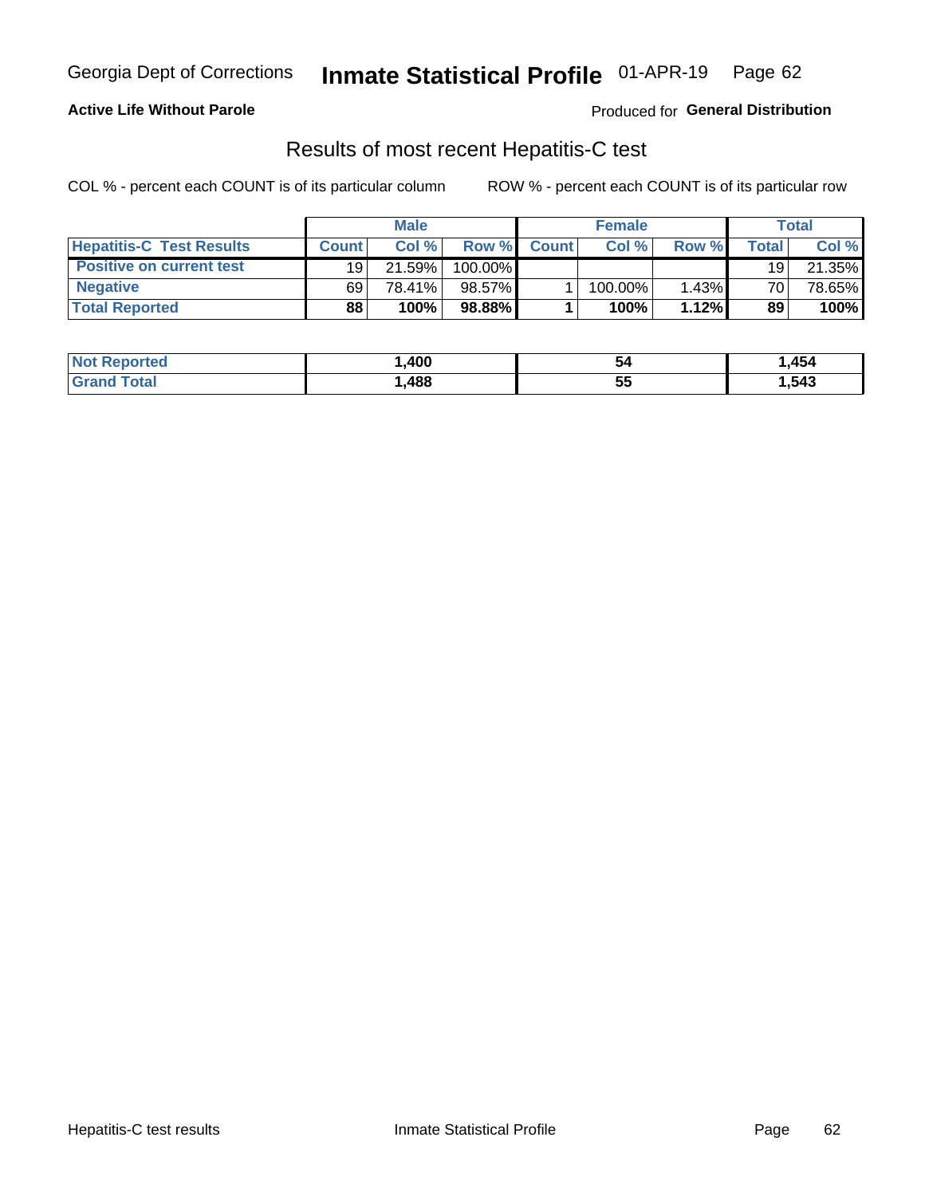Georgia Dept of Corrections **Inmate Statistical Profile** 01-APR-19

**Active Life Without Parole**

Produced for **General Distribution**

## Results of most recent Hepatitis-C test

COL % - percent each COUNT is of its particular column

ROW % - percent each COUNT is of its particular row

| | Male | | | Female | | | Total | |
|---|---|---|---|---|---|---|---|---|
| **Hepatitis-C Test Results** | **Count** | **Col %** | **Row %** | **Count** | **Col %** | **Row %** | **Total** | **Col %** |
| **Positive on current test** | 19 | 21.59% | 100.00% | | | | 19 | 21.35% |
| **Negative** | 69 | 78.41% | 98.57% | 1 | 100.00% | 1.43% | 70 | 78.65% |
| **Total Reported** | **88** | **100%** | **98.88%** | **1** | **100%** | **1.12%** | **89** | **100%** |

| | Male | Female | Total |
|---|---|---|---|
| **Not Reported** | **1,400** | **54** | **1,454** |
| **Grand Total** | **1,488** | **55** | **1,543** |

Hepatitis-C test results Inmate Statistical Profile